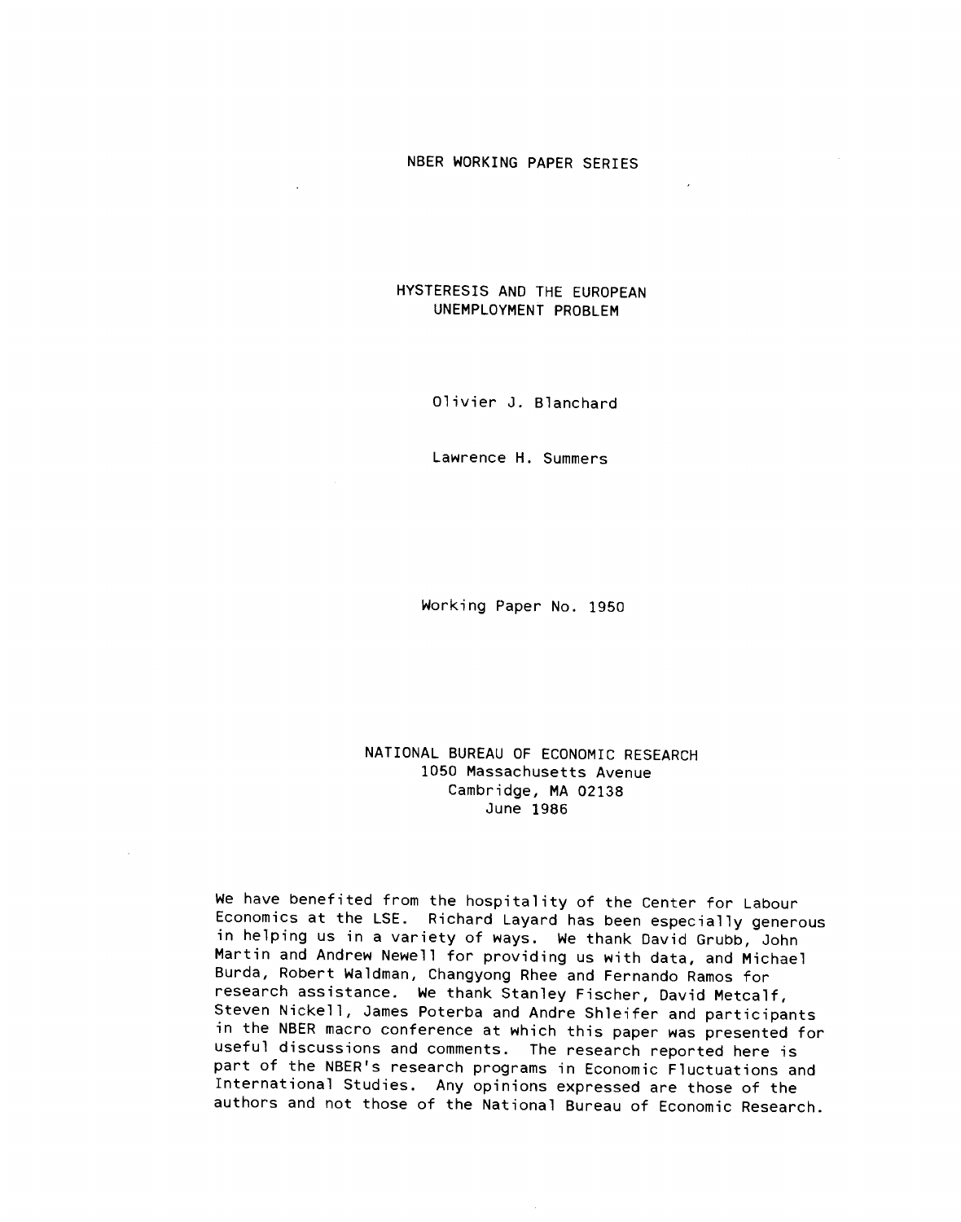NBER WORKING PAPER SERIES

# HYSTERESIS AND THE EUROPEAN UNEMPLOYMENT PROBLEM

Olivier J. Blanchard

Lawrence H. Summers

Working Paper No. 1950

NATIONAL BUREAU OF ECONOMIC RESEARCH
1050 Massachusetts Avenue
Cambridge, MA 02138
June 1986

We have benefited from the hospitality of the Center for Labour Economics at the LSE. Richard Layard has been especially generous in helping us in a variety of ways. We thank David Grubb, John Martin and Andrew Newell for providing us with data, and Michael Burda, Robert Waldman, Changyong Rhee and Fernando Ramos for research assistance. We thank Stanley Fischer, David Metcalf, Steven Nickell, James Poterba and Andre Shleifer and participants in the NBER macro conference at which this paper was presented for useful discussions and comments. The research reported here is part of the NBER's research programs in Economic Fluctuations and International Studies. Any opinions expressed are those of the authors and not those of the National Bureau of Economic Research.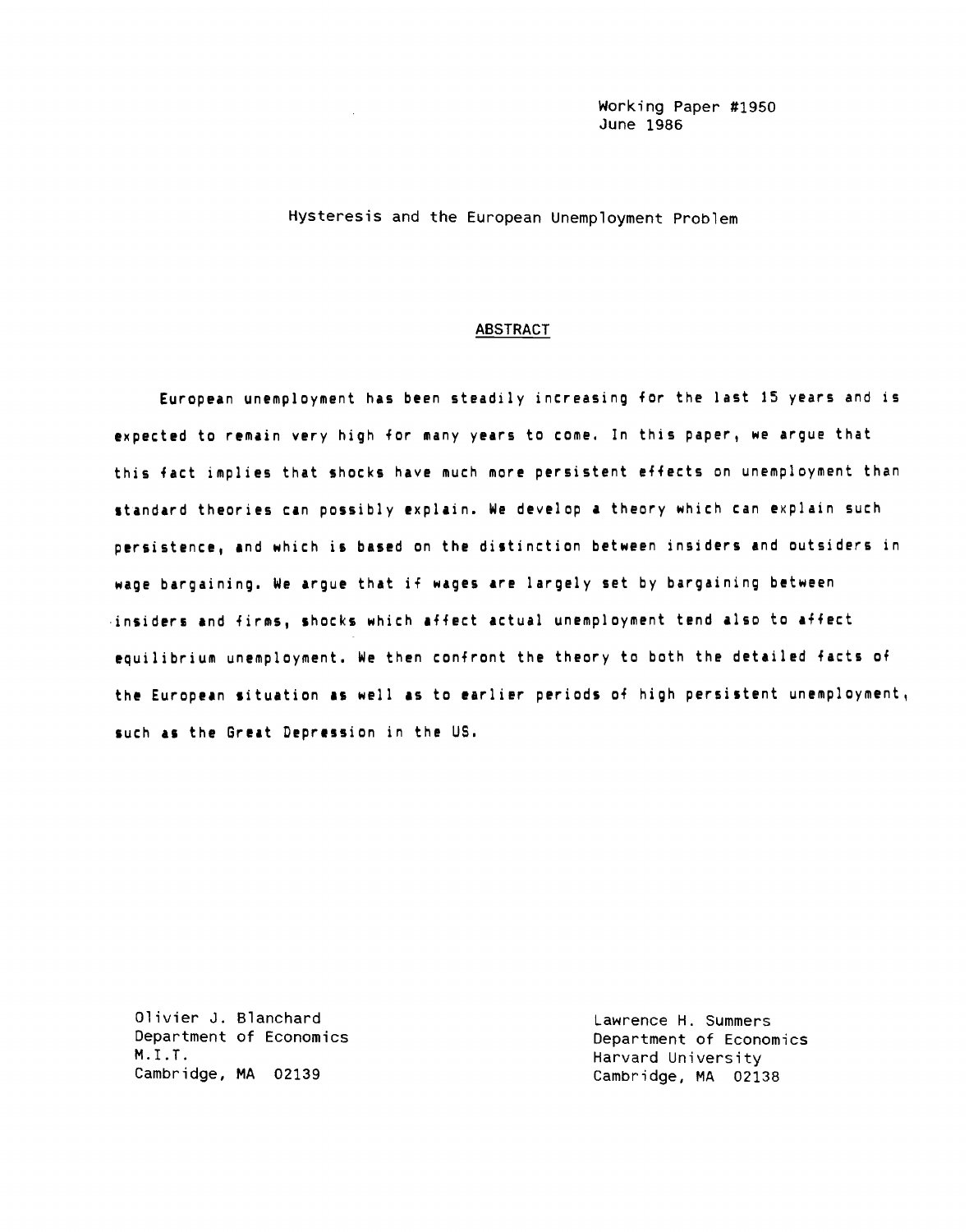Working Paper #1950
June 1986

Hysteresis and the European Unemployment Problem

## ABSTRACT

European unemployment has been steadily increasing for the last 15 years and is expected to remain very high for many years to come. In this paper, we argue that this fact implies that shocks have much more persistent effects on unemployment than standard theories can possibly explain. We develop a theory which can explain such persistence, and which is based on the distinction between insiders and outsiders in wage bargaining. We argue that if wages are largely set by bargaining between insiders and firms, shocks which affect actual unemployment tend also to affect equilibrium unemployment. We then confront the theory to both the detailed facts of the European situation as well as to earlier periods of high persistent unemployment, such as the Great Depression in the US.

Olivier J. Blanchard
Department of Economics
M.I.T.
Cambridge, MA 02139

Lawrence H. Summers
Department of Economics
Harvard University
Cambridge, MA 02138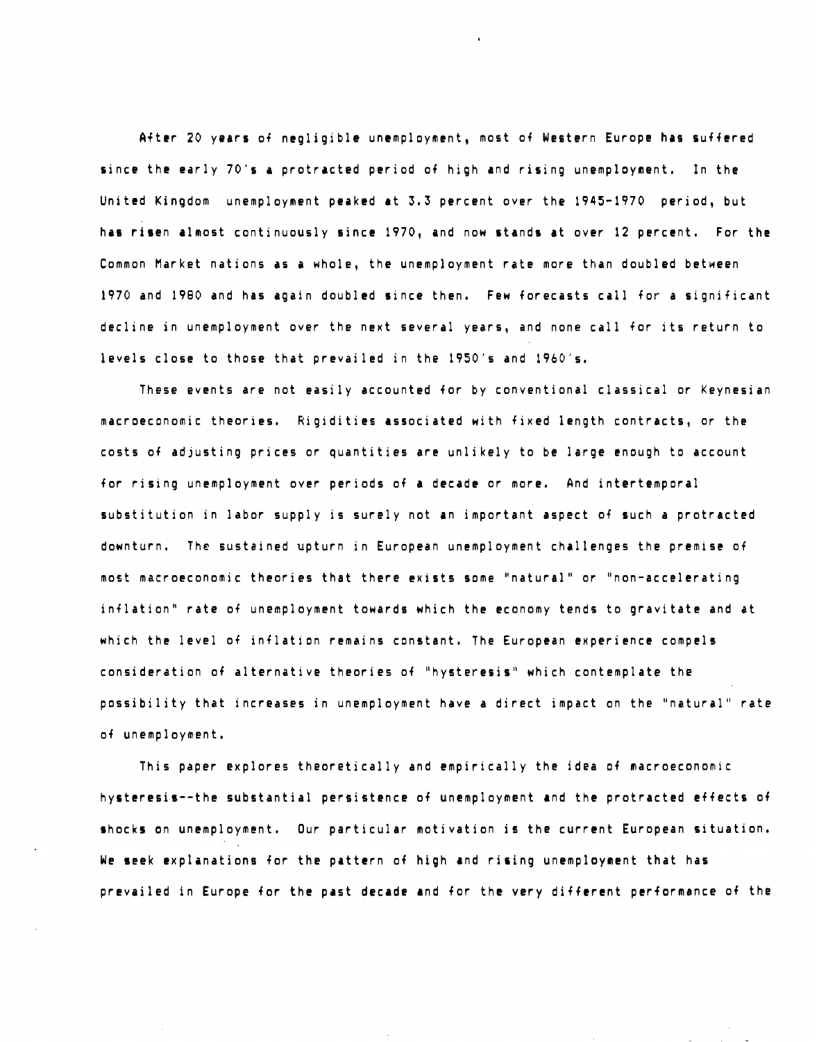After 20 years of negligible unemployment, most of Western Europe has suffered since the early 70's a protracted period of high and rising unemployment. In the United Kingdom unemployment peaked at 3.3 percent over the 1945-1970 period, but has risen almost continuously since 1970, and now stands at over 12 percent. For the Common Market nations as a whole, the unemployment rate more than doubled between 1970 and 1980 and has again doubled since then. Few forecasts call for a significant decline in unemployment over the next several years, and none call for its return to levels close to those that prevailed in the 1950's and 1960's.

These events are not easily accounted for by conventional classical or Keynesian macroeconomic theories. Rigidities associated with fixed length contracts, or the costs of adjusting prices or quantities are unlikely to be large enough to account for rising unemployment over periods of a decade or more. And intertemporal substitution in labor supply is surely not an important aspect of such a protracted downturn. The sustained upturn in European unemployment challenges the premise of most macroeconomic theories that there exists some "natural" or "non-accelerating inflation" rate of unemployment towards which the economy tends to gravitate and at which the level of inflation remains constant. The European experience compels consideration of alternative theories of "hysteresis" which contemplate the possibility that increases in unemployment have a direct impact on the "natural" rate of unemployment.

This paper explores theoretically and empirically the idea of macroeconomic hysteresis--the substantial persistence of unemployment and the protracted effects of shocks on unemployment. Our particular motivation is the current European situation. We seek explanations for the pattern of high and rising unemployment that has prevailed in Europe for the past decade and for the very different performance of the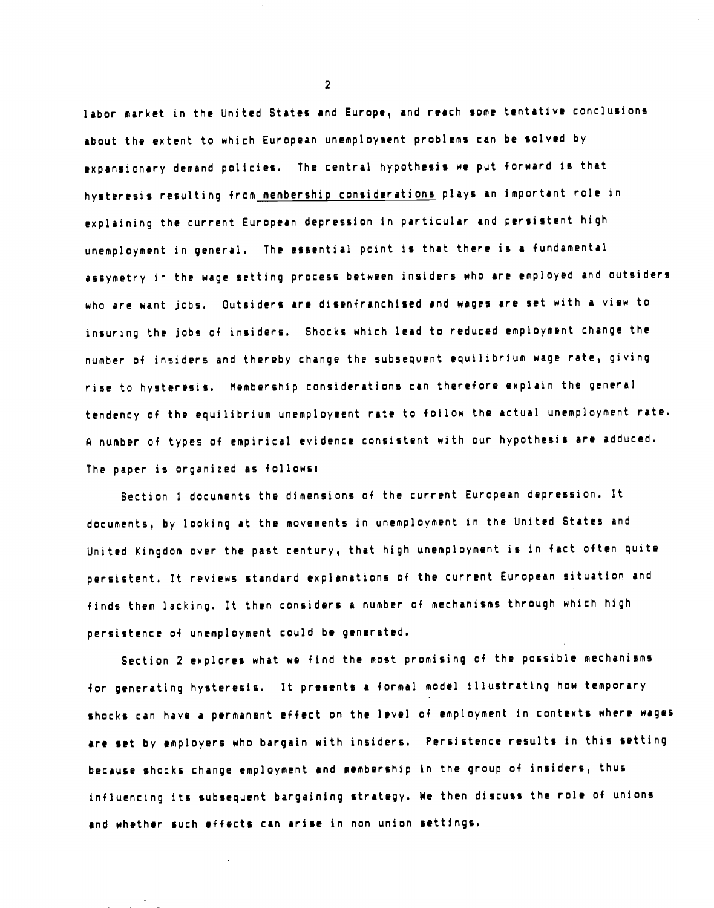labor market in the United States and Europe, and reach some tentative conclusions about the extent to which European unemployment problems can be solved by expansionary demand policies. The central hypothesis we put forward is that hysteresis resulting from <u>membership considerations</u> plays an important role in explaining the current European depression in particular and persistent high unemployment in general. The essential point is that there is a fundamental assymetry in the wage setting process between insiders who are employed and outsiders who are want jobs. Outsiders are disenfranchised and wages are set with a view to insuring the jobs of insiders. Shocks which lead to reduced employment change the number of insiders and thereby change the subsequent equilibrium wage rate, giving rise to hysteresis. Membership considerations can therefore explain the general tendency of the equilibrium unemployment rate to follow the actual unemployment rate. A number of types of empirical evidence consistent with our hypothesis are adduced. The paper is organized as follows:

Section 1 documents the dimensions of the current European depression. It documents, by looking at the movements in unemployment in the United States and United Kingdom over the past century, that high unemployment is in fact often quite persistent. It reviews standard explanations of the current European situation and finds them lacking. It then considers a number of mechanisms through which high persistence of unemployment could be generated.

Section 2 explores what we find the most promising of the possible mechanisms for generating hysteresis. It presents a formal model illustrating how temporary shocks can have a permanent effect on the level of employment in contexts where wages are set by employers who bargain with insiders. Persistence results in this setting because shocks change employment and membership in the group of insiders, thus influencing its subsequent bargaining strategy. We then discuss the role of unions and whether such effects can arise in non union settings.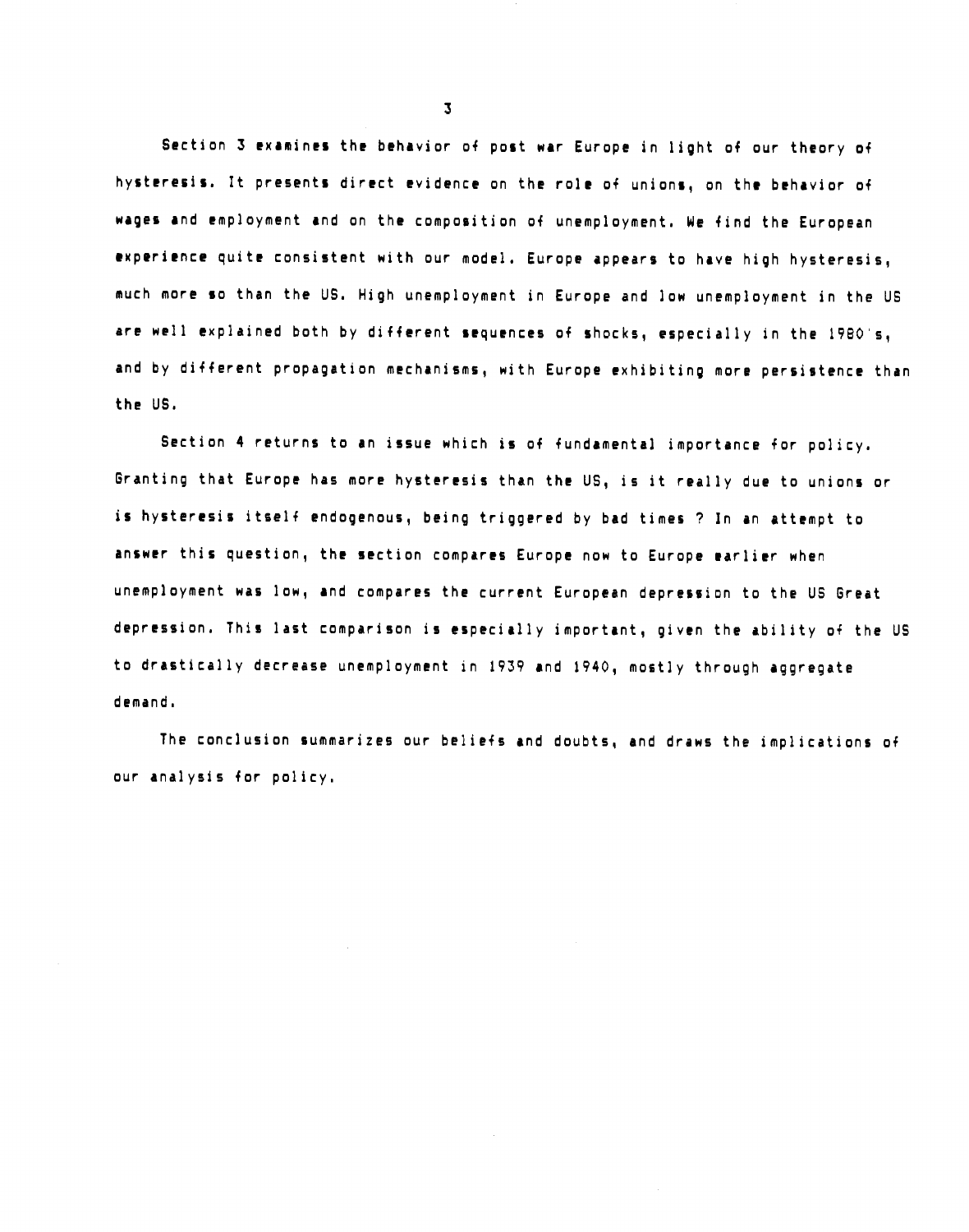Section 3 examines the behavior of post war Europe in light of our theory of hysteresis. It presents direct evidence on the role of unions, on the behavior of wages and employment and on the composition of unemployment. We find the European experience quite consistent with our model. Europe appears to have high hysteresis, much more so than the US. High unemployment in Europe and low unemployment in the US are well explained both by different sequences of shocks, especially in the 1980's, and by different propagation mechanisms, with Europe exhibiting more persistence than the US.

Section 4 returns to an issue which is of fundamental importance for policy. Granting that Europe has more hysteresis than the US, is it really due to unions or is hysteresis itself endogenous, being triggered by bad times ? In an attempt to answer this question, the section compares Europe now to Europe earlier when unemployment was low, and compares the current European depression to the US Great depression. This last comparison is especially important, given the ability of the US to drastically decrease unemployment in 1939 and 1940, mostly through aggregate demand.

The conclusion summarizes our beliefs and doubts, and draws the implications of our analysis for policy.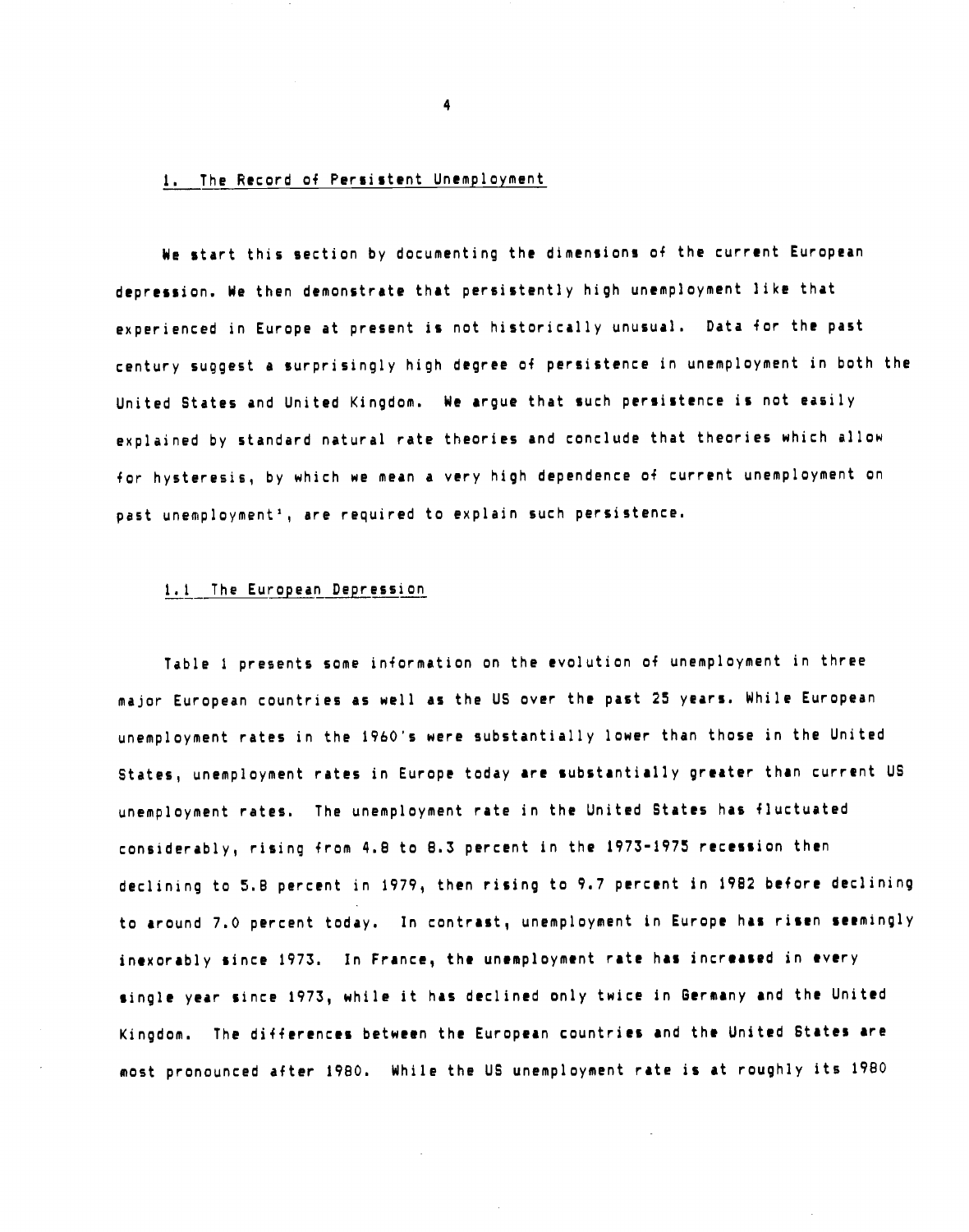## 1. The Record of Persistent Unemployment

We start this section by documenting the dimensions of the current European depression. We then demonstrate that persistently high unemployment like that experienced in Europe at present is not historically unusual. Data for the past century suggest a surprisingly high degree of persistence in unemployment in both the United States and United Kingdom. We argue that such persistence is not easily explained by standard natural rate theories and conclude that theories which allow for hysteresis, by which we mean a very high dependence of current unemployment on past unemployment[3], are required to explain such persistence.

### 1.1 The European Depression

Table 1 presents some information on the evolution of unemployment in three major European countries as well as the US over the past 25 years. While European unemployment rates in the 1960's were substantially lower than those in the United States, unemployment rates in Europe today are substantially greater than current US unemployment rates. The unemployment rate in the United States has fluctuated considerably, rising from 4.8 to 8.3 percent in the 1973-1975 recession then declining to 5.8 percent in 1979, then rising to 9.7 percent in 1982 before declining to around 7.0 percent today. In contrast, unemployment in Europe has risen seemingly inexorably since 1973. In France, the unemployment rate has increased in every single year since 1973, while it has declined only twice in Germany and the United Kingdom. The differences between the European countries and the United States are most pronounced after 1980. While the US unemployment rate is at roughly its 1980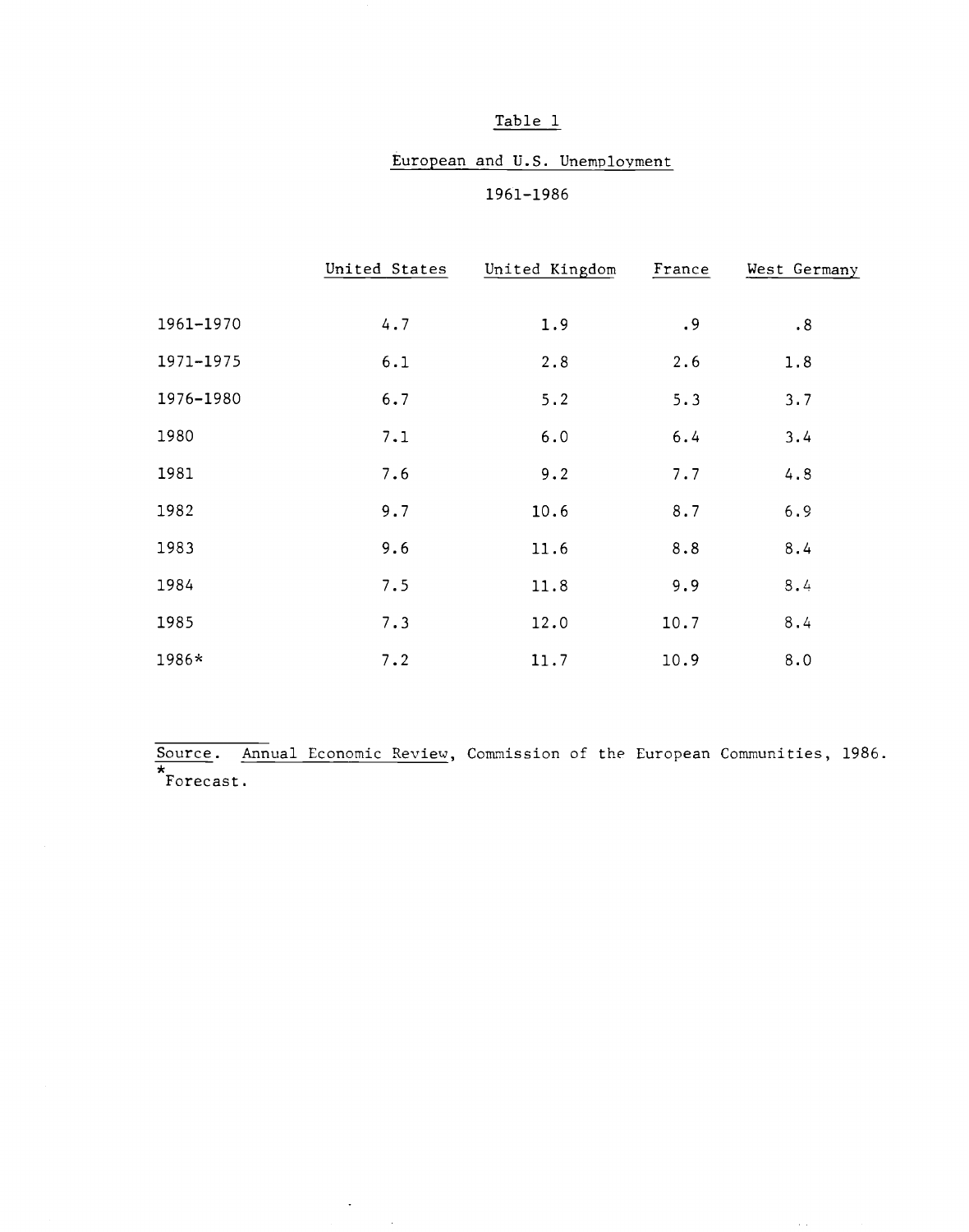Table 1

European and U.S. Unemployment

1961-1986

| | United States | United Kingdom | France | West Germany |
|---|---|---|---|---|
| 1961-1970 | 4.7 | 1.9 | .9 | .8 |
| 1971-1975 | 6.1 | 2.8 | 2.6 | 1.8 |
| 1976-1980 | 6.7 | 5.2 | 5.3 | 3.7 |
| 1980 | 7.1 | 6.0 | 6.4 | 3.4 |
| 1981 | 7.6 | 9.2 | 7.7 | 4.8 |
| 1982 | 9.7 | 10.6 | 8.7 | 6.9 |
| 1983 | 9.6 | 11.6 | 8.8 | 8.4 |
| 1984 | 7.5 | 11.8 | 9.9 | 8.4 |
| 1985 | 7.3 | 12.0 | 10.7 | 8.4 |
| 1986* | 7.2 | 11.7 | 10.9 | 8.0 |

Source. Annual Economic Review, Commission of the European Communities, 1986.

*Forecast.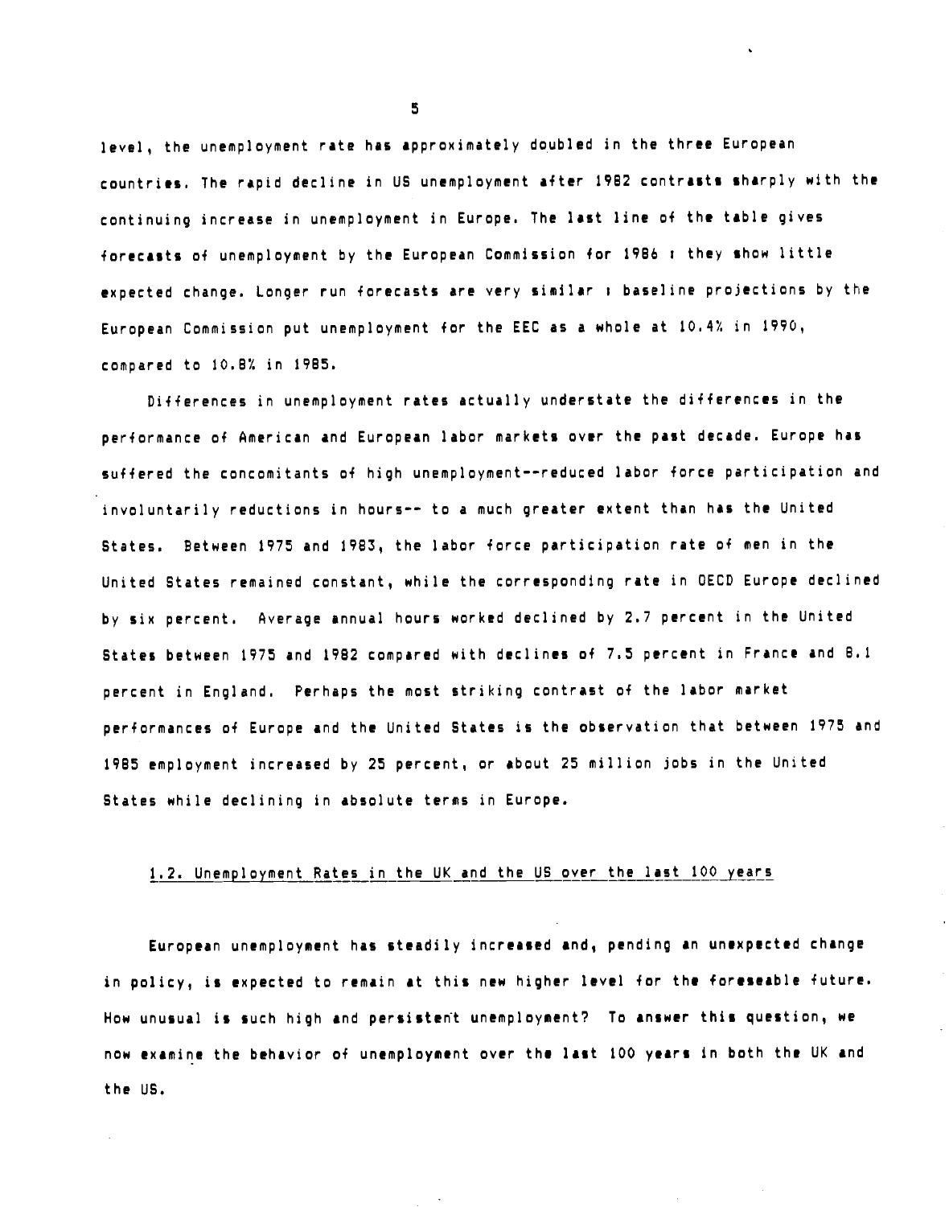level, the unemployment rate has approximately doubled in the three European countries. The rapid decline in US unemployment after 1982 contrasts sharply with the continuing increase in unemployment in Europe. The last line of the table gives forecasts of unemployment by the European Commission for 1986 : they show little expected change. Longer run forecasts are very similar : baseline projections by the European Commission put unemployment for the EEC as a whole at 10.4% in 1990, compared to 10.8% in 1985.

Differences in unemployment rates actually understate the differences in the performance of American and European labor markets over the past decade. Europe has suffered the concomitants of high unemployment--reduced labor force participation and involuntarily reductions in hours-- to a much greater extent than has the United States. Between 1975 and 1983, the labor force participation rate of men in the United States remained constant, while the corresponding rate in OECD Europe declined by six percent. Average annual hours worked declined by 2.7 percent in the United States between 1975 and 1982 compared with declines of 7.5 percent in France and 8.1 percent in England. Perhaps the most striking contrast of the labor market performances of Europe and the United States is the observation that between 1975 and 1985 employment increased by 25 percent, or about 25 million jobs in the United States while declining in absolute terms in Europe.

## 1.2. Unemployment Rates in the UK and the US over the last 100 years

European unemployment has steadily increased and, pending an unexpected change in policy, is expected to remain at this new higher level for the foreseable future. How unusual is such high and persistent unemployment? To answer this question, we now examine the behavior of unemployment over the last 100 years in both the UK and the US.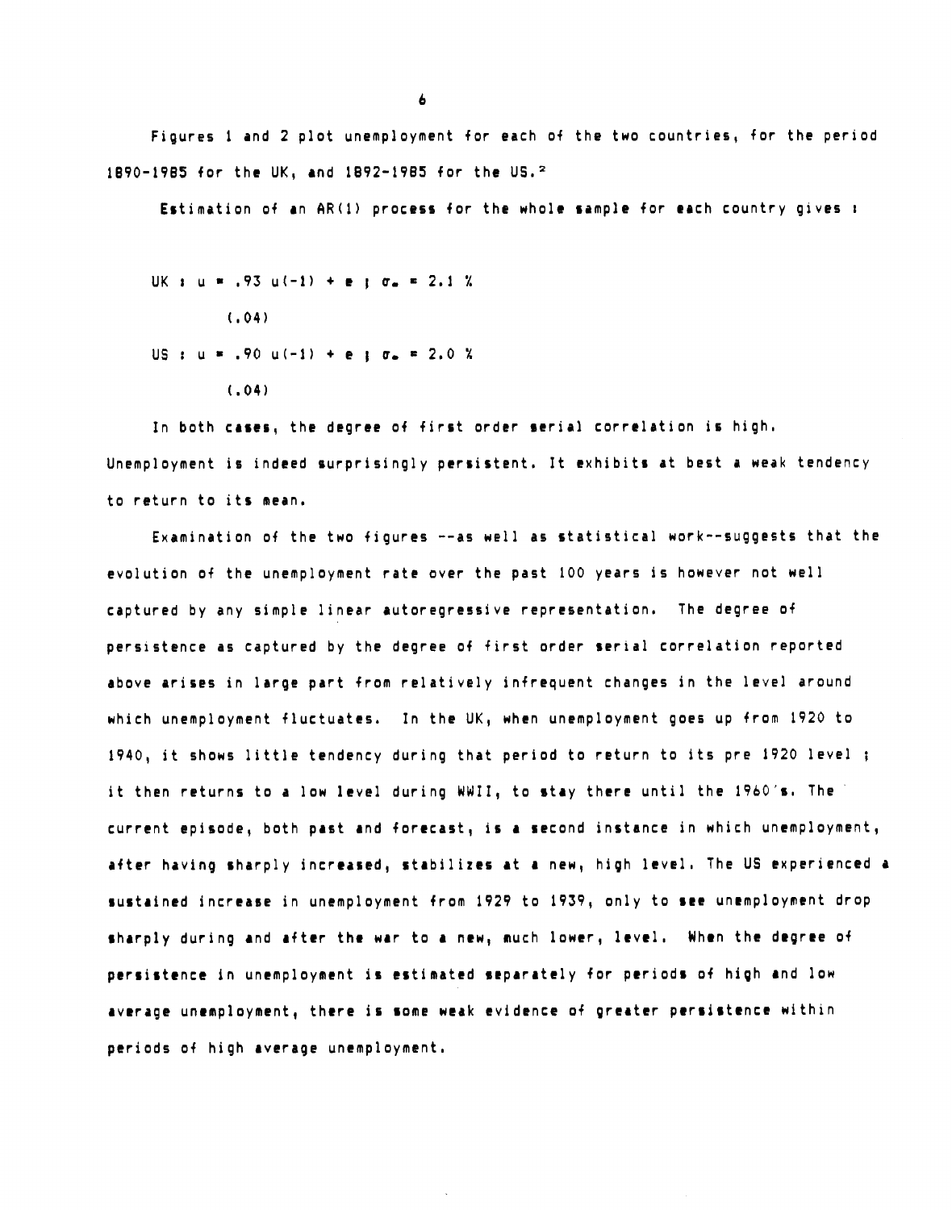Figures 1 and 2 plot unemployment for each of the two countries, for the period 1890-1985 for the UK, and 1892-1985 for the US.[2]

Estimation of an AR(1) process for the whole sample for each country gives :

$$\text{UK} : u = .93\, u(-1) + e \;;\; \sigma_e = 2.1\ \%$$
$$\quad\quad (.04)$$

$$\text{US} : u = .90\, u(-1) + e \;;\; \sigma_e = 2.0\ \%$$
$$\quad\quad (.04)$$

In both cases, the degree of first order serial correlation is high. Unemployment is indeed surprisingly persistent. It exhibits at best a weak tendency to return to its mean.

Examination of the two figures --as well as statistical work--suggests that the evolution of the unemployment rate over the past 100 years is however not well captured by any simple linear autoregressive representation. The degree of persistence as captured by the degree of first order serial correlation reported above arises in large part from relatively infrequent changes in the level around which unemployment fluctuates. In the UK, when unemployment goes up from 1920 to 1940, it shows little tendency during that period to return to its pre 1920 level ; it then returns to a low level during WWII, to stay there until the 1960's. The current episode, both past and forecast, is a second instance in which unemployment, after having sharply increased, stabilizes at a new, high level. The US experienced a sustained increase in unemployment from 1929 to 1939, only to see unemployment drop sharply during and after the war to a new, much lower, level. When the degree of persistence in unemployment is estimated separately for periods of high and low average unemployment, there is some weak evidence of greater persistence within periods of high average unemployment.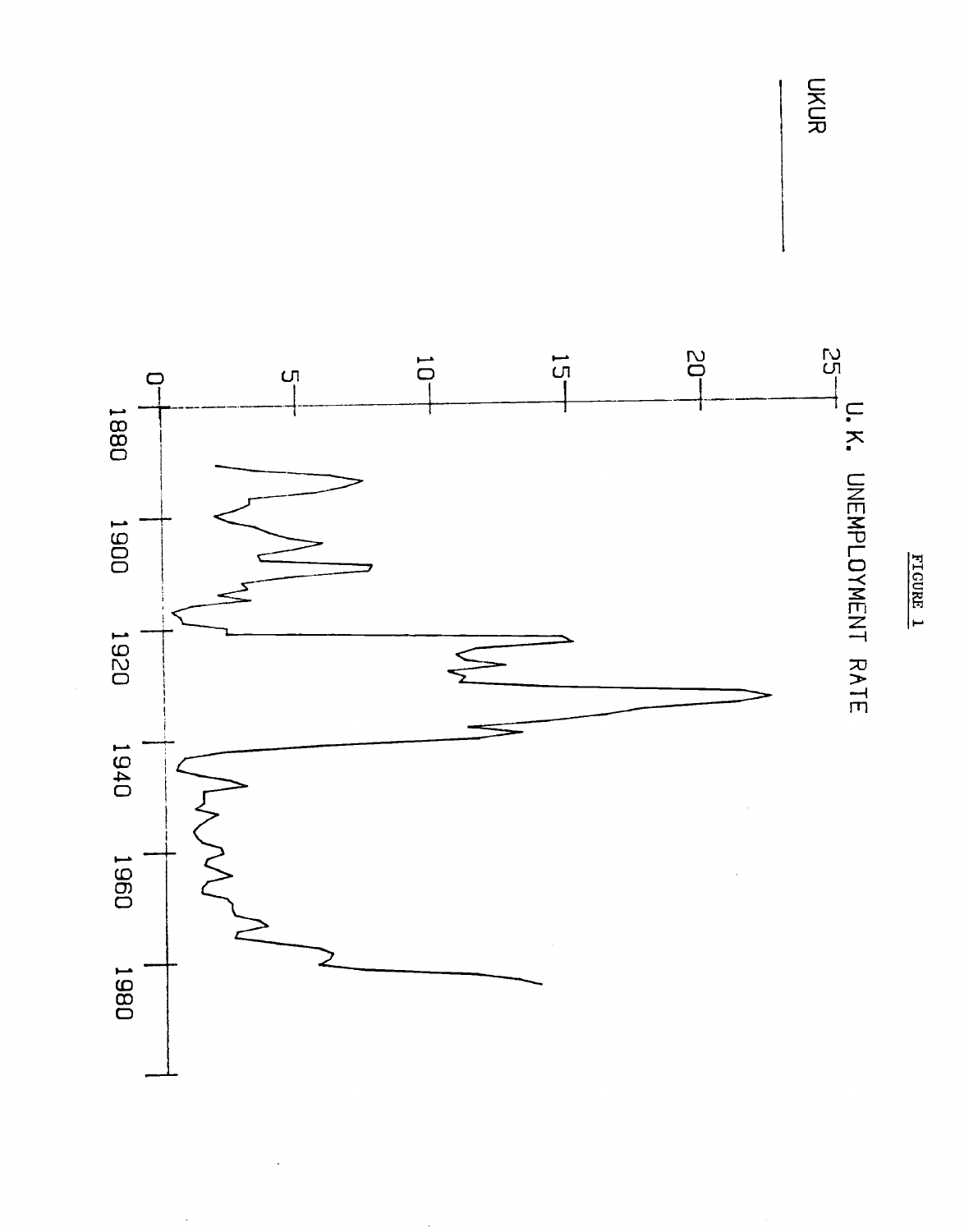FIGURE 1

U.K. UNEMPLOYMENT RATE

UKUR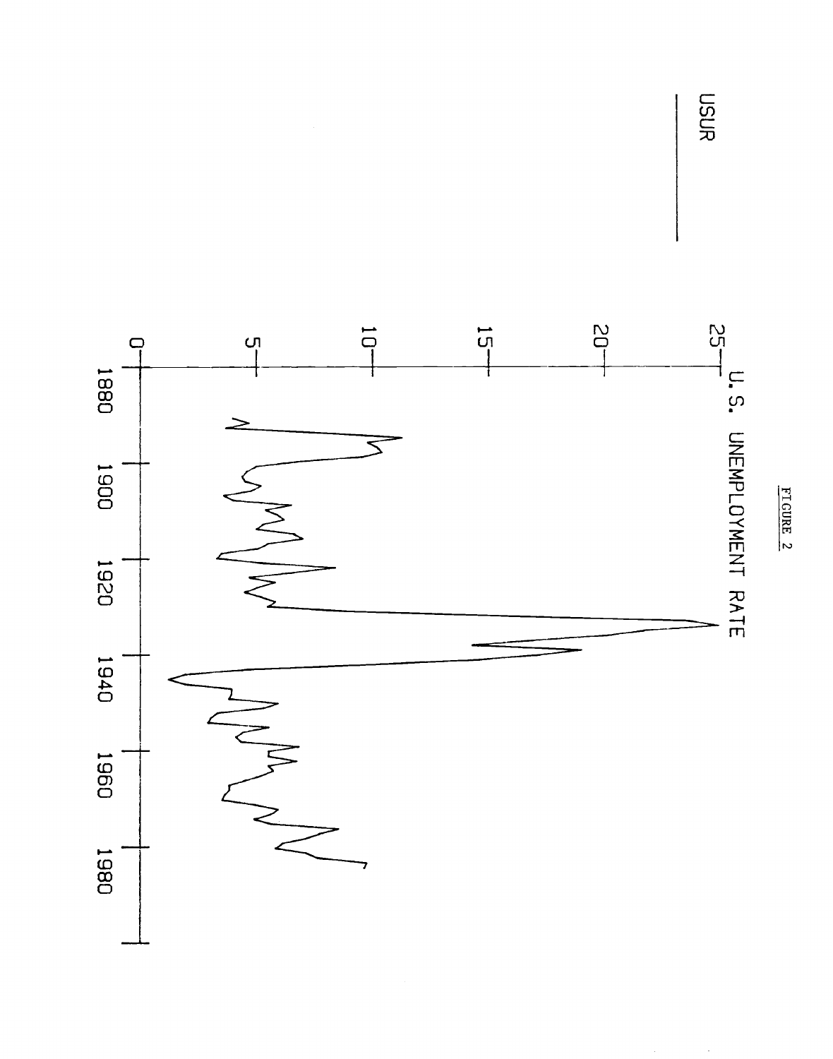FIGURE 2

U.S. UNEMPLOYMENT RATE

USUR

25
20
15
10
5
0

1880 1900 1920 1940 1960 1980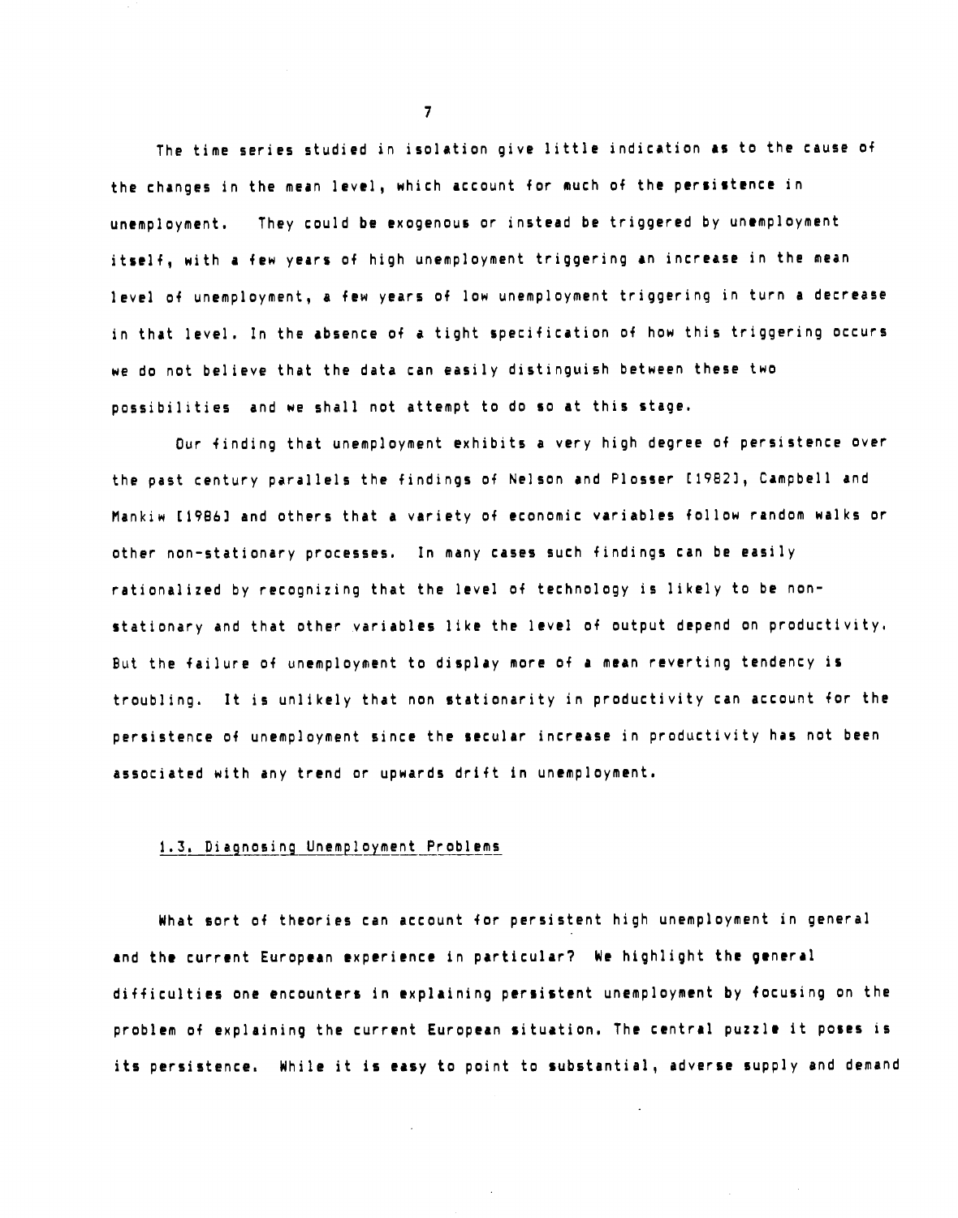The time series studied in isolation give little indication as to the cause of the changes in the mean level, which account for much of the persistence in unemployment. They could be exogenous or instead be triggered by unemployment itself, with a few years of high unemployment triggering an increase in the mean level of unemployment, a few years of low unemployment triggering in turn a decrease in that level. In the absence of a tight specification of how this triggering occurs we do not believe that the data can easily distinguish between these two possibilities and we shall not attempt to do so at this stage.

Our finding that unemployment exhibits a very high degree of persistence over the past century parallels the findings of Nelson and Plosser [1982], Campbell and Mankiw [1986] and others that a variety of economic variables follow random walks or other non-stationary processes. In many cases such findings can be easily rationalized by recognizing that the level of technology is likely to be non-stationary and that other variables like the level of output depend on productivity. But the failure of unemployment to display more of a mean reverting tendency is troubling. It is unlikely that non stationarity in productivity can account for the persistence of unemployment since the secular increase in productivity has not been associated with any trend or upwards drift in unemployment.

### 1.3. Diagnosing Unemployment Problems

What sort of theories can account for persistent high unemployment in general and the current European experience in particular? We highlight the general difficulties one encounters in explaining persistent unemployment by focusing on the problem of explaining the current European situation. The central puzzle it poses is its persistence. While it is easy to point to substantial, adverse supply and demand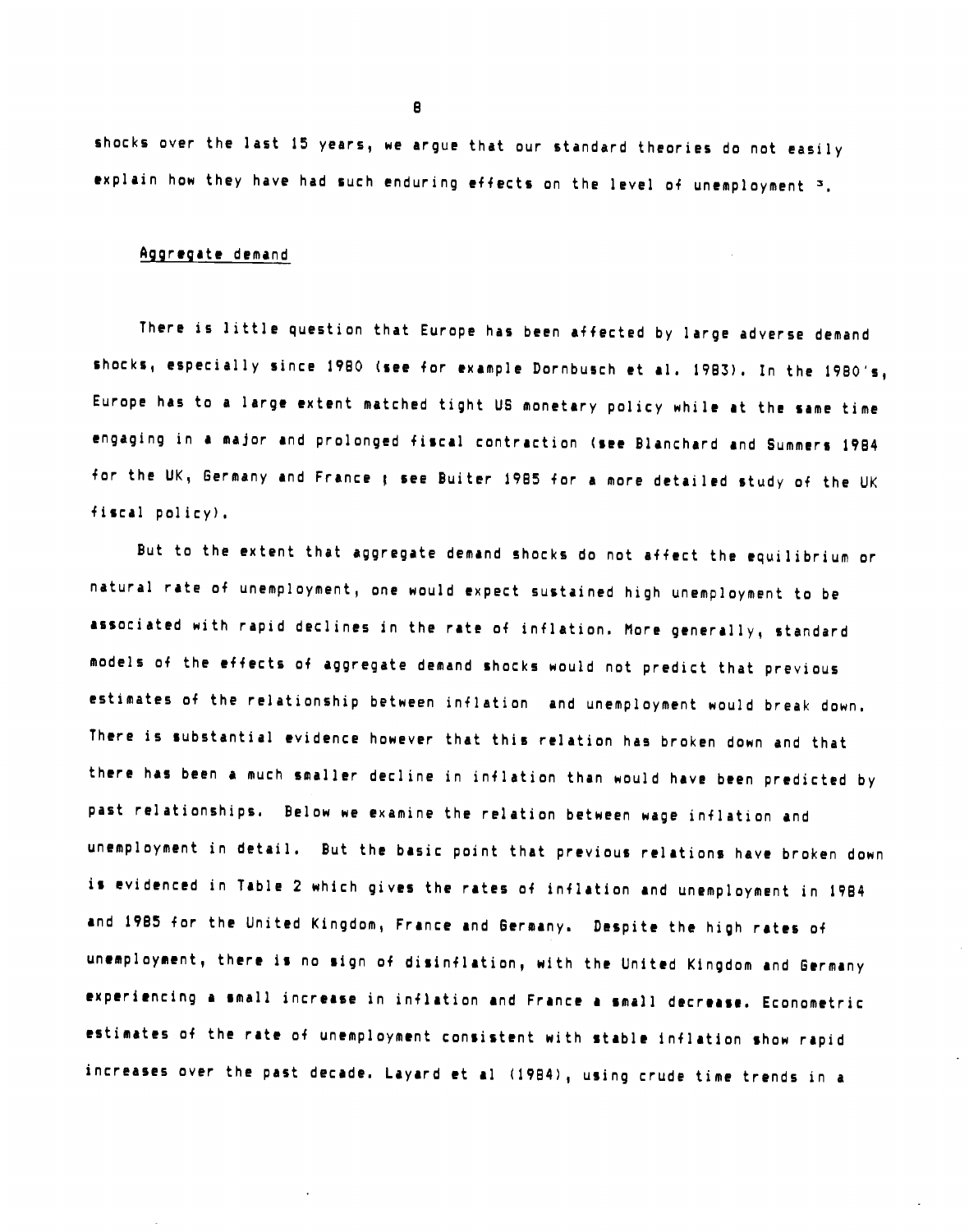shocks over the last 15 years, we argue that our standard theories do not easily explain how they have had such enduring effects on the level of unemployment [3].

Aggregate demand

There is little question that Europe has been affected by large adverse demand shocks, especially since 1980 (see for example Dornbusch et al. 1983). In the 1980's, Europe has to a large extent matched tight US monetary policy while at the same time engaging in a major and prolonged fiscal contraction (see Blanchard and Summers 1984 for the UK, Germany and France ; see Buiter 1985 for a more detailed study of the UK fiscal policy).

But to the extent that aggregate demand shocks do not affect the equilibrium or natural rate of unemployment, one would expect sustained high unemployment to be associated with rapid declines in the rate of inflation. More generally, standard models of the effects of aggregate demand shocks would not predict that previous estimates of the relationship between inflation and unemployment would break down. There is substantial evidence however that this relation has broken down and that there has been a much smaller decline in inflation than would have been predicted by past relationships. Below we examine the relation between wage inflation and unemployment in detail. But the basic point that previous relations have broken down is evidenced in Table 2 which gives the rates of inflation and unemployment in 1984 and 1985 for the United Kingdom, France and Germany. Despite the high rates of unemployment, there is no sign of disinflation, with the United Kingdom and Germany experiencing a small increase in inflation and France a small decrease. Econometric estimates of the rate of unemployment consistent with stable inflation show rapid increases over the past decade. Layard et al (1984), using crude time trends in a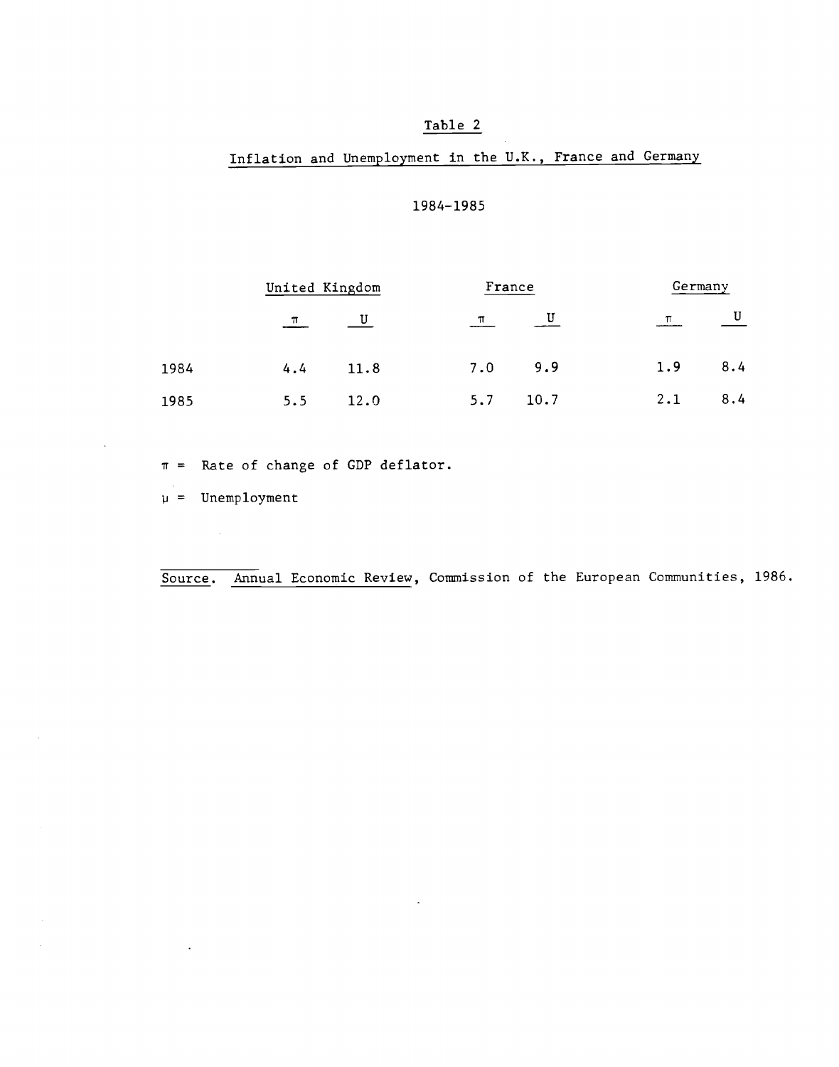Table 2

Inflation and Unemployment in the U.K., France and Germany

1984-1985

| | United Kingdom | | France | | Germany | |
|---|---|---|---|---|---|---|
| | $\pi$ | U | $\pi$ | U | $\pi$ | U |
| 1984 | 4.4 | 11.8 | 7.0 | 9.9 | 1.9 | 8.4 |
| 1985 | 5.5 | 12.0 | 5.7 | 10.7 | 2.1 | 8.4 |

$\pi$ = Rate of change of GDP deflator.

$\mu$ = Unemployment

Source. Annual Economic Review, Commission of the European Communities, 1986.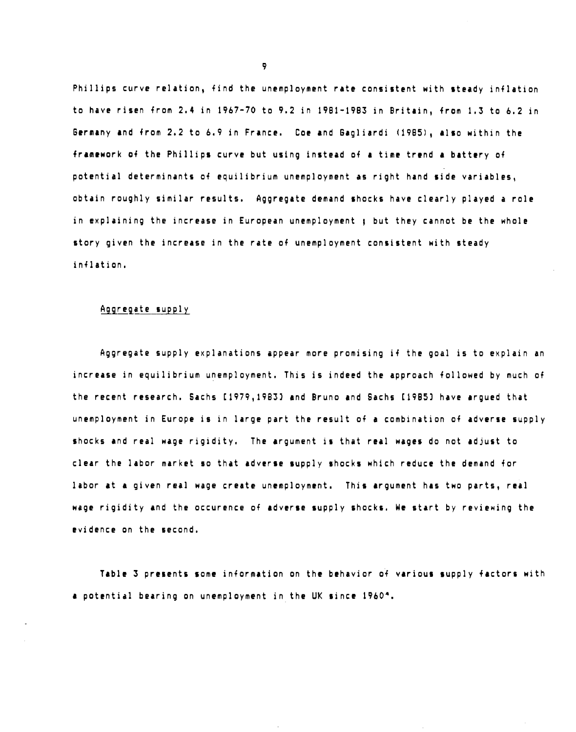Phillips curve relation, find the unemployment rate consistent with steady inflation to have risen from 2.4 in 1967-70 to 9.2 in 1981-1983 in Britain, from 1.3 to 6.2 in Germany and from 2.2 to 6.9 in France. Coe and Gagliardi (1985), also within the framework of the Phillips curve but using instead of a time trend a battery of potential determinants of equilibrium unemployment as right hand side variables, obtain roughly similar results. Aggregate demand shocks have clearly played a role in explaining the increase in European unemployment ; but they cannot be the whole story given the increase in the rate of unemployment consistent with steady inflation.

## Aggregate supply

Aggregate supply explanations appear more promising if the goal is to explain an increase in equilibrium unemployment. This is indeed the approach followed by much of the recent research. Sachs [1979,1983] and Bruno and Sachs [1985] have argued that unemployment in Europe is in large part the result of a combination of adverse supply shocks and real wage rigidity. The argument is that real wages do not adjust to clear the labor market so that adverse supply shocks which reduce the demand for labor at a given real wage create unemployment. This argument has two parts, real wage rigidity and the occurence of adverse supply shocks. We start by reviewing the evidence on the second.

Table 3 presents some information on the behavior of various supply factors with a potential bearing on unemployment in the UK since 1960*.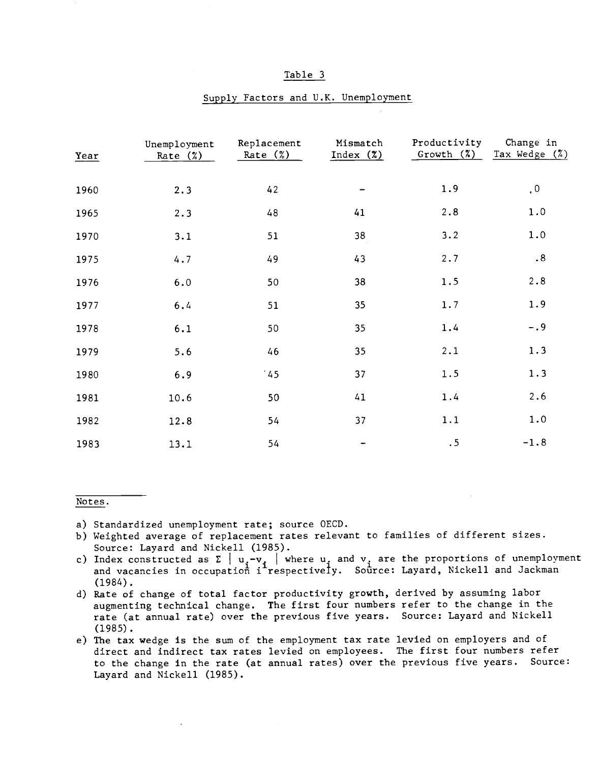Table 3

Supply Factors and U.K. Unemployment

| Year | Unemployment Rate (%) | Replacement Rate (%) | Mismatch Index (%) | Productivity Growth (%) | Change in Tax Wedge (%) |
|---|---|---|---|---|---|
| 1960 | 2.3 | 42 | - | 1.9 | .0 |
| 1965 | 2.3 | 48 | 41 | 2.8 | 1.0 |
| 1970 | 3.1 | 51 | 38 | 3.2 | 1.0 |
| 1975 | 4.7 | 49 | 43 | 2.7 | .8 |
| 1976 | 6.0 | 50 | 38 | 1.5 | 2.8 |
| 1977 | 6.4 | 51 | 35 | 1.7 | 1.9 |
| 1978 | 6.1 | 50 | 35 | 1.4 | -.9 |
| 1979 | 5.6 | 46 | 35 | 2.1 | 1.3 |
| 1980 | 6.9 | 45 | 37 | 1.5 | 1.3 |
| 1981 | 10.6 | 50 | 41 | 1.4 | 2.6 |
| 1982 | 12.8 | 54 | 37 | 1.1 | 1.0 |
| 1983 | 13.1 | 54 | - | .5 | -1.8 |

Notes.

a) Standardized unemployment rate; source OECD.

b) Weighted average of replacement rates relevant to families of different sizes. Source: Layard and Nickell (1985).

c) Index constructed as $\Sigma \mid u_i - v_i \mid$ where $u_i$ and $v_i$ are the proportions of unemployment and vacancies in occupation i respectively. Source: Layard, Nickell and Jackman (1984).

d) Rate of change of total factor productivity growth, derived by assuming labor augmenting technical change. The first four numbers refer to the change in the rate (at annual rate) over the previous five years. Source: Layard and Nickell (1985).

e) The tax wedge is the sum of the employment tax rate levied on employers and of direct and indirect tax rates levied on employees. The first four numbers refer to the change in the rate (at annual rates) over the previous five years. Source: Layard and Nickell (1985).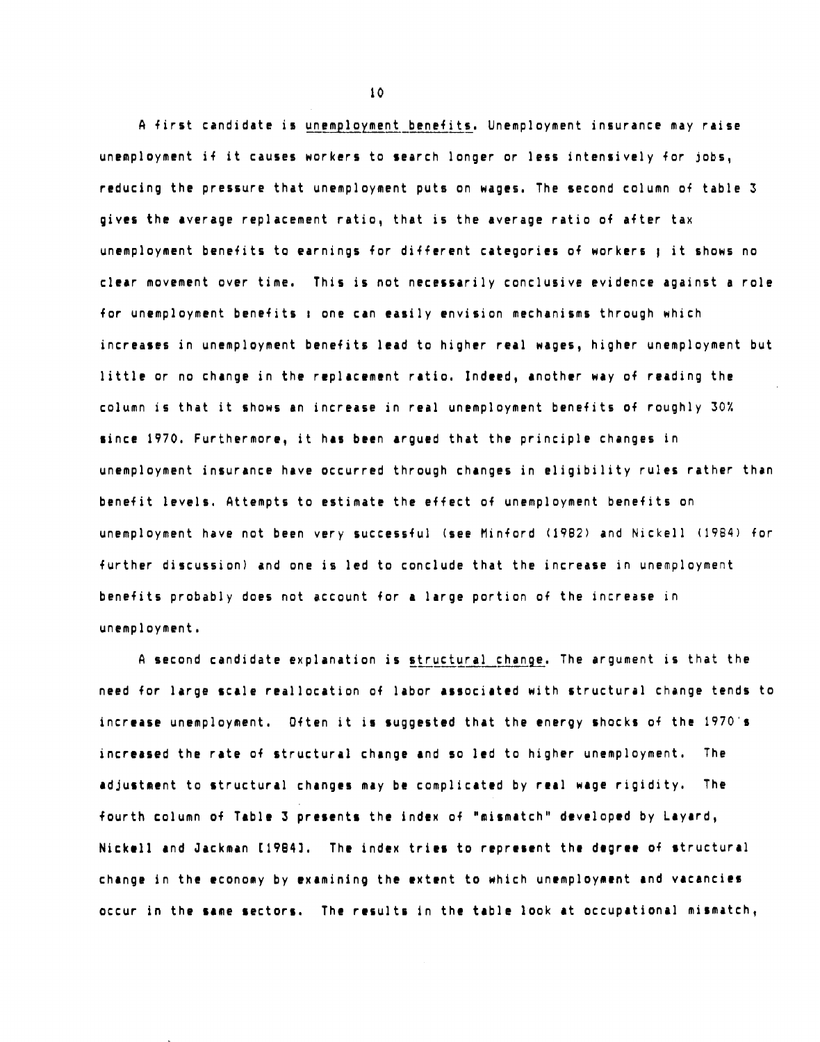A first candidate is unemployment benefits. Unemployment insurance may raise unemployment if it causes workers to search longer or less intensively for jobs, reducing the pressure that unemployment puts on wages. The second column of table 3 gives the average replacement ratio, that is the average ratio of after tax unemployment benefits to earnings for different categories of workers ; it shows no clear movement over time. This is not necessarily conclusive evidence against a role for unemployment benefits : one can easily envision mechanisms through which increases in unemployment benefits lead to higher real wages, higher unemployment but little or no change in the replacement ratio. Indeed, another way of reading the column is that it shows an increase in real unemployment benefits of roughly 30% since 1970. Furthermore, it has been argued that the principle changes in unemployment insurance have occurred through changes in eligibility rules rather than benefit levels. Attempts to estimate the effect of unemployment benefits on unemployment have not been very successful (see Minford (1982) and Nickell (1984) for further discussion) and one is led to conclude that the increase in unemployment benefits probably does not account for a large portion of the increase in unemployment.

A second candidate explanation is structural change. The argument is that the need for large scale reallocation of labor associated with structural change tends to increase unemployment. Often it is suggested that the energy shocks of the 1970's increased the rate of structural change and so led to higher unemployment. The adjustment to structural changes may be complicated by real wage rigidity. The fourth column of Table 3 presents the index of "mismatch" developed by Layard, Nickell and Jackman [1984]. The index tries to represent the degree of structural change in the economy by examining the extent to which unemployment and vacancies occur in the same sectors. The results in the table look at occupational mismatch,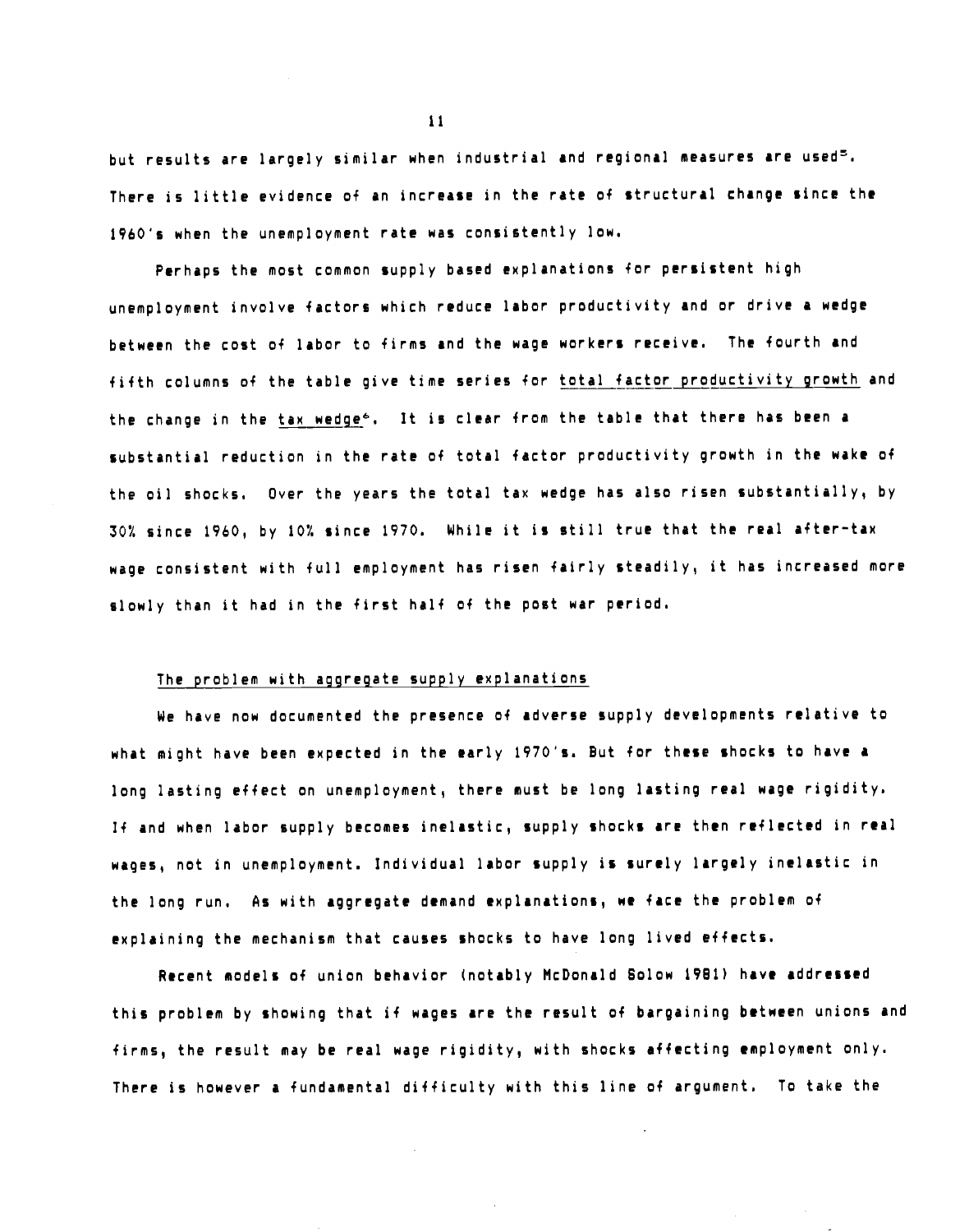but results are largely similar when industrial and regional measures are used[5]. There is little evidence of an increase in the rate of structural change since the 1960's when the unemployment rate was consistently low.

Perhaps the most common supply based explanations for persistent high unemployment involve factors which reduce labor productivity and or drive a wedge between the cost of labor to firms and the wage workers receive. The fourth and fifth columns of the table give time series for <u>total factor productivity growth</u> and the change in the <u>tax wedge</u>[6]. It is clear from the table that there has been a substantial reduction in the rate of total factor productivity growth in the wake of the oil shocks. Over the years the total tax wedge has also risen substantially, by 30% since 1960, by 10% since 1970. While it is still true that the real after-tax wage consistent with full employment has risen fairly steadily, it has increased more slowly than it had in the first half of the post war period.

### The problem with aggregate supply explanations

We have now documented the presence of adverse supply developments relative to what might have been expected in the early 1970's. But for these shocks to have a long lasting effect on unemployment, there must be long lasting real wage rigidity. If and when labor supply becomes inelastic, supply shocks are then reflected in real wages, not in unemployment. Individual labor supply is surely largely inelastic in the long run. As with aggregate demand explanations, we face the problem of explaining the mechanism that causes shocks to have long lived effects.

Recent models of union behavior (notably McDonald Solow 1981) have addressed this problem by showing that if wages are the result of bargaining between unions and firms, the result may be real wage rigidity, with shocks affecting employment only. There is however a fundamental difficulty with this line of argument. To take the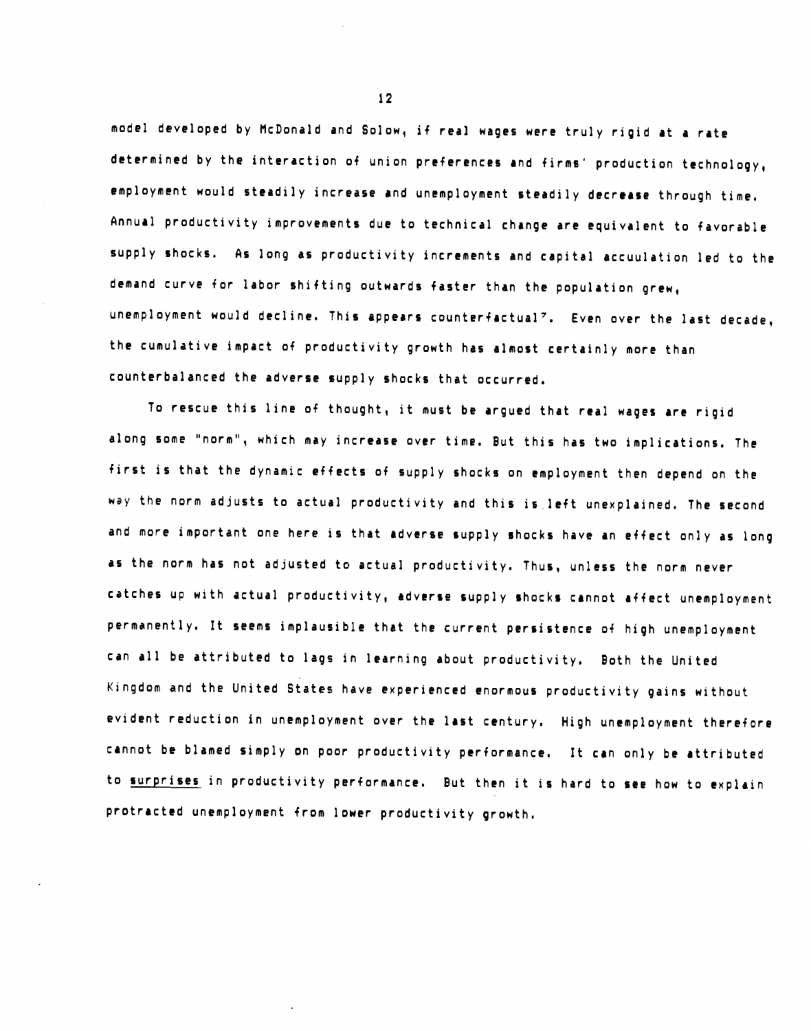model developed by McDonald and Solow, if real wages were truly rigid at a rate determined by the interaction of union preferences and firms' production technology, employment would steadily increase and unemployment steadily decrease through time. Annual productivity improvements due to technical change are equivalent to favorable supply shocks. As long as productivity increments and capital accuulation led to the demand curve for labor shifting outwards faster than the population grew, unemployment would decline. This appears counterfactual[7]. Even over the last decade, the cumulative impact of productivity growth has almost certainly more than counterbalanced the adverse supply shocks that occurred.

To rescue this line of thought, it must be argued that real wages are rigid along some "norm", which may increase over time. But this has two implications. The first is that the dynamic effects of supply shocks on employment then depend on the way the norm adjusts to actual productivity and this is left unexplained. The second and more important one here is that adverse supply shocks have an effect only as long as the norm has not adjusted to actual productivity. Thus, unless the norm never catches up with actual productivity, adverse supply shocks cannot affect unemployment permanently. It seems implausible that the current persistence of high unemployment can all be attributed to lags in learning about productivity. Both the United Kingdom and the United States have experienced enormous productivity gains without evident reduction in unemployment over the last century. High unemployment therefore cannot be blamed simply on poor productivity performance. It can only be attributed to <u>surprises</u> in productivity performance. But then it is hard to see how to explain protracted unemployment from lower productivity growth.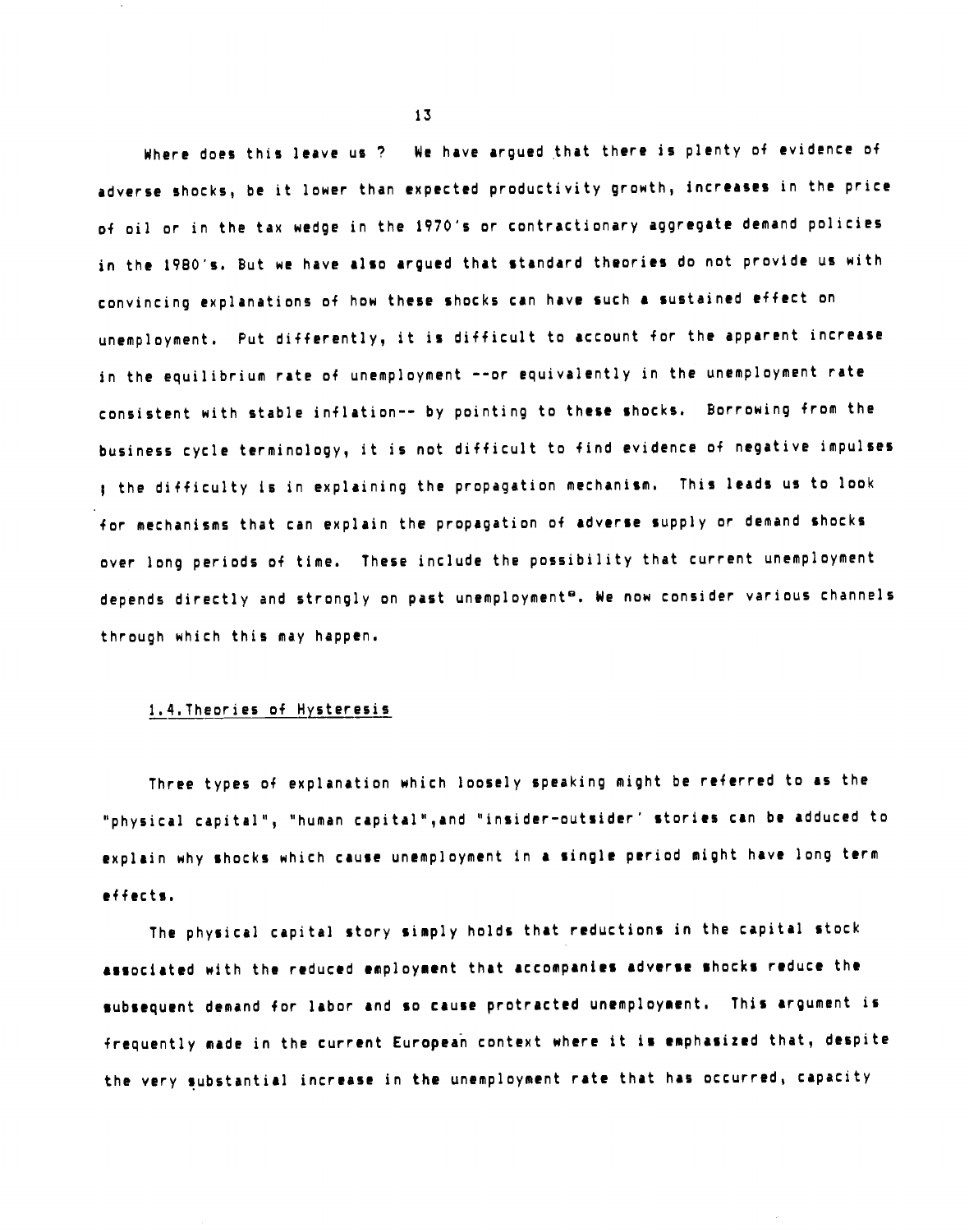Where does this leave us ? We have argued that there is plenty of evidence of adverse shocks, be it lower than expected productivity growth, increases in the price of oil or in the tax wedge in the 1970's or contractionary aggregate demand policies in the 1980's. But we have also argued that standard theories do not provide us with convincing explanations of how these shocks can have such a sustained effect on unemployment. Put differently, it is difficult to account for the apparent increase in the equilibrium rate of unemployment --or equivalently in the unemployment rate consistent with stable inflation-- by pointing to these shocks. Borrowing from the business cycle terminology, it is not difficult to find evidence of negative impulses ; the difficulty is in explaining the propagation mechanism. This leads us to look for mechanisms that can explain the propagation of adverse supply or demand shocks over long periods of time. These include the possibility that current unemployment depends directly and strongly on past unemployment[8]. We now consider various channels through which this may happen.

## 1.4. Theories of Hysteresis

Three types of explanation which loosely speaking might be referred to as the "physical capital", "human capital",and "insider-outsider' stories can be adduced to explain why shocks which cause unemployment in a single period might have long term effects.

The physical capital story simply holds that reductions in the capital stock associated with the reduced employment that accompanies adverse shocks reduce the subsequent demand for labor and so cause protracted unemployment. This argument is frequently made in the current European context where it is emphasized that, despite the very substantial increase in the unemployment rate that has occurred, capacity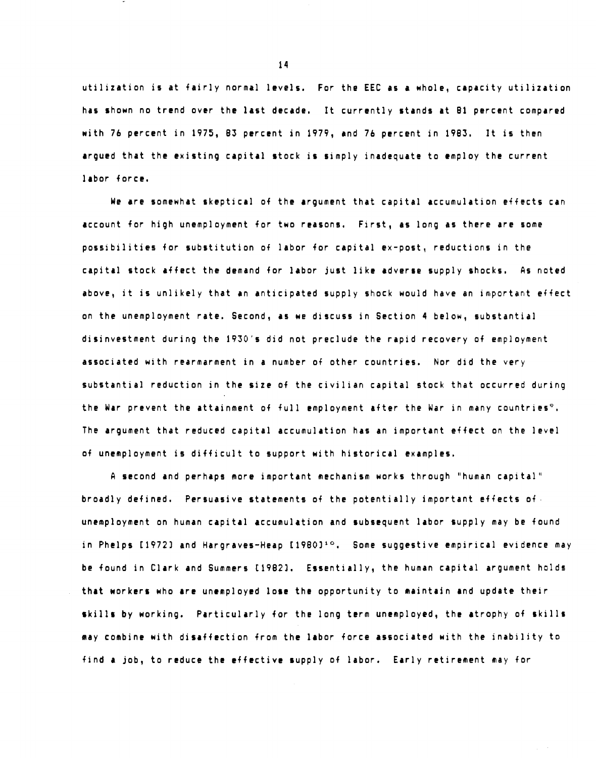utilization is at fairly normal levels. For the EEC as a whole, capacity utilization has shown no trend over the last decade. It currently stands at 81 percent compared with 76 percent in 1975, 83 percent in 1979, and 76 percent in 1983. It is then argued that the existing capital stock is simply inadequate to employ the current labor force.

We are somewhat skeptical of the argument that capital accumulation effects can account for high unemployment for two reasons. First, as long as there are some possibilities for substitution of labor for capital ex-post, reductions in the capital stock affect the demand for labor just like adverse supply shocks. As noted above, it is unlikely that an anticipated supply shock would have an important effect on the unemployment rate. Second, as we discuss in Section 4 below, substantial disinvestment during the 1930's did not preclude the rapid recovery of employment associated with rearmament in a number of other countries. Nor did the very substantial reduction in the size of the civilian capital stock that occurred during the War prevent the attainment of full employment after the War in many countries[9]. The argument that reduced capital accumulation has an important effect on the level of unemployment is difficult to support with historical examples.

A second and perhaps more important mechanism works through "human capital" broadly defined. Persuasive statements of the potentially important effects of unemployment on human capital accumulation and subsequent labor supply may be found in Phelps [1972] and Hargraves-Heap [1980][10]. Some suggestive empirical evidence may be found in Clark and Summers [1982]. Essentially, the human capital argument holds that workers who are unemployed lose the opportunity to maintain and update their skills by working. Particularly for the long term unemployed, the atrophy of skills may combine with disaffection from the labor force associated with the inability to find a job, to reduce the effective supply of labor. Early retirement may for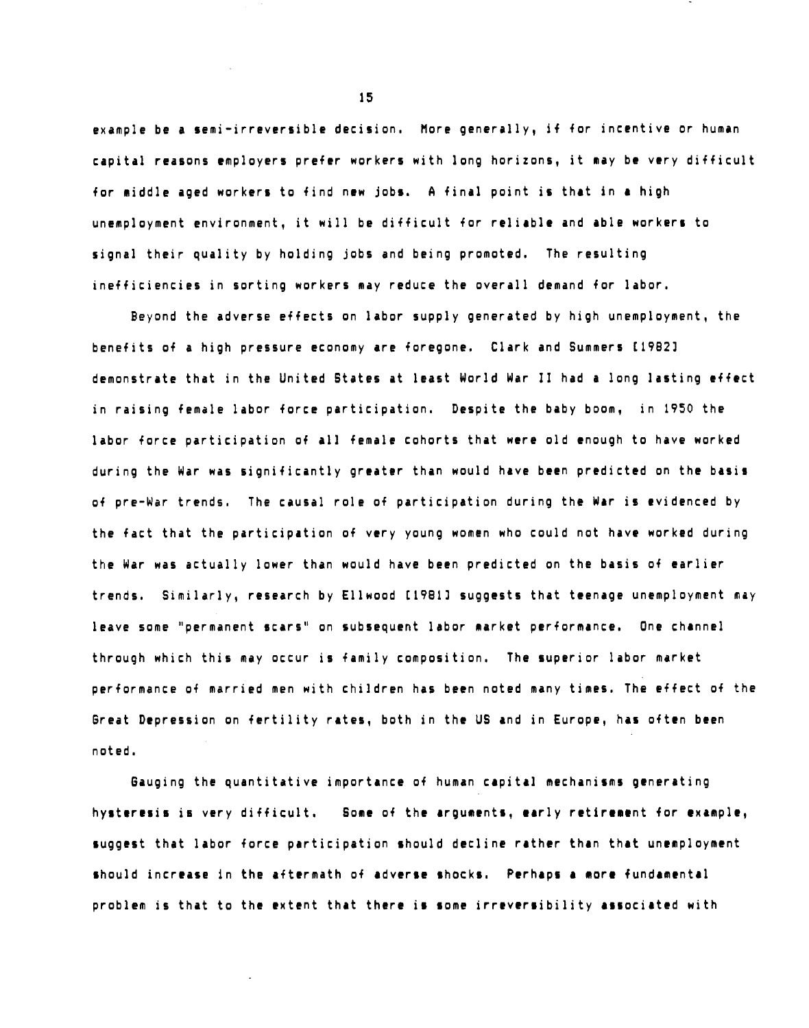example be a semi-irreversible decision. More generally, if for incentive or human capital reasons employers prefer workers with long horizons, it may be very difficult for middle aged workers to find new jobs. A final point is that in a high unemployment environment, it will be difficult for reliable and able workers to signal their quality by holding jobs and being promoted. The resulting inefficiencies in sorting workers may reduce the overall demand for labor.

Beyond the adverse effects on labor supply generated by high unemployment, the benefits of a high pressure economy are foregone. Clark and Summers [1982] demonstrate that in the United States at least World War II had a long lasting effect in raising female labor force participation. Despite the baby boom, in 1950 the labor force participation of all female cohorts that were old enough to have worked during the War was significantly greater than would have been predicted on the basis of pre-War trends. The causal role of participation during the War is evidenced by the fact that the participation of very young women who could not have worked during the War was actually lower than would have been predicted on the basis of earlier trends. Similarly, research by Ellwood [1981] suggests that teenage unemployment may leave some "permanent scars" on subsequent labor market performance. One channel through which this may occur is family composition. The superior labor market performance of married men with children has been noted many times. The effect of the Great Depression on fertility rates, both in the US and in Europe, has often been noted.

Gauging the quantitative importance of human capital mechanisms generating hysteresis is very difficult. Some of the arguments, early retirement for example, suggest that labor force participation should decline rather than that unemployment should increase in the aftermath of adverse shocks. Perhaps a more fundamental problem is that to the extent that there is some irreversibility associated with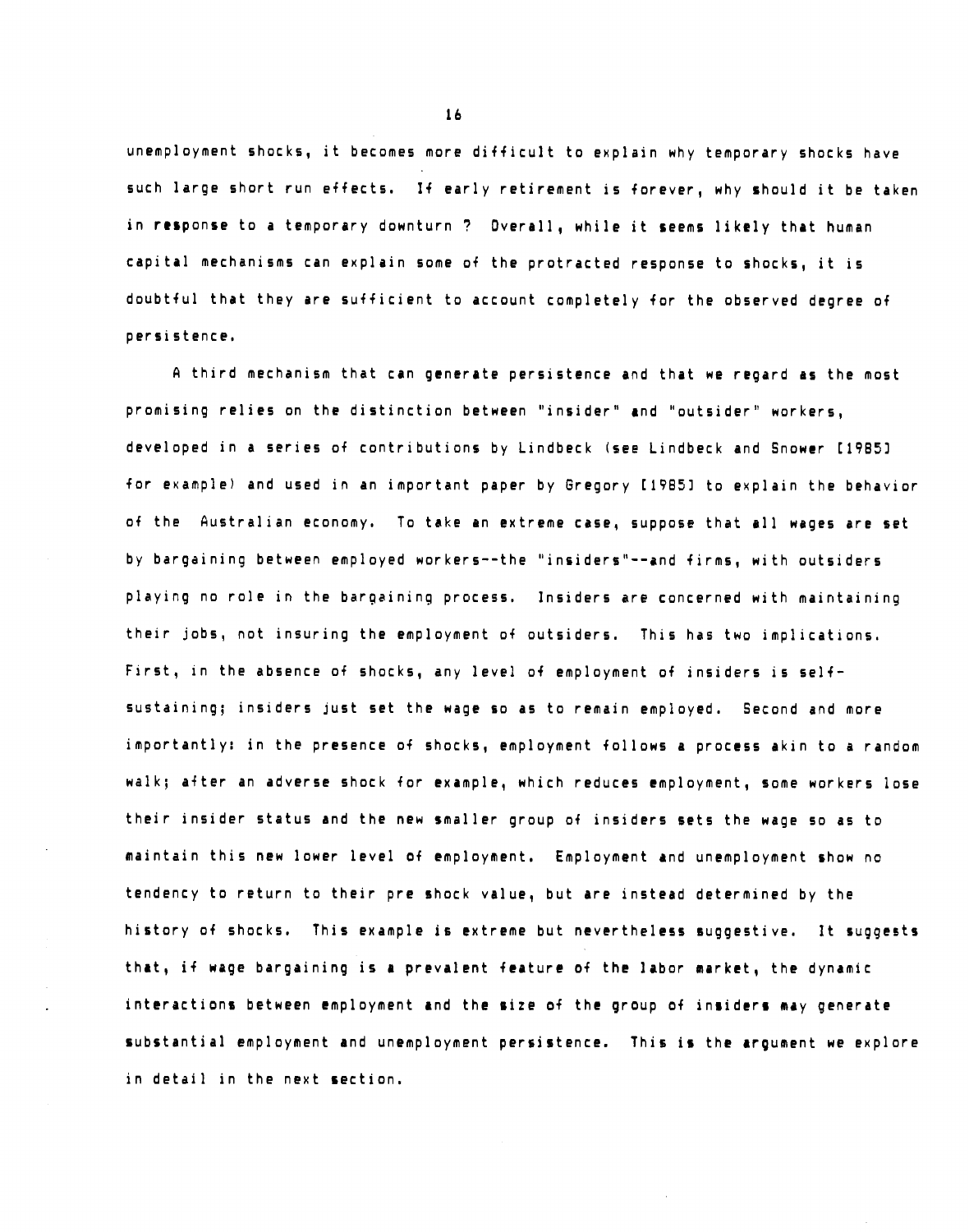unemployment shocks, it becomes more difficult to explain why temporary shocks have such large short run effects. If early retirement is forever, why should it be taken in response to a temporary downturn ? Overall, while it seems likely that human capital mechanisms can explain some of the protracted response to shocks, it is doubtful that they are sufficient to account completely for the observed degree of persistence.

A third mechanism that can generate persistence and that we regard as the most promising relies on the distinction between "insider" and "outsider" workers, developed in a series of contributions by Lindbeck (see Lindbeck and Snower [1985] for example) and used in an important paper by Gregory [1985] to explain the behavior of the Australian economy. To take an extreme case, suppose that all wages are set by bargaining between employed workers--the "insiders"--and firms, with outsiders playing no role in the bargaining process. Insiders are concerned with maintaining their jobs, not insuring the employment of outsiders. This has two implications. First, in the absence of shocks, any level of employment of insiders is self-sustaining; insiders just set the wage so as to remain employed. Second and more importantly: in the presence of shocks, employment follows a process akin to a random walk; after an adverse shock for example, which reduces employment, some workers lose their insider status and the new smaller group of insiders sets the wage so as to maintain this new lower level of employment. Employment and unemployment show no tendency to return to their pre shock value, but are instead determined by the history of shocks. This example is extreme but nevertheless suggestive. It suggests that, if wage bargaining is a prevalent feature of the labor market, the dynamic interactions between employment and the size of the group of insiders may generate substantial employment and unemployment persistence. This is the argument we explore in detail in the next section.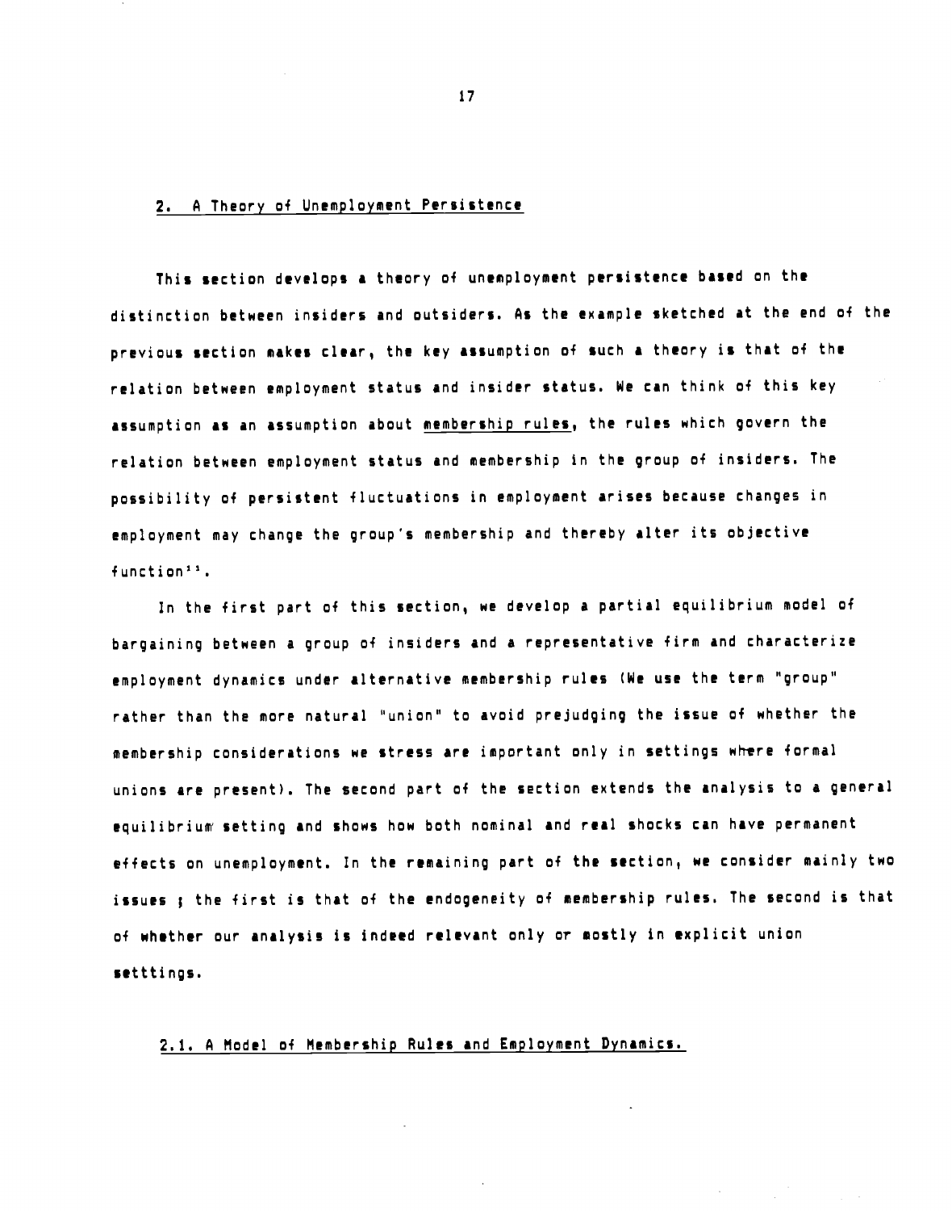## 2. A Theory of Unemployment Persistence

This section develops a theory of unemployment persistence based on the distinction between insiders and outsiders. As the example sketched at the end of the previous section makes clear, the key assumption of such a theory is that of the relation between employment status and insider status. We can think of this key assumption as an assumption about membership rules, the rules which govern the relation between employment status and membership in the group of insiders. The possibility of persistent fluctuations in employment arises because changes in employment may change the group's membership and thereby alter its objective function[11].

In the first part of this section, we develop a partial equilibrium model of bargaining between a group of insiders and a representative firm and characterize employment dynamics under alternative membership rules (We use the term "group" rather than the more natural "union" to avoid prejudging the issue of whether the membership considerations we stress are important only in settings where formal unions are present). The second part of the section extends the analysis to a general equilibrium setting and shows how both nominal and real shocks can have permanent effects on unemployment. In the remaining part of the section, we consider mainly two issues ; the first is that of the endogeneity of membership rules. The second is that of whether our analysis is indeed relevant only or mostly in explicit union setttings.

### 2.1. A Model of Membership Rules and Employment Dynamics.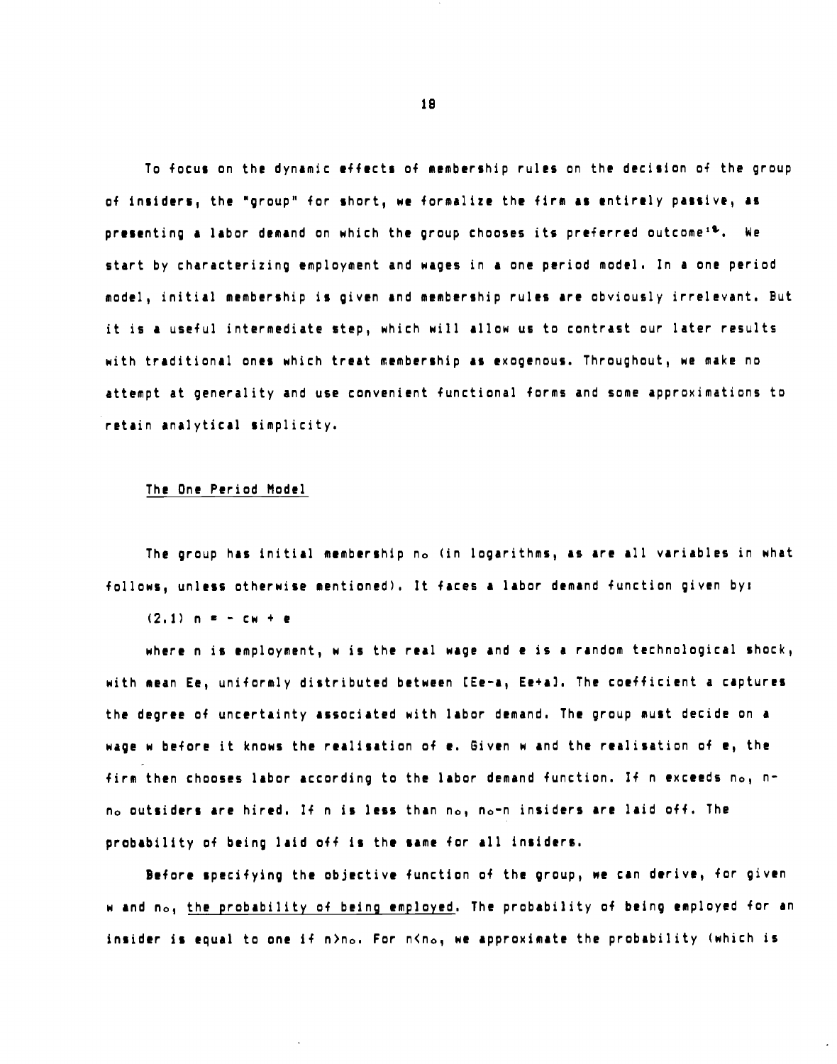To focus on the dynamic effects of membership rules on the decision of the group of insiders, the "group" for short, we formalize the firm as entirely passive, as presenting a labor demand on which the group chooses its preferred outcome[16]. We start by characterizing employment and wages in a one period model. In a one period model, initial membership is given and membership rules are obviously irrelevant. But it is a useful intermediate step, which will allow us to contrast our later results with traditional ones which treat membership as exogenous. Throughout, we make no attempt at generality and use convenient functional forms and some approximations to retain analytical simplicity.

## The One Period Model

The group has initial membership $n_o$ (in logarithms, as are all variables in what follows, unless otherwise mentioned). It faces a labor demand function given by:

$$(2.1)\quad n = -cw + e$$

where n is employment, w is the real wage and e is a random technological shock, with mean Ee, uniformly distributed between [Ee-a, Ee+a]. The coefficient a captures the degree of uncertainty associated with labor demand. The group must decide on a wage w before it knows the realisation of e. Given w and the realisation of e, the firm then chooses labor according to the labor demand function. If n exceeds $n_o$, $n-n_o$ outsiders are hired. If n is less than $n_o$, $n_o-n$ insiders are laid off. The probability of being laid off is the same for all insiders.

Before specifying the objective function of the group, we can derive, for given w and $n_o$, the probability of being employed. The probability of being employed for an insider is equal to one if $n>n_o$. For $n<n_o$, we approximate the probability (which is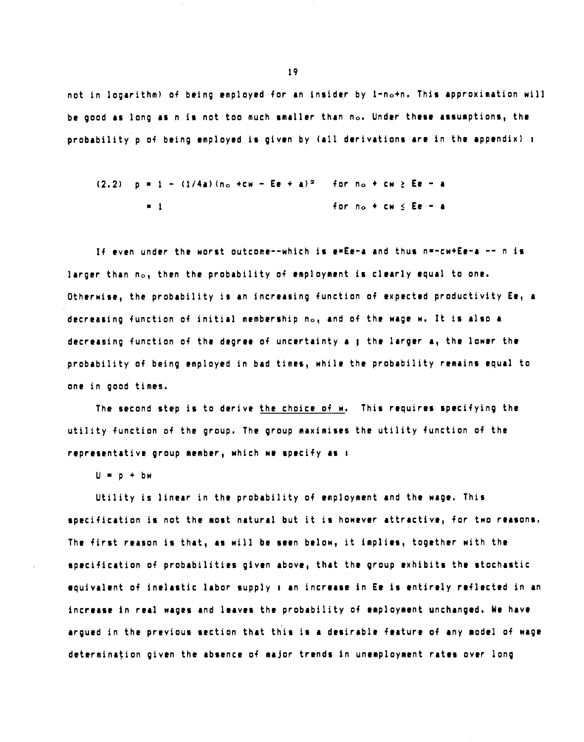not in logarithm) of being employed for an insider by $1-n_o+n$. This approximation will be good as long as n is not too much smaller than $n_o$. Under these assumptions, the probability p of being employed is given by (all derivations are in the appendix) :

$$(2.2) \quad p = 1 - (1/4a)(n_o + cw - Ee + a)^2 \quad \text{for } n_o + cw \geq Ee - a$$

$$= 1 \quad \text{for } n_o + cw \leq Ee - a$$

If even under the worst outcome--which is $e=Ee-a$ and thus $n=-cw+Ee-a$ -- n is larger than $n_o$, then the probability of employment is clearly equal to one. Otherwise, the probability is an increasing function of expected productivity Ee, a decreasing function of initial membership $n_o$, and of the wage w. It is also a decreasing function of the degree of uncertainty a ; the larger a, the lower the probability of being employed in bad times, while the probability remains equal to one in good times.

The second step is to derive <u>the choice of w</u>. This requires specifying the utility function of the group. The group maximises the utility function of the representative group member, which we specify as :

$U = p + bw$

Utility is linear in the probability of employment and the wage. This specification is not the most natural but it is however attractive, for two reasons. The first reason is that, as will be seen below, it implies, together with the specification of probabilities given above, that the group exhibits the stochastic equivalent of inelastic labor supply : an increase in Ee is entirely reflected in an increase in real wages and leaves the probability of employment unchanged. We have argued in the previous section that this is a desirable feature of any model of wage determination given the absence of major trends in unemployment rates over long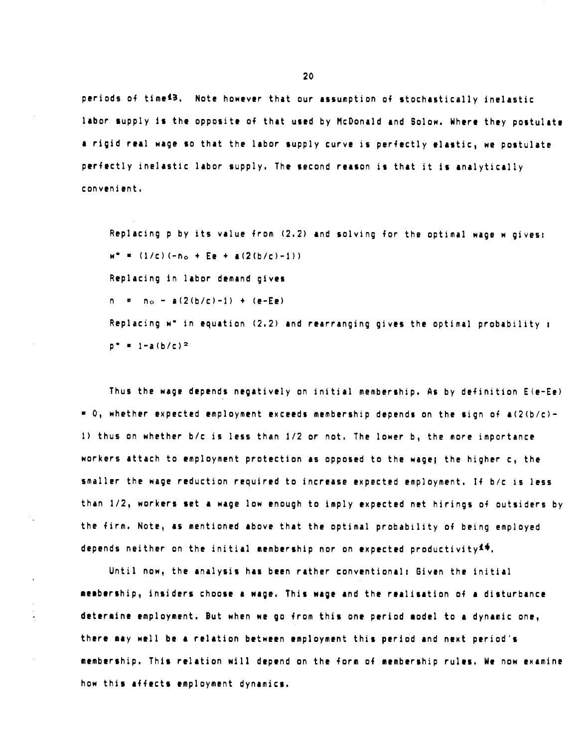periods of time[13]. Note however that our assumption of stochastically inelastic labor supply is the opposite of that used by McDonald and Solow. Where they postulate a rigid real wage so that the labor supply curve is perfectly elastic, we postulate perfectly inelastic labor supply. The second reason is that it is analytically convenient.

Replacing p by its value from (2.2) and solving for the optimal wage w gives:

$$w^* = (1/c)(-n_o + Ee + a(2(b/c)-1))$$

Replacing in labor demand gives

$$n = n_o - a(2(b/c)-1) + (e-Ee)$$

Replacing $w^*$ in equation (2.2) and rearranging gives the optimal probability :

$$p^* = 1-a(b/c)^2$$

Thus the wage depends negatively on initial membership. As by definition $E(e-Ee) = 0$, whether expected employment exceeds membership depends on the sign of $a(2(b/c)-1)$ thus on whether $b/c$ is less than 1/2 or not. The lower b, the more importance workers attach to employment protection as opposed to the wage; the higher c, the smaller the wage reduction required to increase expected employment. If $b/c$ is less than 1/2, workers set a wage low enough to imply expected net hirings of outsiders by the firm. Note, as mentioned above that the optimal probability of being employed depends neither on the initial membership nor on expected productivity[14].

Until now, the analysis has been rather conventional: Given the initial membership, insiders choose a wage. This wage and the realisation of a disturbance determine employment. But when we go from this one period model to a dynamic one, there may well be a relation between employment this period and next period's membership. This relation will depend on the form of membership rules. We now examine how this affects employment dynamics.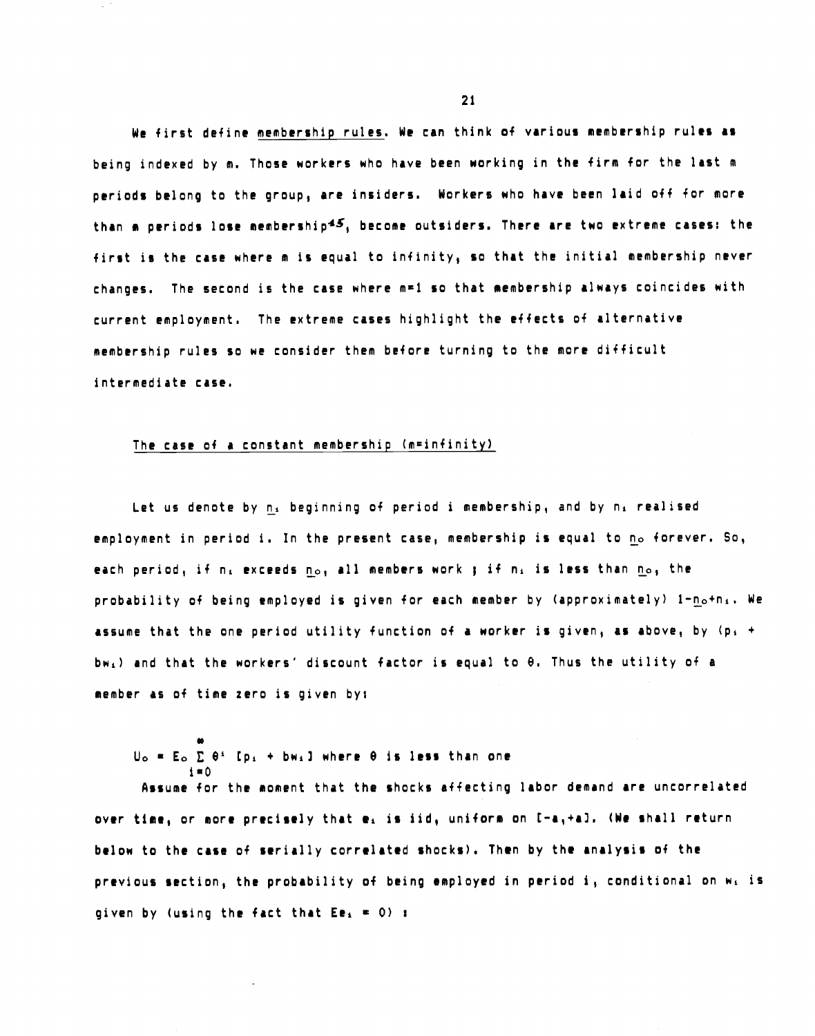We first define <u>membership rules</u>. We can think of various membership rules as being indexed by $m$. Those workers who have been working in the firm for the last $m$ periods belong to the group, are insiders. Workers who have been laid off for more than $m$ periods lose membership[45], become outsiders. There are two extreme cases: the first is the case where $m$ is equal to infinity, so that the initial membership never changes. The second is the case where $m=1$ so that membership always coincides with current employment. The extreme cases highlight the effects of alternative membership rules so we consider them before turning to the more difficult intermediate case.

<u>The case of a constant membership (m=infinity)</u>

Let us denote by $\underline{n}_i$ beginning of period i membership, and by $n_i$ realised employment in period i. In the present case, membership is equal to $\underline{n}_0$ forever. So, each period, if $n_i$ exceeds $\underline{n}_0$, all members work ; if $n_i$ is less than $\underline{n}_0$, the probability of being employed is given for each member by (approximately) $1-\underline{n}_0+n_i$. We assume that the one period utility function of a worker is given, as above, by $(p_i + bw_i)$ and that the workers' discount factor is equal to $\theta$. Thus the utility of a member as of time zero is given by:

$$U_0 = E_0 \sum_{i=0}^{\infty} \theta^i \, [p_i + bw_i] \text{ where } \theta \text{ is less than one}$$

Assume for the moment that the shocks affecting labor demand are uncorrelated over time, or more precisely that $e_i$ is iid, uniform on $[-a,+a]$. (We shall return below to the case of serially correlated shocks). Then by the analysis of the previous section, the probability of being employed in period i, conditional on $w_i$ is given by (using the fact that $Ee_i = 0$) :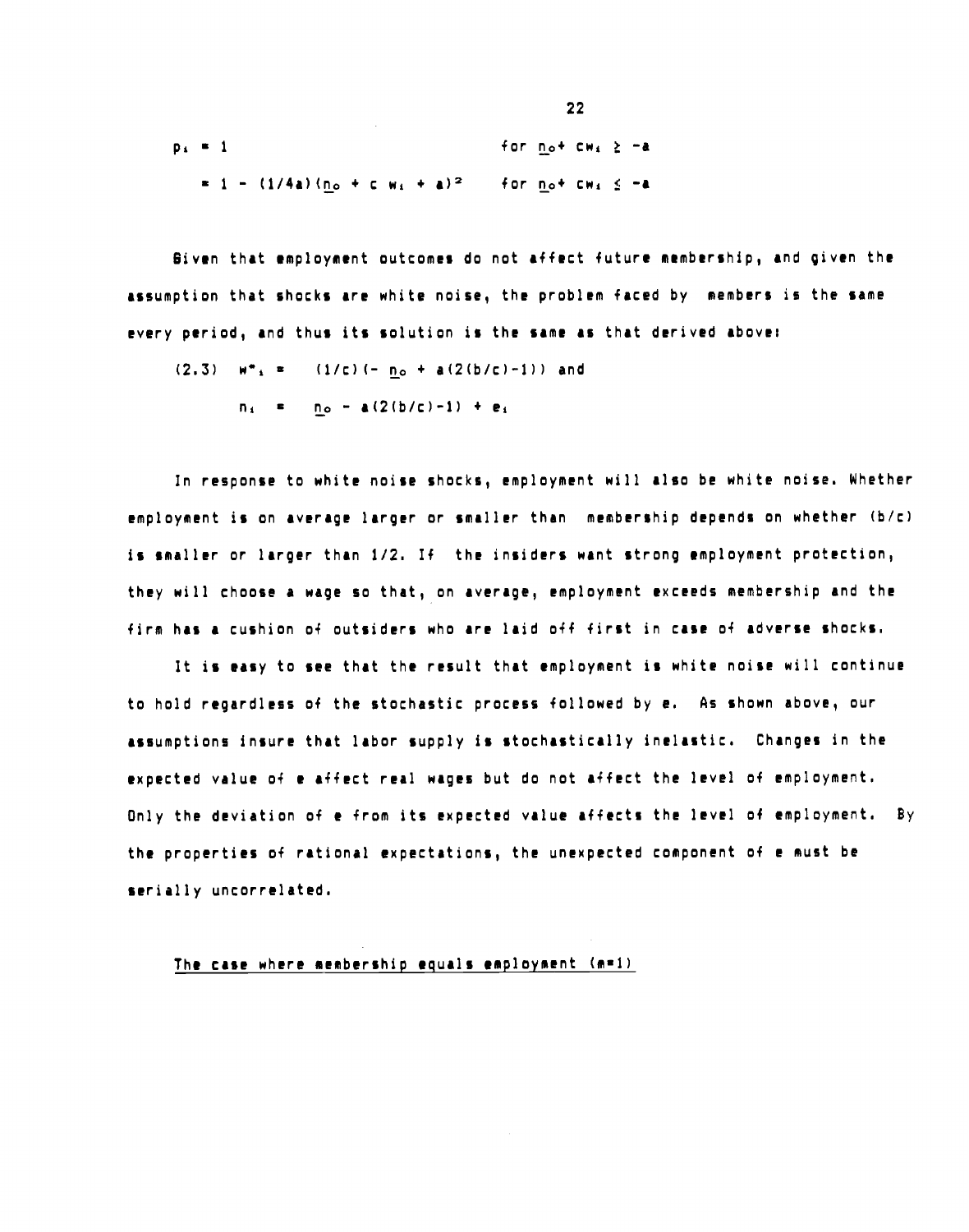$$
\begin{aligned}
p_i &= 1 && \text{for } \underline{n}_o + c w_i \geq -a \\
&= 1 - (1/4a)(\underline{n}_o + c\, w_i + a)^2 && \text{for } \underline{n}_o + c w_i \leq -a
\end{aligned}
$$

Given that employment outcomes do not affect future membership, and given the assumption that shocks are white noise, the problem faced by members is the same every period, and thus its solution is the same as that derived above:

$$
(2.3) \quad w^*_i = (1/c)(-\underline{n}_o + a(2(b/c)-1)) \text{ and}
$$

$$
n_i = \underline{n}_o - a(2(b/c)-1) + e_i
$$

In response to white noise shocks, employment will also be white noise. Whether employment is on average larger or smaller than membership depends on whether $(b/c)$ is smaller or larger than 1/2. If the insiders want strong employment protection, they will choose a wage so that, on average, employment exceeds membership and the firm has a cushion of outsiders who are laid off first in case of adverse shocks.

It is easy to see that the result that employment is white noise will continue to hold regardless of the stochastic process followed by $e$. As shown above, our assumptions insure that labor supply is stochastically inelastic. Changes in the expected value of $e$ affect real wages but do not affect the level of employment. Only the deviation of $e$ from its expected value affects the level of employment. By the properties of rational expectations, the unexpected component of $e$ must be serially uncorrelated.

<u>The case where membership equals employment ($m=1$)</u>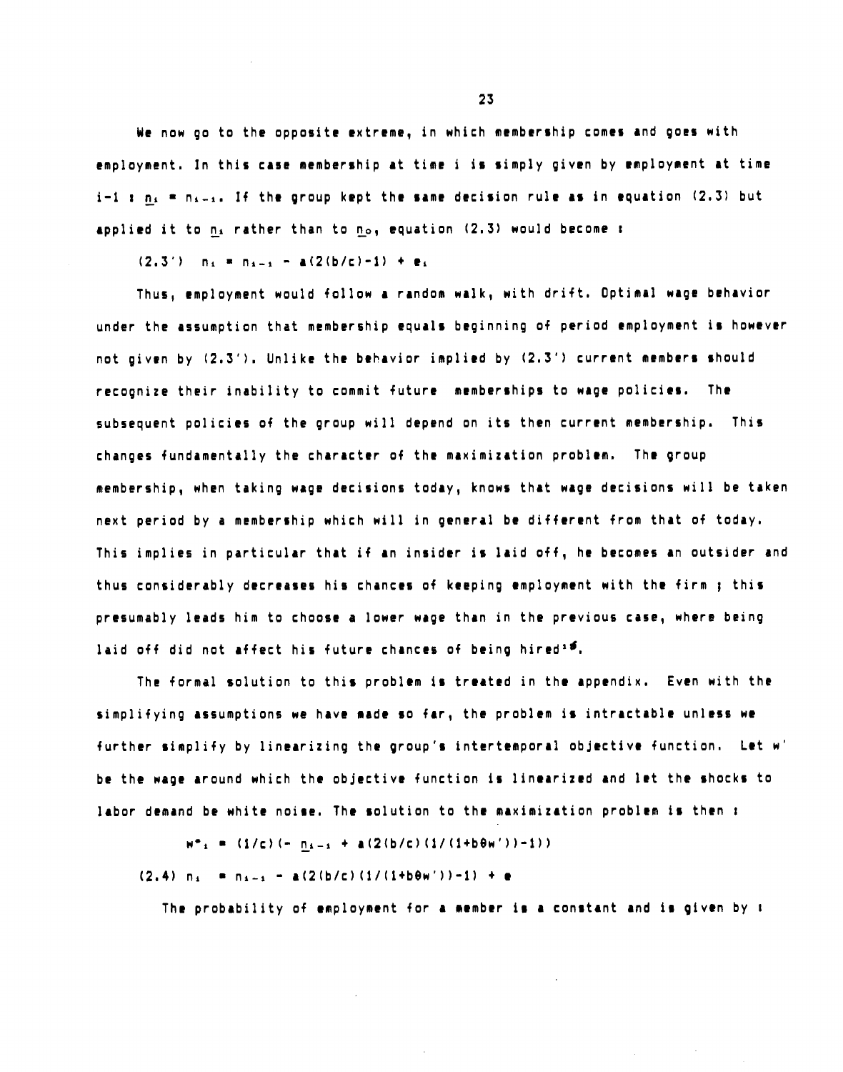We now go to the opposite extreme, in which membership comes and goes with employment. In this case membership at time i is simply given by employment at time i-1 : $\underline{n}_i = n_{i-1}$. If the group kept the same decision rule as in equation (2.3) but applied it to $\underline{n}_i$ rather than to $\underline{n}_0$, equation (2.3) would become :

$$(2.3') \quad n_i = n_{i-1} - a(2(b/c)-1) + e_i$$

Thus, employment would follow a random walk, with drift. Optimal wage behavior under the assumption that membership equals beginning of period employment is however not given by (2.3'). Unlike the behavior implied by (2.3') current members should recognize their inability to commit future memberships to wage policies. The subsequent policies of the group will depend on its then current membership. This changes fundamentally the character of the maximization problem. The group membership, when taking wage decisions today, knows that wage decisions will be taken next period by a membership which will in general be different from that of today. This implies in particular that if an insider is laid off, he becomes an outsider and thus considerably decreases his chances of keeping employment with the firm ; this presumably leads him to choose a lower wage than in the previous case, where being laid off did not affect his future chances of being hired[16].

The formal solution to this problem is treated in the appendix. Even with the simplifying assumptions we have made so far, the problem is intractable unless we further simplify by linearizing the group's intertemporal objective function. Let w' be the wage around which the objective function is linearized and let the shocks to labor demand be white noise. The solution to the maximization problem is then :

$$w^*_i = (1/c)(-\underline{n}_{i-1} + a(2(b/c)(1/(1+b\theta w'))-1))$$

$$(2.4) \quad n_i = n_{i-1} - a(2(b/c)(1/(1+b\theta w'))-1) + e$$

The probability of employment for a member is a constant and is given by :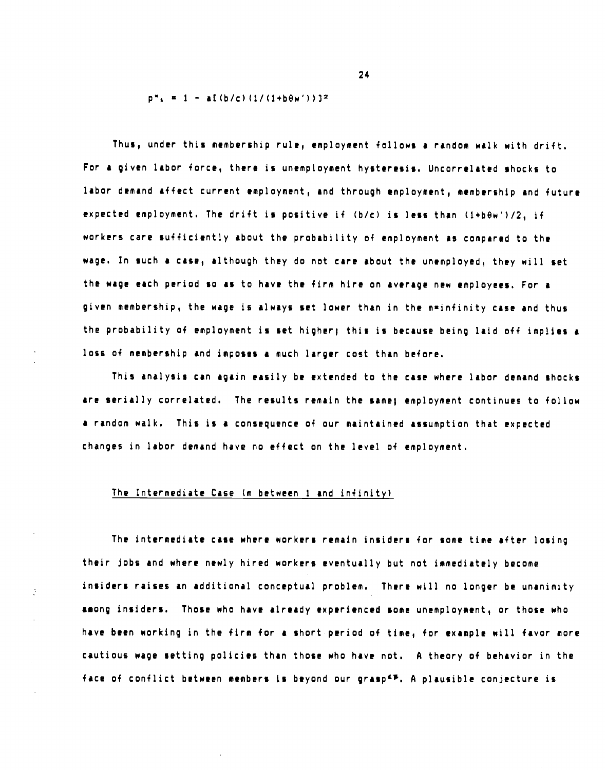$$p^*_1 = 1 - a[(b/c)(1/(1+b\theta w'))]^2$$

Thus, under this membership rule, employment follows a random walk with drift. For a given labor force, there is unemployment hysteresis. Uncorrelated shocks to labor demand affect current employment, and through employment, membership and future expected employment. The drift is positive if $(b/c)$ is less than $(1+b\theta w')/2$, if workers care sufficiently about the probability of employment as compared to the wage. In such a case, although they do not care about the unemployed, they will set the wage each period so as to have the firm hire on average new employees. For a given membership, the wage is always set lower than in the $m$=infinity case and thus the probability of employment is set higher; this is because being laid off implies a loss of membership and imposes a much larger cost than before.

This analysis can again easily be extended to the case where labor demand shocks are serially correlated. The results remain the same; employment continues to follow a random walk. This is a consequence of our maintained assumption that expected changes in labor demand have no effect on the level of employment.

## The Intermediate Case (m between 1 and infinity)

The intermediate case where workers remain insiders for some time after losing their jobs and where newly hired workers eventually but not immediately become insiders raises an additional conceptual problem. There will no longer be unanimity among insiders. Those who have already experienced some unemployment, or those who have been working in the firm for a short period of time, for example will favor more cautious wage setting policies than those who have not. A theory of behavior in the face of conflict between members is beyond our grasp[45]. A plausible conjecture is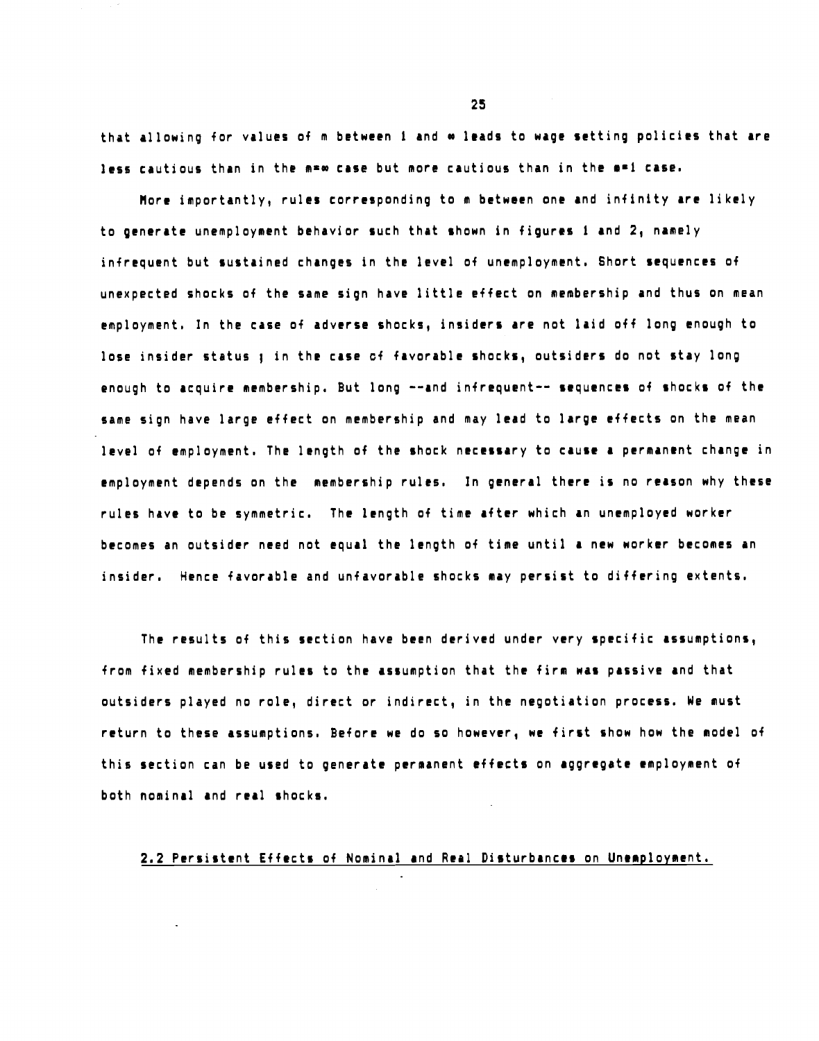that allowing for values of $m$ between 1 and $\infty$ leads to wage setting policies that are less cautious than in the $m=\infty$ case but more cautious than in the $m=1$ case.

More importantly, rules corresponding to $m$ between one and infinity are likely to generate unemployment behavior such that shown in figures 1 and 2, namely infrequent but sustained changes in the level of unemployment. Short sequences of unexpected shocks of the same sign have little effect on membership and thus on mean employment. In the case of adverse shocks, insiders are not laid off long enough to lose insider status ; in the case of favorable shocks, outsiders do not stay long enough to acquire membership. But long --and infrequent-- sequences of shocks of the same sign have large effect on membership and may lead to large effects on the mean level of employment. The length of the shock necessary to cause a permanent change in employment depends on the membership rules. In general there is no reason why these rules have to be symmetric. The length of time after which an unemployed worker becomes an outsider need not equal the length of time until a new worker becomes an insider. Hence favorable and unfavorable shocks may persist to differing extents.

The results of this section have been derived under very specific assumptions, from fixed membership rules to the assumption that the firm was passive and that outsiders played no role, direct or indirect, in the negotiation process. We must return to these assumptions. Before we do so however, we first show how the model of this section can be used to generate permanent effects on aggregate employment of both nominal and real shocks.

## 2.2 Persistent Effects of Nominal and Real Disturbances on Unemployment.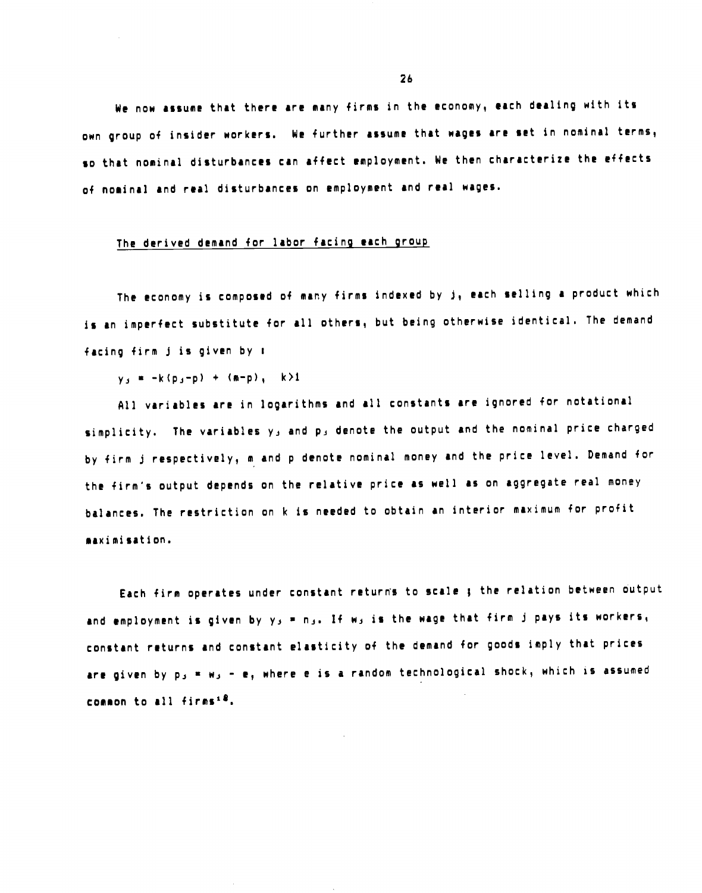We now assume that there are many firms in the economy, each dealing with its own group of insider workers. We further assume that wages are set in nominal terms, so that nominal disturbances can affect employment. We then characterize the effects of nominal and real disturbances on employment and real wages.

## The derived demand for labor facing each group

The economy is composed of many firms indexed by j, each selling a product which is an imperfect substitute for all others, but being otherwise identical. The demand facing firm j is given by :

$$y_j = -k(p_j - p) + (m - p), \quad k > 1$$

All variables are in logarithms and all constants are ignored for notational simplicity. The variables $y_j$ and $p_j$ denote the output and the nominal price charged by firm j respectively, m and p denote nominal money and the price level. Demand for the firm's output depends on the relative price as well as on aggregate real money balances. The restriction on k is needed to obtain an interior maximum for profit maximisation.

Each firm operates under constant returns to scale ; the relation between output and employment is given by $y_j = n_j$. If $w_j$ is the wage that firm j pays its workers, constant returns and constant elasticity of the demand for goods imply that prices are given by $p_j = w_j - e$, where e is a random technological shock, which is assumed common to all firms[18].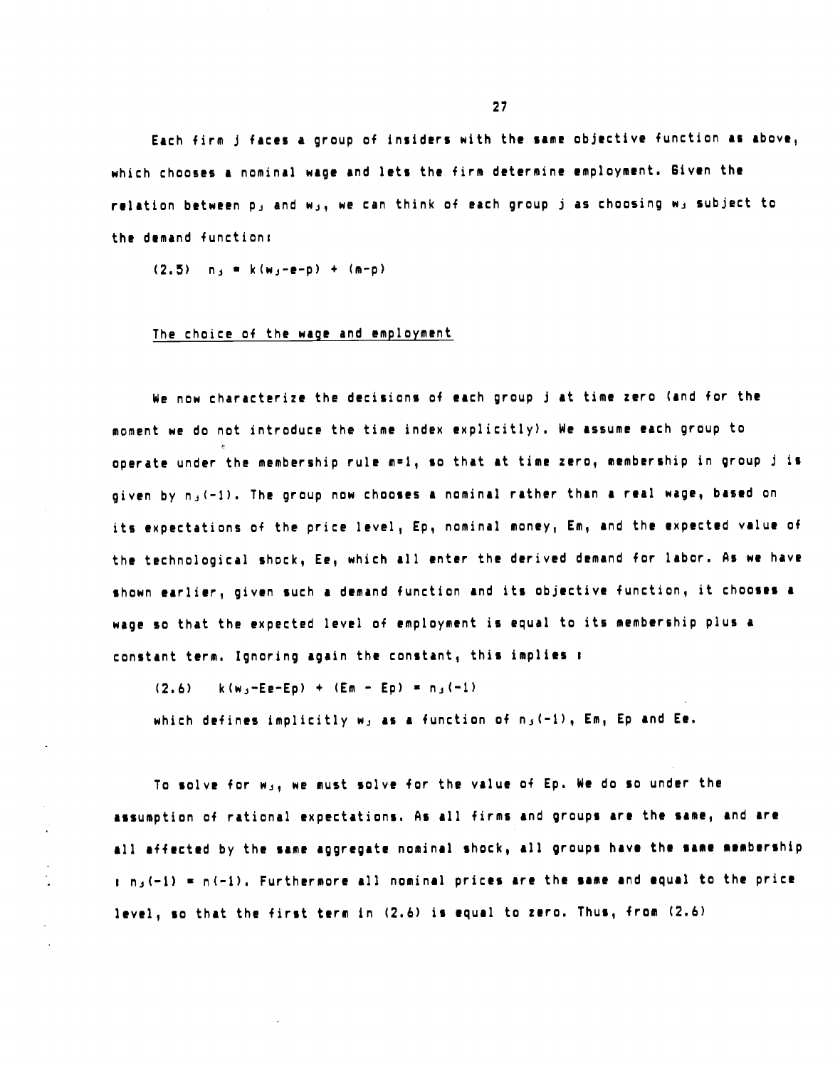Each firm $j$ faces a group of insiders with the same objective function as above, which chooses a nominal wage and lets the firm determine employment. Given the relation between $p_j$ and $w_j$, we can think of each group $j$ as choosing $w_j$ subject to the demand function:

$$(2.5) \quad n_j = k(w_j-e-p) + (m-p)$$

<u>The choice of the wage and employment</u>

We now characterize the decisions of each group $j$ at time zero (and for the moment we do not introduce the time index explicitly). We assume each group to operate under the membership rule $m=1$, so that at time zero, membership in group $j$ is given by $n_j(-1)$. The group now chooses a nominal rather than a real wage, based on its expectations of the price level, $Ep$, nominal money, $Em$, and the expected value of the technological shock, $Ee$, which all enter the derived demand for labor. As we have shown earlier, given such a demand function and its objective function, it chooses a wage so that the expected level of employment is equal to its membership plus a constant term. Ignoring again the constant, this implies :

$$(2.6) \quad k(w_j-Ee-Ep) + (Em - Ep) = n_j(-1)$$

which defines implicitly $w_j$ as a function of $n_j(-1)$, $Em$, $Ep$ and $Ee$.

To solve for $w_j$, we must solve for the value of $Ep$. We do so under the assumption of rational expectations. As all firms and groups are the same, and are all affected by the same aggregate nominal shock, all groups have the same membership : $n_j(-1) = n(-1)$. Furthermore all nominal prices are the same and equal to the price level, so that the first term in (2.6) is equal to zero. Thus, from (2.6)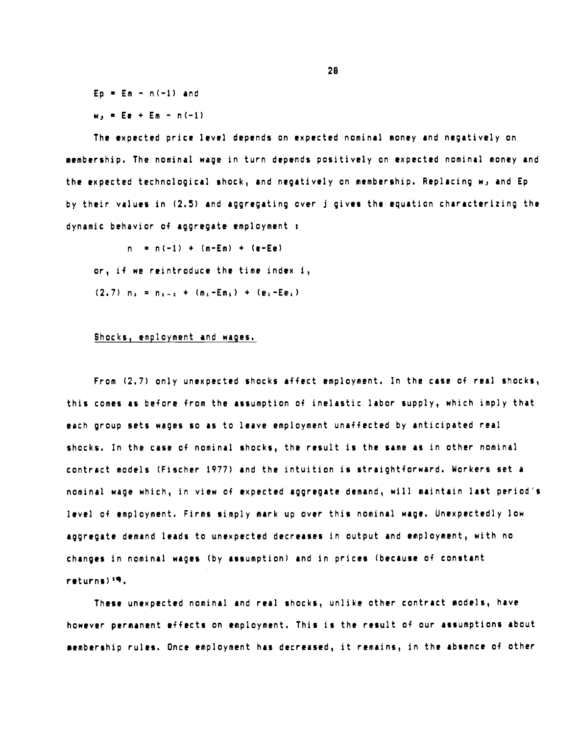$$Ep = Em - n(-1) \text{ and}$$

$$w_j = Ee + Em - n(-1)$$

The expected price level depends on expected nominal money and negatively on membership. The nominal wage in turn depends positively on expected nominal money and the expected technological shock, and negatively on membership. Replacing $w_j$ and $Ep$ by their values in (2.5) and aggregating over j gives the equation characterizing the dynamic behavior of aggregate employment :

$$n = n(-1) + (m-Em) + (e-Ee)$$

or, if we reintroduce the time index i,

$$(2.7) \quad n_i = n_{i-1} + (m_i - Em_i) + (e_i - Ee_i)$$

### Shocks, employment and wages.

From (2.7) only unexpected shocks affect employment. In the case of real shocks, this comes as before from the assumption of inelastic labor supply, which imply that each group sets wages so as to leave employment unaffected by anticipated real shocks. In the case of nominal shocks, the result is the same as in other nominal contract models (Fischer 1977) and the intuition is straightforward. Workers set a nominal wage which, in view of expected aggregate demand, will maintain last period's level of employment. Firms simply mark up over this nominal wage. Unexpectedly low aggregate demand leads to unexpected decreases in output and employment, with no changes in nominal wages (by assumption) and in prices (because of constant returns)[19].

These unexpected nominal and real shocks, unlike other contract models, have however permanent effects on employment. This is the result of our assumptions about membership rules. Once employment has decreased, it remains, in the absence of other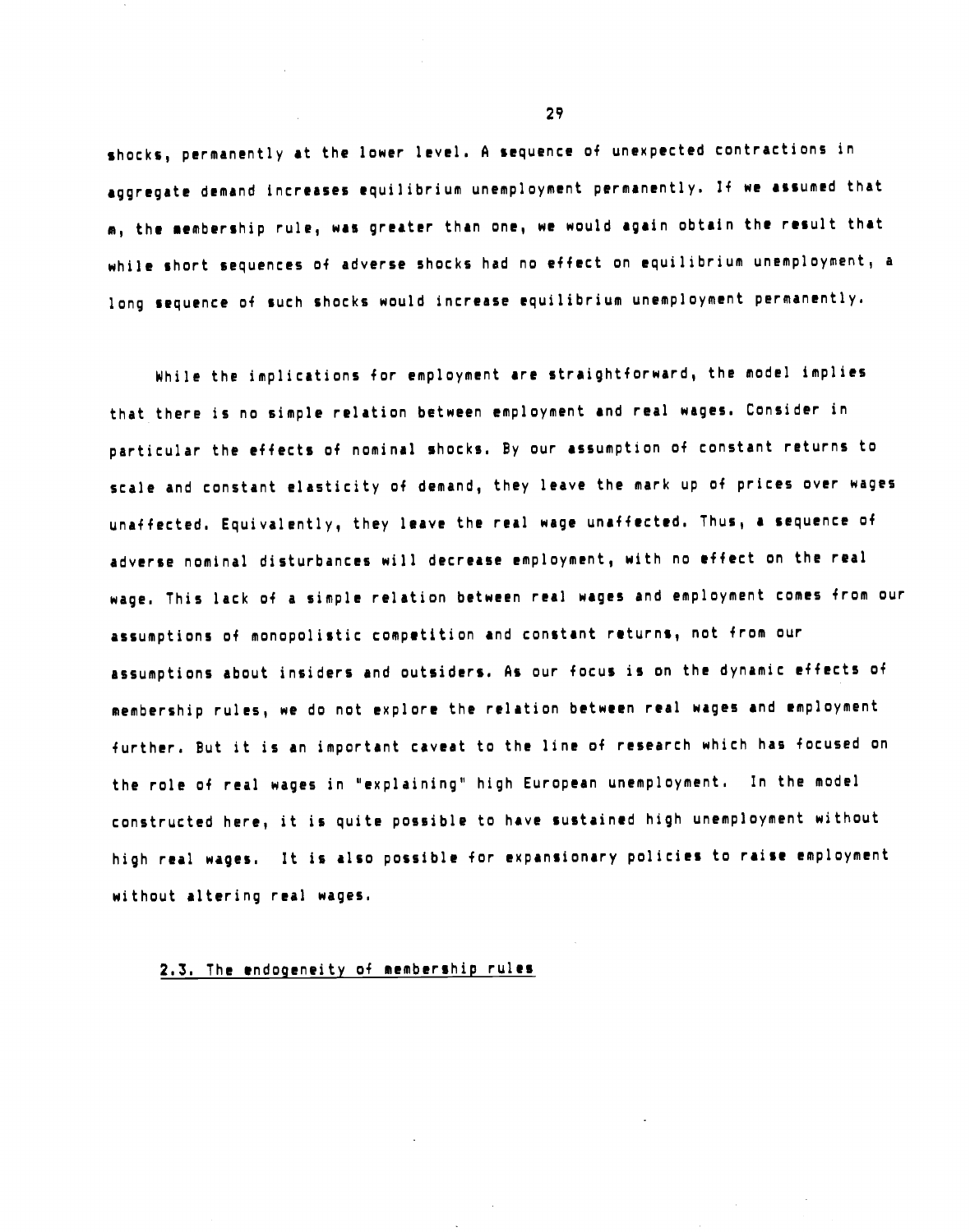shocks, permanently at the lower level. A sequence of unexpected contractions in aggregate demand increases equilibrium unemployment permanently. If we assumed that $m$, the membership rule, was greater than one, we would again obtain the result that while short sequences of adverse shocks had no effect on equilibrium unemployment, a long sequence of such shocks would increase equilibrium unemployment permanently.

While the implications for employment are straightforward, the model implies that there is no simple relation between employment and real wages. Consider in particular the effects of nominal shocks. By our assumption of constant returns to scale and constant elasticity of demand, they leave the mark up of prices over wages unaffected. Equivalently, they leave the real wage unaffected. Thus, a sequence of adverse nominal disturbances will decrease employment, with no effect on the real wage. This lack of a simple relation between real wages and employment comes from our assumptions of monopolistic competition and constant returns, not from our assumptions about insiders and outsiders. As our focus is on the dynamic effects of membership rules, we do not explore the relation between real wages and employment further. But it is an important caveat to the line of research which has focused on the role of real wages in "explaining" high European unemployment. In the model constructed here, it is quite possible to have sustained high unemployment without high real wages. It is also possible for expansionary policies to raise employment without altering real wages.

### 2.3. The endogeneity of membership rules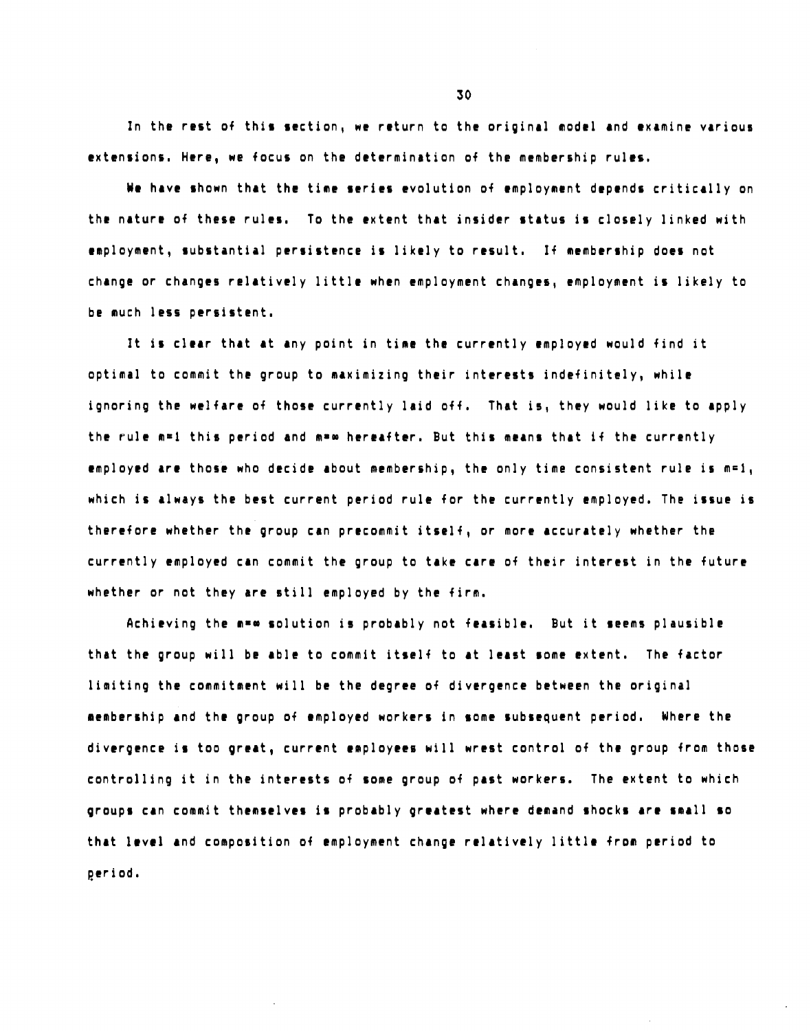In the rest of this section, we return to the original model and examine various extensions. Here, we focus on the determination of the membership rules.

We have shown that the time series evolution of employment depends critically on the nature of these rules. To the extent that insider status is closely linked with employment, substantial persistence is likely to result. If membership does not change or changes relatively little when employment changes, employment is likely to be much less persistent.

It is clear that at any point in time the currently employed would find it optimal to commit the group to maximizing their interests indefinitely, while ignoring the welfare of those currently laid off. That is, they would like to apply the rule $m=1$ this period and $m=\infty$ hereafter. But this means that if the currently employed are those who decide about membership, the only time consistent rule is $m=1$, which is always the best current period rule for the currently employed. The issue is therefore whether the group can precommit itself, or more accurately whether the currently employed can commit the group to take care of their interest in the future whether or not they are still employed by the firm.

Achieving the $m=\infty$ solution is probably not feasible. But it seems plausible that the group will be able to commit itself to at least some extent. The factor limiting the commitment will be the degree of divergence between the original membership and the group of employed workers in some subsequent period. Where the divergence is too great, current employees will wrest control of the group from those controlling it in the interests of some group of past workers. The extent to which groups can commit themselves is probably greatest where demand shocks are small so that level and composition of employment change relatively little from period to period.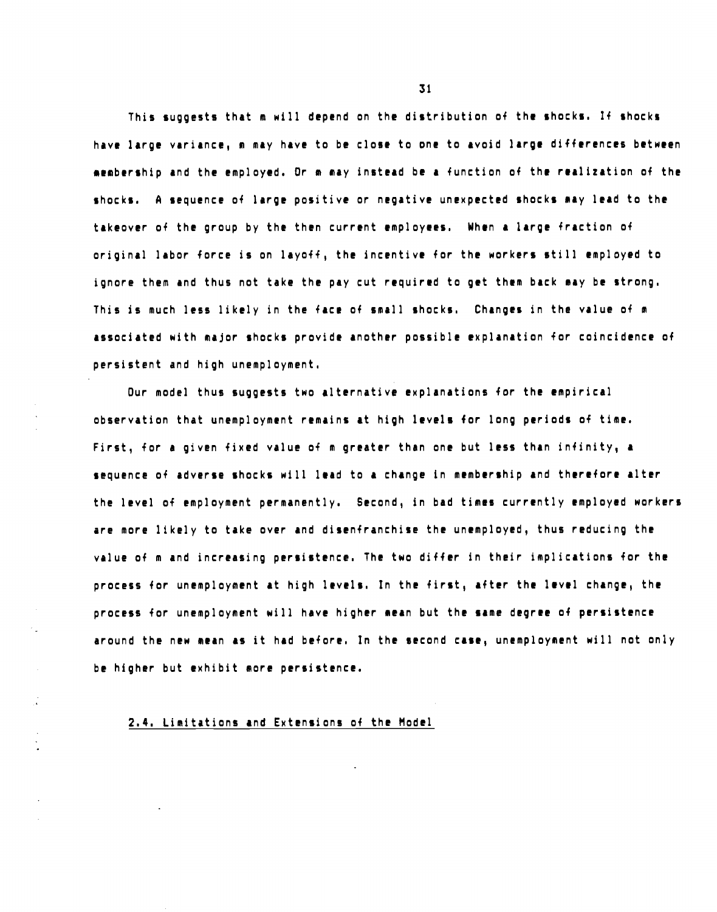This suggests that $m$ will depend on the distribution of the shocks. If shocks have large variance, $m$ may have to be close to one to avoid large differences between membership and the employed. Or $m$ may instead be a function of the realization of the shocks. A sequence of large positive or negative unexpected shocks may lead to the takeover of the group by the then current employees. When a large fraction of original labor force is on layoff, the incentive for the workers still employed to ignore them and thus not take the pay cut required to get them back may be strong. This is much less likely in the face of small shocks. Changes in the value of $m$ associated with major shocks provide another possible explanation for coincidence of persistent and high unemployment.

Our model thus suggests two alternative explanations for the empirical observation that unemployment remains at high levels for long periods of time. First, for a given fixed value of $m$ greater than one but less than infinity, a sequence of adverse shocks will lead to a change in membership and therefore alter the level of employment permanently. Second, in bad times currently employed workers are more likely to take over and disenfranchise the unemployed, thus reducing the value of $m$ and increasing persistence. The two differ in their implications for the process for unemployment at high levels. In the first, after the level change, the process for unemployment will have higher mean but the same degree of persistence around the new mean as it had before. In the second case, unemployment will not only be higher but exhibit more persistence.

## 2.4. Limitations and Extensions of the Model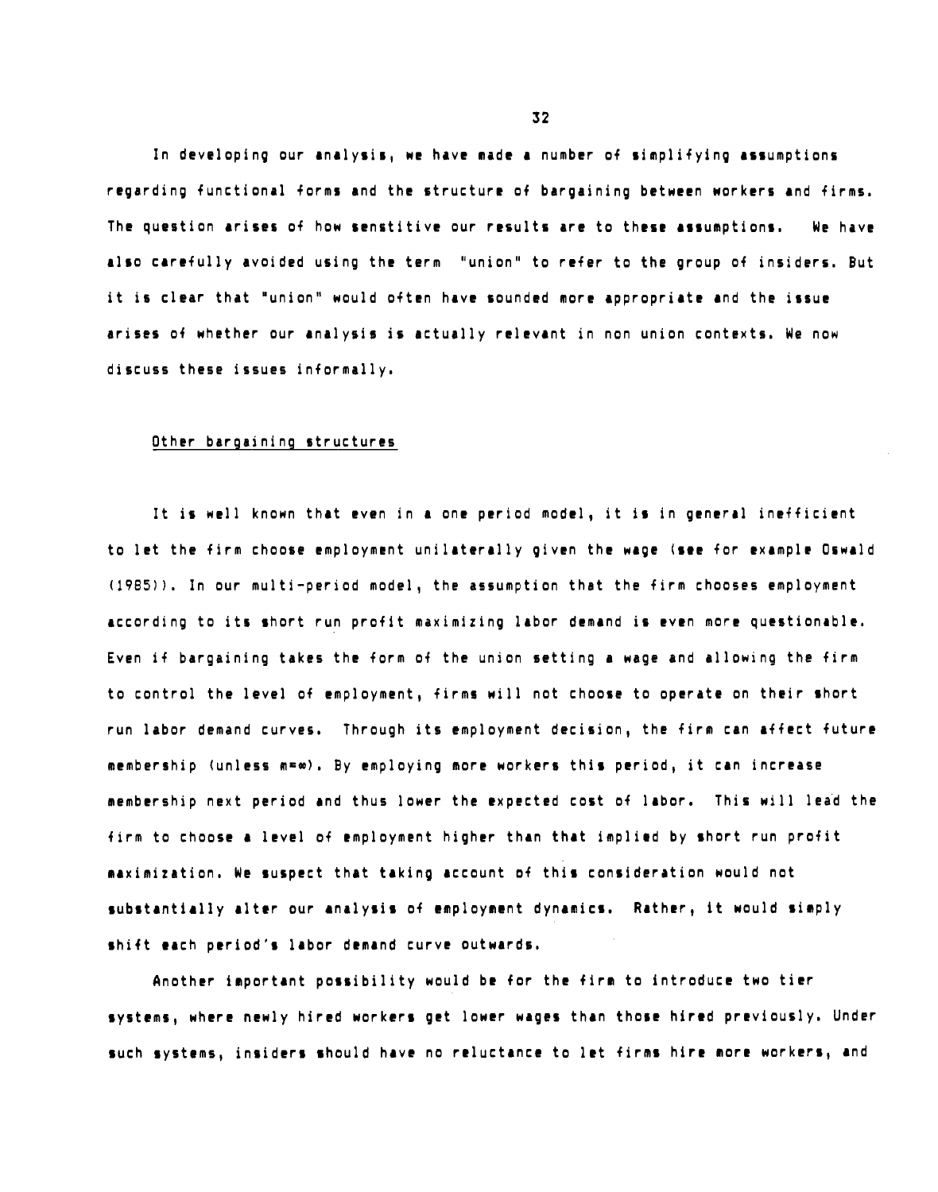In developing our analysis, we have made a number of simplifying assumptions regarding functional forms and the structure of bargaining between workers and firms. The question arises of how senstitive our results are to these assumptions. We have also carefully avoided using the term "union" to refer to the group of insiders. But it is clear that "union" would often have sounded more appropriate and the issue arises of whether our analysis is actually relevant in non union contexts. We now discuss these issues informally.

### Other bargaining structures

It is well known that even in a one period model, it is in general inefficient to let the firm choose employment unilaterally given the wage (see for example Oswald (1985)). In our multi-period model, the assumption that the firm chooses employment according to its short run profit maximizing labor demand is even more questionable. Even if bargaining takes the form of the union setting a wage and allowing the firm to control the level of employment, firms will not choose to operate on their short run labor demand curves. Through its employment decision, the firm can affect future membership (unless $m=\infty$). By employing more workers this period, it can increase membership next period and thus lower the expected cost of labor. This will lead the firm to choose a level of employment higher than that implied by short run profit maximization. We suspect that taking account of this consideration would not substantially alter our analysis of employment dynamics. Rather, it would simply shift each period's labor demand curve outwards.

Another important possibility would be for the firm to introduce two tier systems, where newly hired workers get lower wages than those hired previously. Under such systems, insiders should have no reluctance to let firms hire more workers, and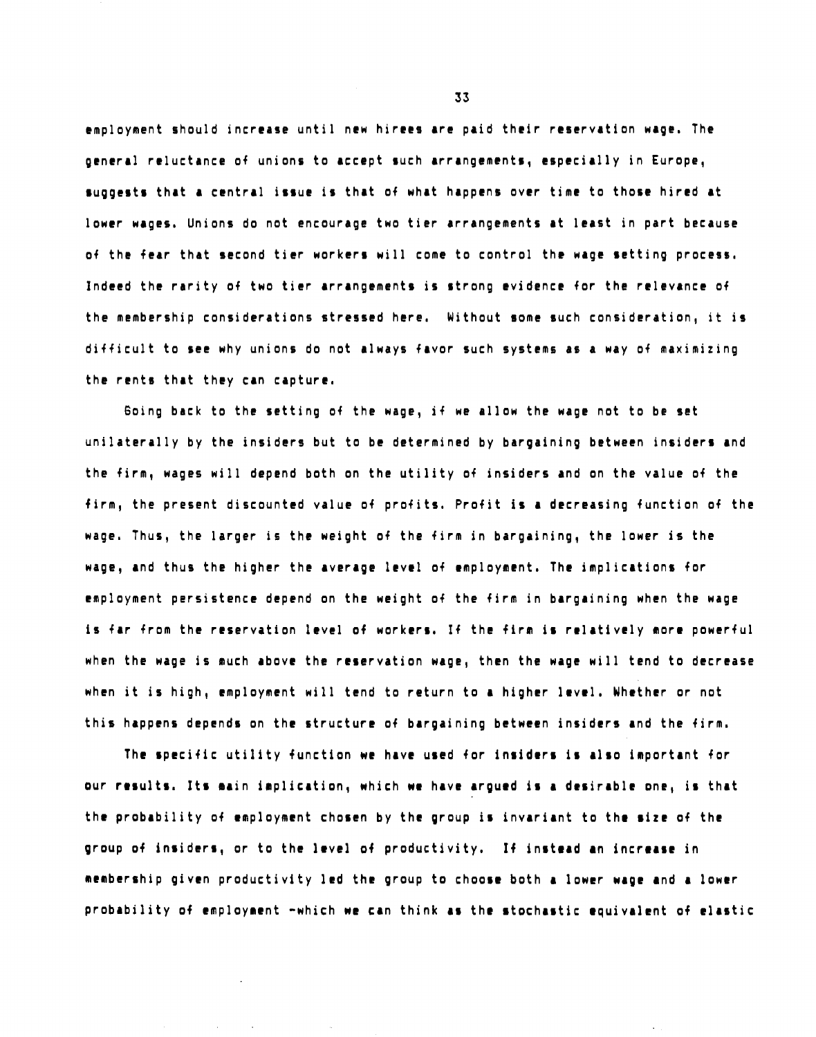employment should increase until new hirees are paid their reservation wage. The general reluctance of unions to accept such arrangements, especially in Europe, suggests that a central issue is that of what happens over time to those hired at lower wages. Unions do not encourage two tier arrangements at least in part because of the fear that second tier workers will come to control the wage setting process. Indeed the rarity of two tier arrangements is strong evidence for the relevance of the membership considerations stressed here. Without some such consideration, it is difficult to see why unions do not always favor such systems as a way of maximizing the rents that they can capture.

Going back to the setting of the wage, if we allow the wage not to be set unilaterally by the insiders but to be determined by bargaining between insiders and the firm, wages will depend both on the utility of insiders and on the value of the firm, the present discounted value of profits. Profit is a decreasing function of the wage. Thus, the larger is the weight of the firm in bargaining, the lower is the wage, and thus the higher the average level of employment. The implications for employment persistence depend on the weight of the firm in bargaining when the wage is far from the reservation level of workers. If the firm is relatively more powerful when the wage is much above the reservation wage, then the wage will tend to decrease when it is high, employment will tend to return to a higher level. Whether or not this happens depends on the structure of bargaining between insiders and the firm.

The specific utility function we have used for insiders is also important for our results. Its main implication, which we have argued is a desirable one, is that the probability of employment chosen by the group is invariant to the size of the group of insiders, or to the level of productivity. If instead an increase in membership given productivity led the group to choose both a lower wage and a lower probability of employment -which we can think as the stochastic equivalent of elastic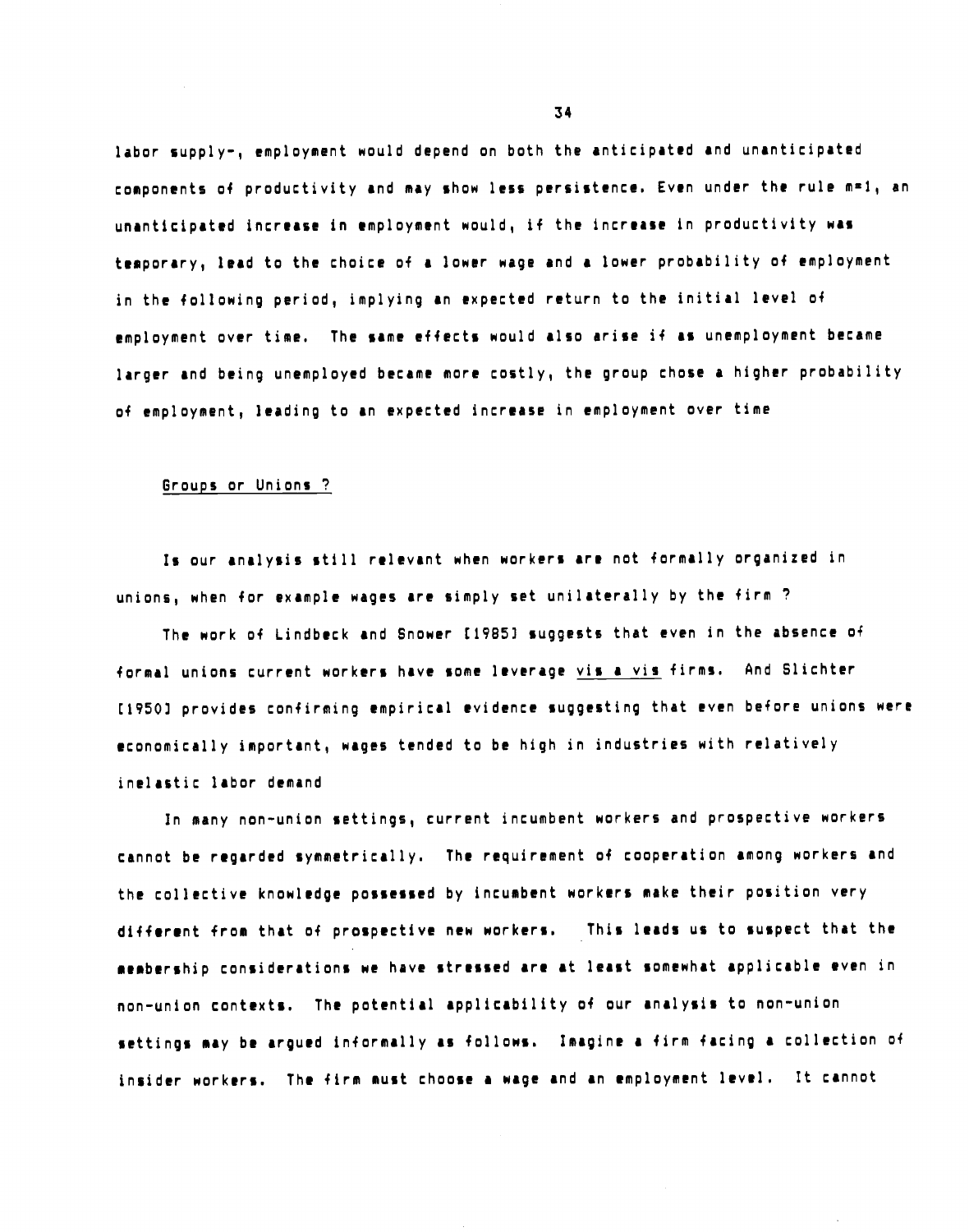labor supply-, employment would depend on both the anticipated and unanticipated components of productivity and may show less persistence. Even under the rule $m=1$, an unanticipated increase in employment would, if the increase in productivity was temporary, lead to the choice of a lower wage and a lower probability of employment in the following period, implying an expected return to the initial level of employment over time. The same effects would also arise if as unemployment became larger and being unemployed became more costly, the group chose a higher probability of employment, leading to an expected increase in employment over time

Groups or Unions ?

Is our analysis still relevant when workers are not formally organized in unions, when for example wages are simply set unilaterally by the firm ?

The work of Lindbeck and Snower [1985] suggests that even in the absence of formal unions current workers have some leverage *vis a vis* firms. And Slichter [1950] provides confirming empirical evidence suggesting that even before unions were economically important, wages tended to be high in industries with relatively inelastic labor demand

In many non-union settings, current incumbent workers and prospective workers cannot be regarded symmetrically. The requirement of cooperation among workers and the collective knowledge possessed by incumbent workers make their position very different from that of prospective new workers. This leads us to suspect that the membership considerations we have stressed are at least somewhat applicable even in non-union contexts. The potential applicability of our analysis to non-union settings may be argued informally as follows. Imagine a firm facing a collection of insider workers. The firm must choose a wage and an employment level. It cannot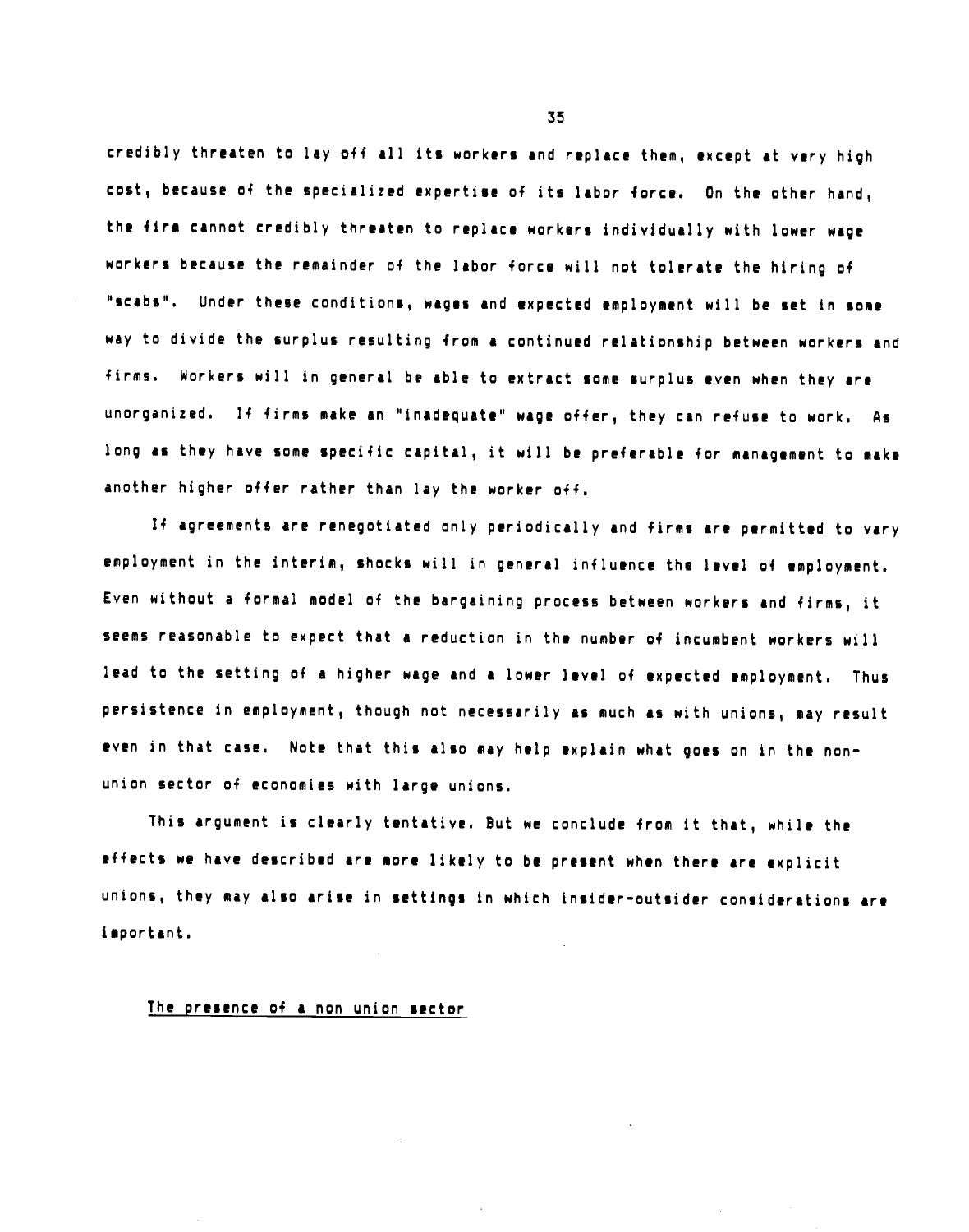credibly threaten to lay off all its workers and replace them, except at very high cost, because of the specialized expertise of its labor force. On the other hand, the firm cannot credibly threaten to replace workers individually with lower wage workers because the remainder of the labor force will not tolerate the hiring of "scabs". Under these conditions, wages and expected employment will be set in some way to divide the surplus resulting from a continued relationship between workers and firms. Workers will in general be able to extract some surplus even when they are unorganized. If firms make an "inadequate" wage offer, they can refuse to work. As long as they have some specific capital, it will be preferable for management to make another higher offer rather than lay the worker off.

If agreements are renegotiated only periodically and firms are permitted to vary employment in the interim, shocks will in general influence the level of employment. Even without a formal model of the bargaining process between workers and firms, it seems reasonable to expect that a reduction in the number of incumbent workers will lead to the setting of a higher wage and a lower level of expected employment. Thus persistence in employment, though not necessarily as much as with unions, may result even in that case. Note that this also may help explain what goes on in the non-union sector of economies with large unions.

This argument is clearly tentative. But we conclude from it that, while the effects we have described are more likely to be present when there are explicit unions, they may also arise in settings in which insider-outsider considerations are important.

## The presence of a non union sector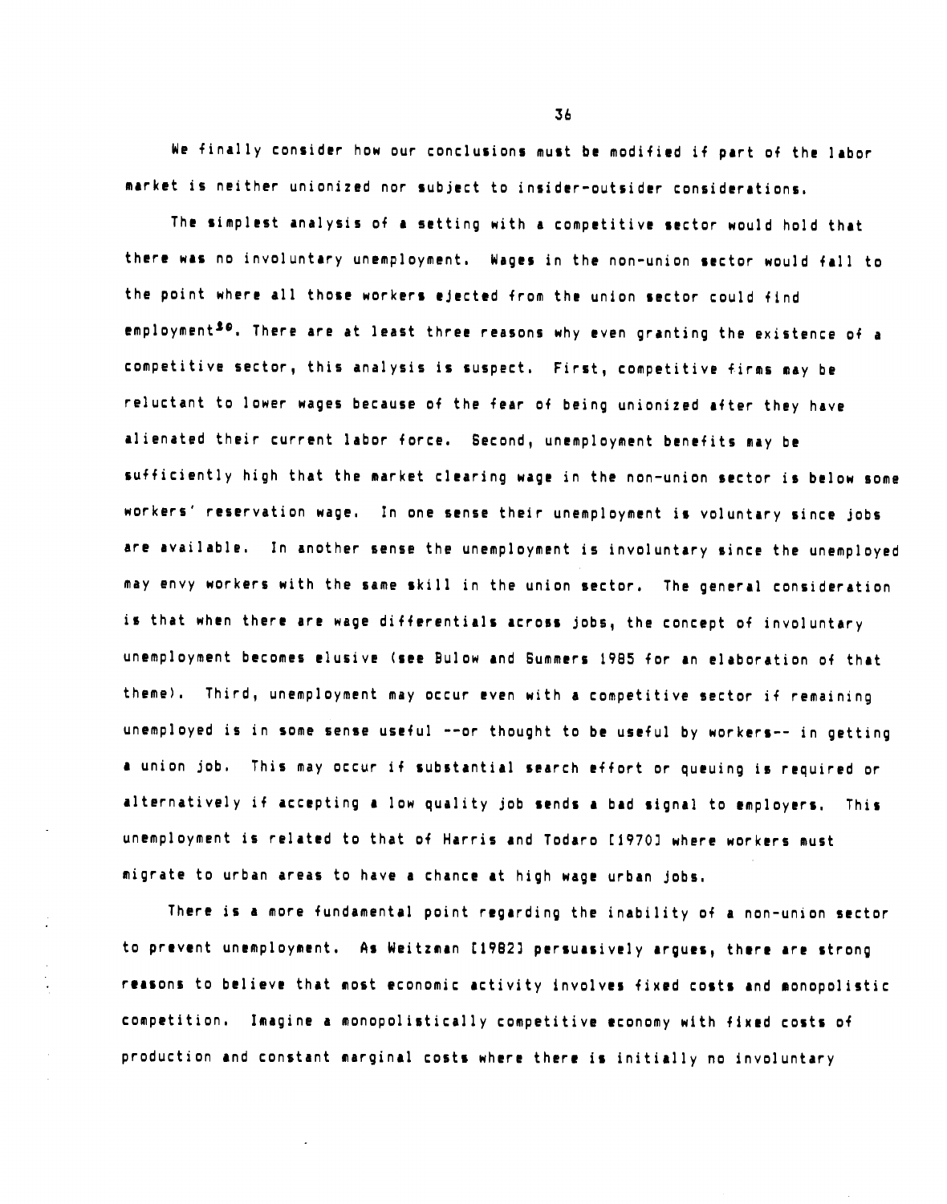We finally consider how our conclusions must be modified if part of the labor market is neither unionized nor subject to insider-outsider considerations.

The simplest analysis of a setting with a competitive sector would hold that there was no involuntary unemployment. Wages in the non-union sector would fall to the point where all those workers ejected from the union sector could find employment[30]. There are at least three reasons why even granting the existence of a competitive sector, this analysis is suspect. First, competitive firms may be reluctant to lower wages because of the fear of being unionized after they have alienated their current labor force. Second, unemployment benefits may be sufficiently high that the market clearing wage in the non-union sector is below some workers' reservation wage. In one sense their unemployment is voluntary since jobs are available. In another sense the unemployment is involuntary since the unemployed may envy workers with the same skill in the union sector. The general consideration is that when there are wage differentials across jobs, the concept of involuntary unemployment becomes elusive (see Bulow and Summers 1985 for an elaboration of that theme). Third, unemployment may occur even with a competitive sector if remaining unemployed is in some sense useful --or thought to be useful by workers-- in getting a union job. This may occur if substantial search effort or queuing is required or alternatively if accepting a low quality job sends a bad signal to employers. This unemployment is related to that of Harris and Todaro [1970] where workers must migrate to urban areas to have a chance at high wage urban jobs.

There is a more fundamental point regarding the inability of a non-union sector to prevent unemployment. As Weitzman [1982] persuasively argues, there are strong reasons to believe that most economic activity involves fixed costs and monopolistic competition. Imagine a monopolistically competitive economy with fixed costs of production and constant marginal costs where there is initially no involuntary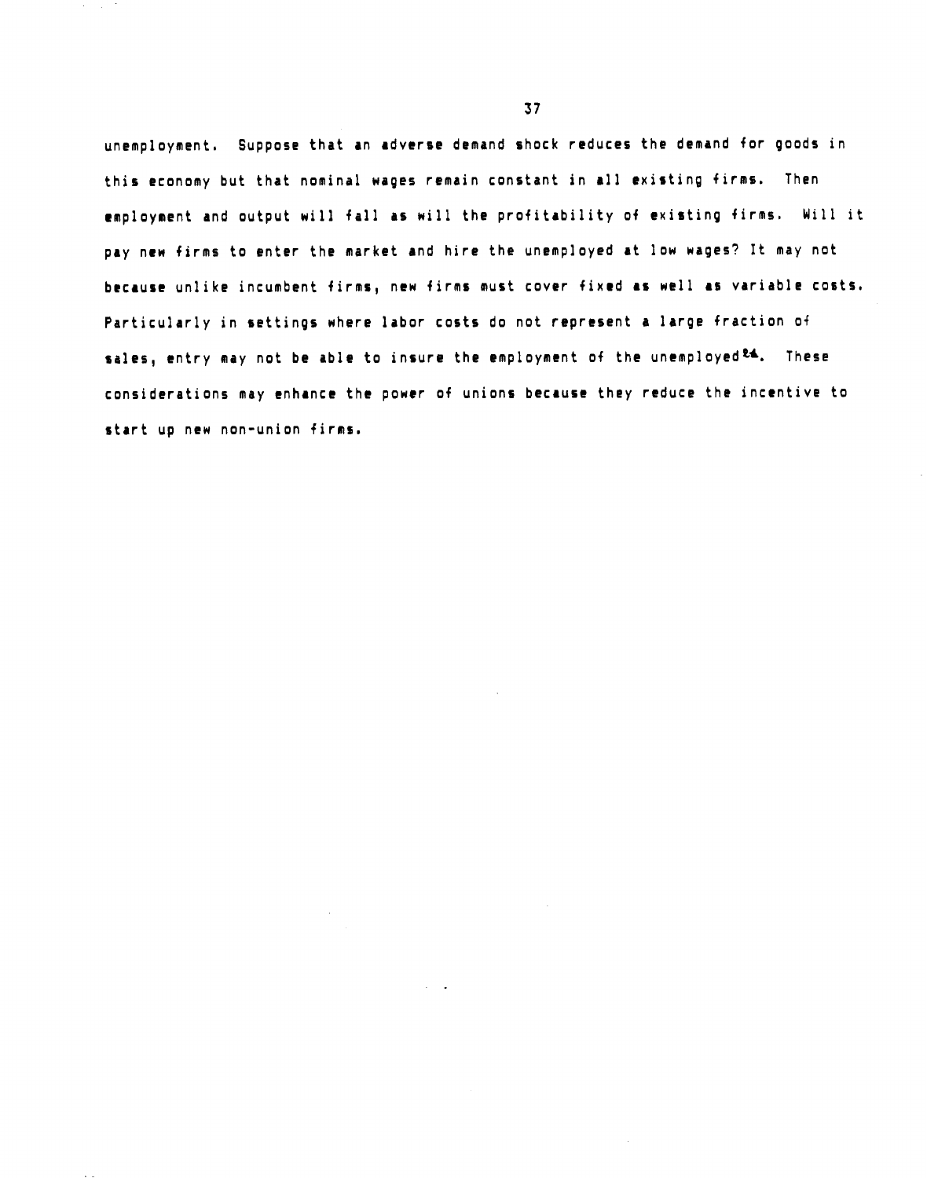unemployment. Suppose that an adverse demand shock reduces the demand for goods in this economy but that nominal wages remain constant in all existing firms. Then employment and output will fall as will the profitability of existing firms. Will it pay new firms to enter the market and hire the unemployed at low wages? It may not because unlike incumbent firms, new firms must cover fixed as well as variable costs. Particularly in settings where labor costs do not represent a large fraction of sales, entry may not be able to insure the employment of the unemployed[24]. These considerations may enhance the power of unions because they reduce the incentive to start up new non-union firms.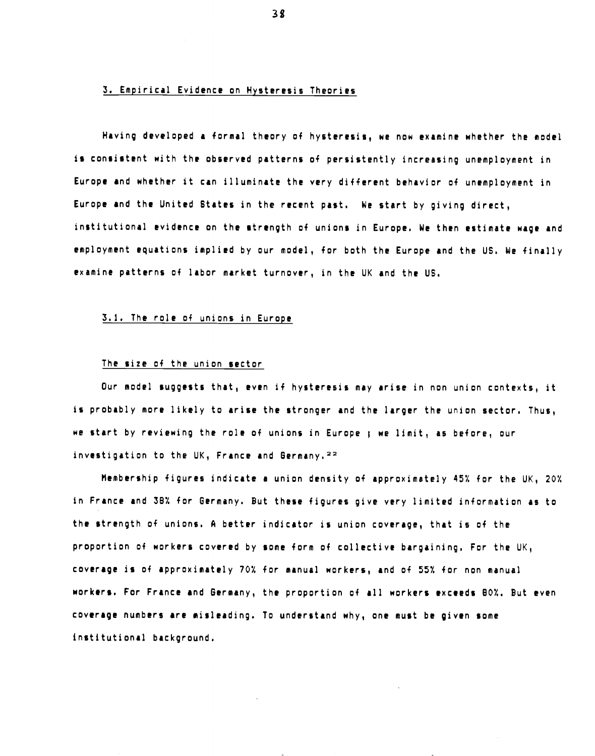## 3. Empirical Evidence on Hysteresis Theories

Having developed a formal theory of hysteresis, we now examine whether the model is consistent with the observed patterns of persistently increasing unemployment in Europe and whether it can illuminate the very different behavior of unemployment in Europe and the United States in the recent past. We start by giving direct, institutional evidence on the strength of unions in Europe. We then estimate wage and employment equations implied by our model, for both the Europe and the US. We finally examine patterns of labor market turnover, in the UK and the US.

### 3.1. The role of unions in Europe

#### The size of the union sector

Our model suggests that, even if hysteresis may arise in non union contexts, it is probably more likely to arise the stronger and the larger the union sector. Thus, we start by reviewing the role of unions in Europe ; we limit, as before, our investigation to the UK, France and Germany.[22]

Membership figures indicate a union density of approximately 45% for the UK, 20% in France and 38% for Germany. But these figures give very limited information as to the strength of unions. A better indicator is union coverage, that is of the proportion of workers covered by some form of collective bargaining. For the UK, coverage is of approximately 70% for manual workers, and of 55% for non manual workers. For France and Germany, the proportion of all workers exceeds 80%. But even coverage numbers are misleading. To understand why, one must be given some institutional background.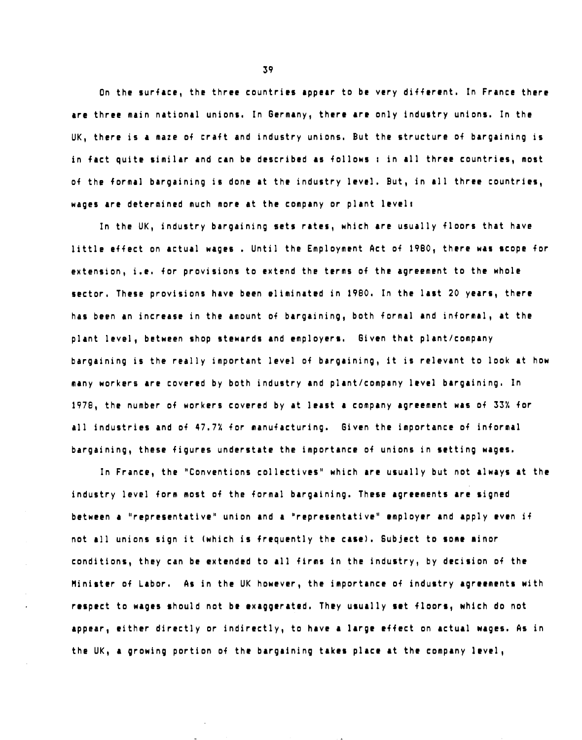On the surface, the three countries appear to be very different. In France there are three main national unions. In Germany, there are only industry unions. In the UK, there is a maze of craft and industry unions. But the structure of bargaining is in fact quite similar and can be described as follows : in all three countries, most of the formal bargaining is done at the industry level. But, in all three countries, wages are determined much more at the company or plant level:

In the UK, industry bargaining sets rates, which are usually floors that have little effect on actual wages . Until the Employment Act of 1980, there was scope for extension, i.e. for provisions to extend the terms of the agreement to the whole sector. These provisions have been eliminated in 1980. In the last 20 years, there has been an increase in the amount of bargaining, both formal and informal, at the plant level, between shop stewards and employers. Given that plant/company bargaining is the really important level of bargaining, it is relevant to look at how many workers are covered by both industry and plant/company level bargaining. In 1978, the number of workers covered by at least a company agreement was of 33% for all industries and of 47.7% for manufacturing. Given the importance of informal bargaining, these figures understate the importance of unions in setting wages.

In France, the "Conventions collectives" which are usually but not always at the industry level form most of the formal bargaining. These agreements are signed between a "representative" union and a "representative" employer and apply even if not all unions sign it (which is frequently the case). Subject to some minor conditions, they can be extended to all firms in the industry, by decision of the Minister of Labor. As in the UK however, the importance of industry agreements with respect to wages should not be exaggerated. They usually set floors, which do not appear, either directly or indirectly, to have a large effect on actual wages. As in the UK, a growing portion of the bargaining takes place at the company level,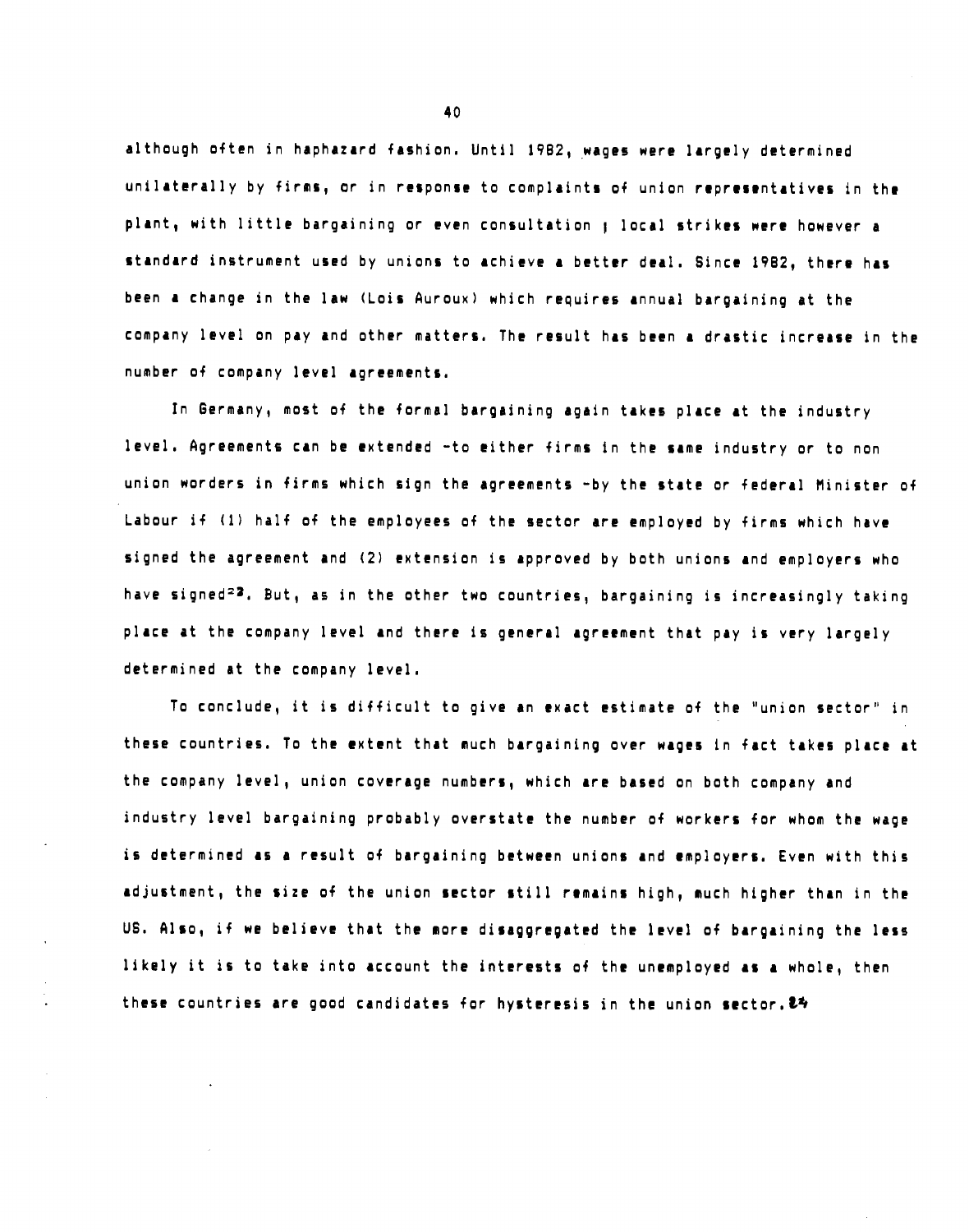although often in haphazard fashion. Until 1982, wages were largely determined unilaterally by firms, or in response to complaints of union representatives in the plant, with little bargaining or even consultation ; local strikes were however a standard instrument used by unions to achieve a better deal. Since 1982, there has been a change in the law (Lois Auroux) which requires annual bargaining at the company level on pay and other matters. The result has been a drastic increase in the number of company level agreements.

In Germany, most of the formal bargaining again takes place at the industry level. Agreements can be extended -to either firms in the same industry or to non union worders in firms which sign the agreements -by the state or federal Minister of Labour if (1) half of the employees of the sector are employed by firms which have signed the agreement and (2) extension is approved by both unions and employers who have signed[23]. But, as in the other two countries, bargaining is increasingly taking place at the company level and there is general agreement that pay is very largely determined at the company level.

To conclude, it is difficult to give an exact estimate of the "union sector" in these countries. To the extent that much bargaining over wages in fact takes place at the company level, union coverage numbers, which are based on both company and industry level bargaining probably overstate the number of workers for whom the wage is determined as a result of bargaining between unions and employers. Even with this adjustment, the size of the union sector still remains high, much higher than in the US. Also, if we believe that the more disaggregated the level of bargaining the less likely it is to take into account the interests of the unemployed as a whole, then these countries are good candidates for hysteresis in the union sector.[24]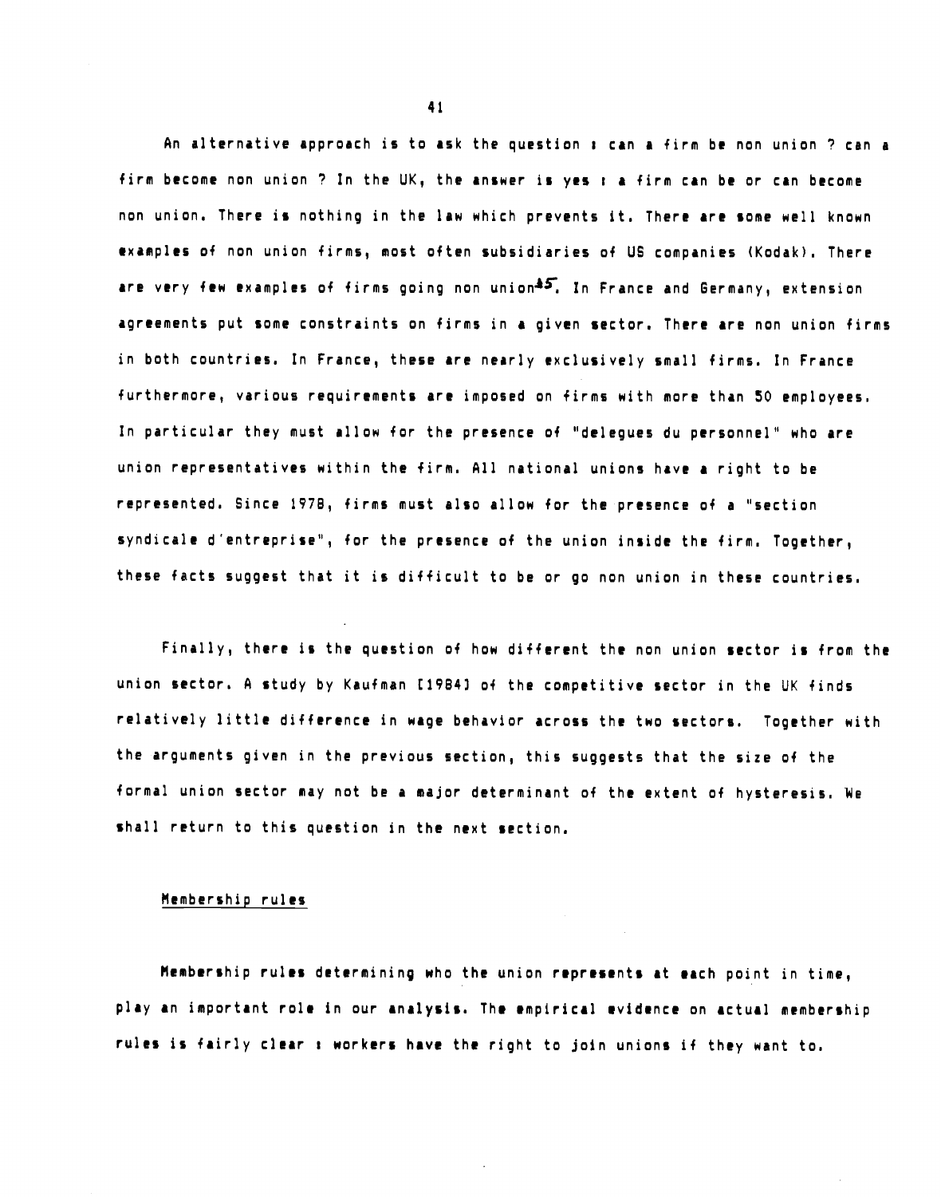An alternative approach is to ask the question : can a firm be non union ? can a firm become non union ? In the UK, the answer is yes : a firm can be or can become non union. There is nothing in the law which prevents it. There are some well known examples of non union firms, most often subsidiaries of US companies (Kodak). There are very few examples of firms going non union[45]. In France and Germany, extension agreements put some constraints on firms in a given sector. There are non union firms in both countries. In France, these are nearly exclusively small firms. In France furthermore, various requirements are imposed on firms with more than 50 employees. In particular they must allow for the presence of "delegues du personnel" who are union representatives within the firm. All national unions have a right to be represented. Since 1978, firms must also allow for the presence of a "section syndicale d'entreprise", for the presence of the union inside the firm. Together, these facts suggest that it is difficult to be or go non union in these countries.

Finally, there is the question of how different the non union sector is from the union sector. A study by Kaufman [1984] of the competitive sector in the UK finds relatively little difference in wage behavior across the two sectors. Together with the arguments given in the previous section, this suggests that the size of the formal union sector may not be a major determinant of the extent of hysteresis. We shall return to this question in the next section.

### Membership rules

Membership rules determining who the union represents at each point in time, play an important role in our analysis. The empirical evidence on actual membership rules is fairly clear : workers have the right to join unions if they want to.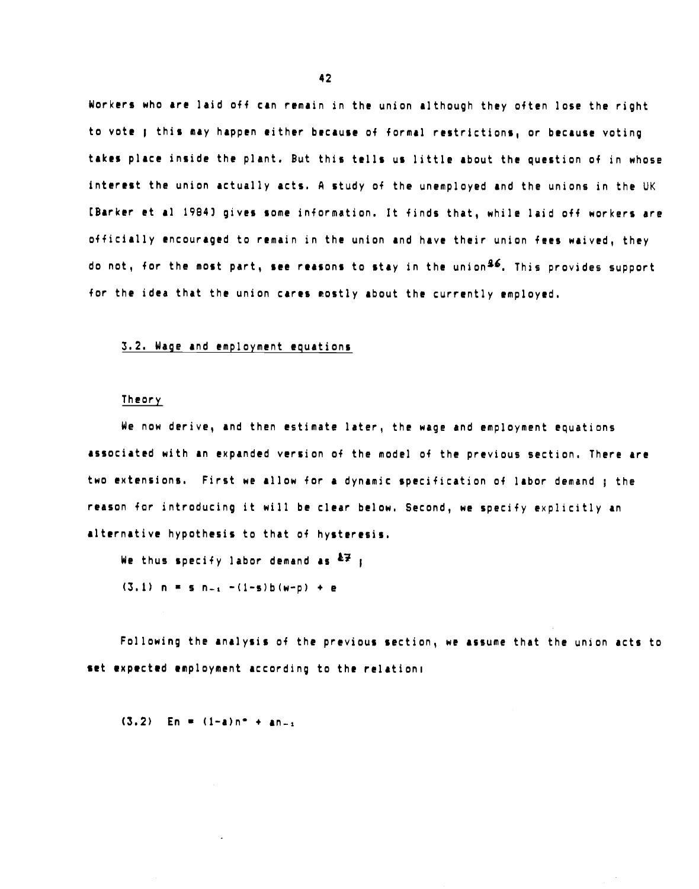Workers who are laid off can remain in the union although they often lose the right to vote ; this may happen either because of formal restrictions, or because voting takes place inside the plant. But this tells us little about the question of in whose interest the union actually acts. A study of the unemployed and the unions in the UK [Barker et al 1984] gives some information. It finds that, while laid off workers are officially encouraged to remain in the union and have their union fees waived, they do not, for the most part, see reasons to stay in the union[26]. This provides support for the idea that the union cares mostly about the currently employed.

### 3.2. Wage and employment equations

#### Theory

We now derive, and then estimate later, the wage and employment equations associated with an expanded version of the model of the previous section. There are two extensions. First we allow for a dynamic specification of labor demand ; the reason for introducing it will be clear below. Second, we specify explicitly an alternative hypothesis to that of hysteresis.

We thus specify labor demand as [27] ;

(3.1) $n = s\, n_{-1} - (1-s)b(w-p) + e$

Following the analysis of the previous section, we assume that the union acts to set expected employment according to the relation:

(3.2) $En = (1-a)n^{*} + a n_{-1}$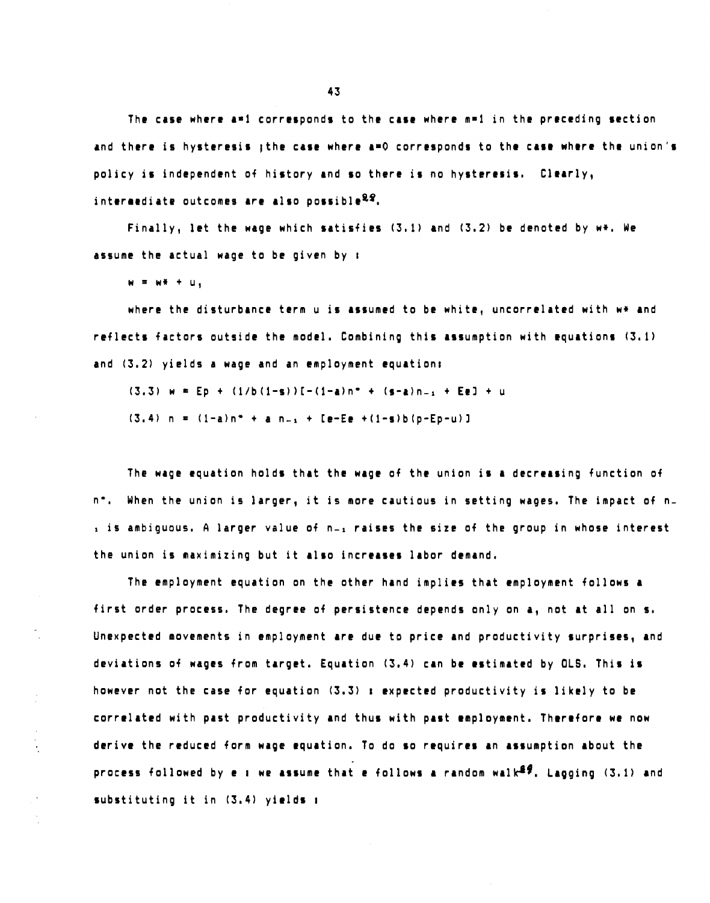The case where $a=1$ corresponds to the case where $m=1$ in the preceding section and there is hysteresis ;the case where $a=0$ corresponds to the case where the union's policy is independent of history and so there is no hysteresis. Clearly, intermediate outcomes are also possible[22].

Finally, let the wage which satisfies (3.1) and (3.2) be denoted by $w*$. We assume the actual wage to be given by :

$$w = w* + u,$$

where the disturbance term $u$ is assumed to be white, uncorrelated with $w*$ and reflects factors outside the model. Combining this assumption with equations (3.1) and (3.2) yields a wage and an employment equation:

$$(3.3)\quad w = Ep + (1/b(1-s))[-(1-a)n^{*} + (s-a)n_{-1} + Ee] + u$$

$$(3.4)\quad n = (1-a)n^{*} + a\, n_{-1} + [e-Ee + (1-s)b(p-Ep-u)]$$

The wage equation holds that the wage of the union is a decreasing function of $n^{*}$. When the union is larger, it is more cautious in setting wages. The impact of $n_{-1}$ is ambiguous. A larger value of $n_{-1}$ raises the size of the group in whose interest the union is maximizing but it also increases labor demand.

The employment equation on the other hand implies that employment follows a first order process. The degree of persistence depends only on $a$, not at all on $s$. Unexpected movements in employment are due to price and productivity surprises, and deviations of wages from target. Equation (3.4) can be estimated by OLS. This is however not the case for equation (3.3) : expected productivity is likely to be correlated with past productivity and thus with past employment. Therefore we now derive the reduced form wage equation. To do so requires an assumption about the process followed by $e$ : we assume that $e$ follows a random walk[23]. Lagging (3.1) and substituting it in (3.4) yields :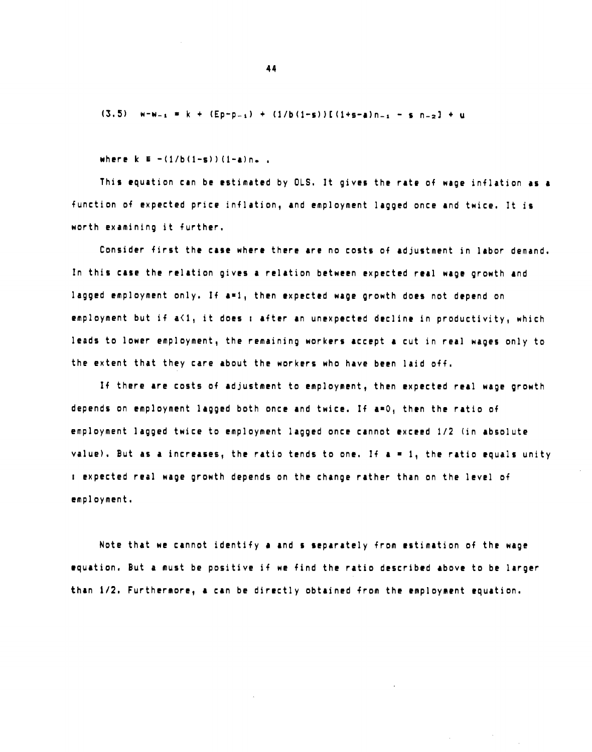$$(3.5) \quad w - w_{-1} = k + (Ep - p_{-1}) + (1/b(1-s))[(1+s-a)n_{-1} - s\, n_{-2}] + u$$

where $k \equiv -(1/b(1-s))(1-a)n_*$ .

This equation can be estimated by OLS. It gives the rate of wage inflation as a function of expected price inflation, and employment lagged once and twice. It is worth examining it further.

Consider first the case where there are no costs of adjustment in labor demand. In this case the relation gives a relation between expected real wage growth and lagged employment only. If $a=1$, then expected wage growth does not depend on employment but if $a<1$, it does : after an unexpected decline in productivity, which leads to lower employment, the remaining workers accept a cut in real wages only to the extent that they care about the workers who have been laid off.

If there are costs of adjustment to employment, then expected real wage growth depends on employment lagged both once and twice. If $a=0$, then the ratio of employment lagged twice to employment lagged once cannot exceed 1/2 (in absolute value). But as a increases, the ratio tends to one. If $a = 1$, the ratio equals unity : expected real wage growth depends on the change rather than on the level of employment.

Note that we cannot identify a and s separately from estimation of the wage equation. But a must be positive if we find the ratio described above to be larger than 1/2. Furthermore, a can be directly obtained from the employment equation.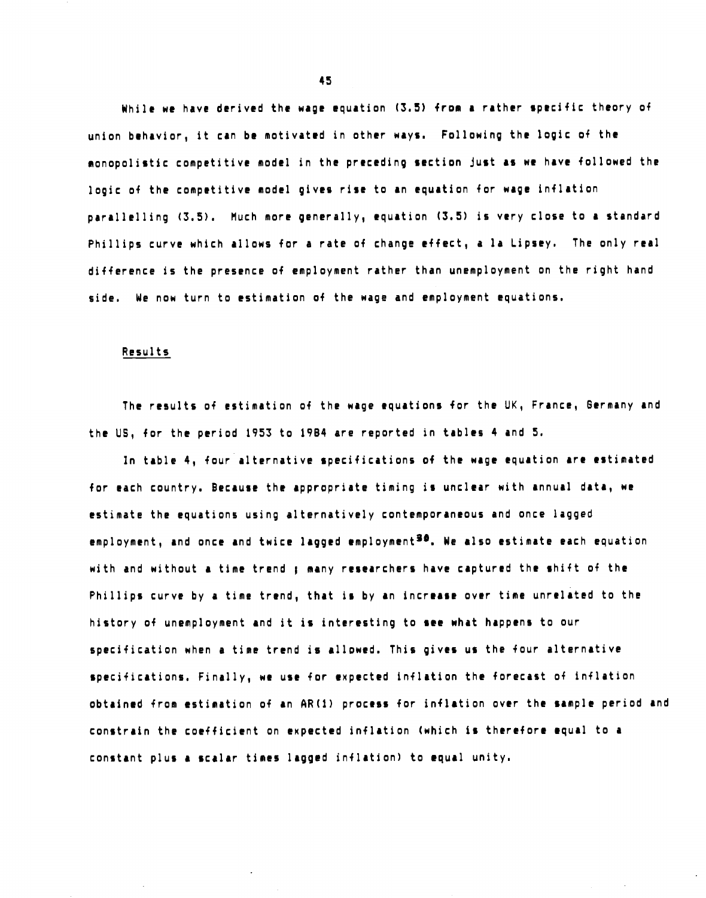While we have derived the wage equation (3.5) from a rather specific theory of union behavior, it can be motivated in other ways. Following the logic of the monopolistic competitive model in the preceding section just as we have followed the logic of the competitive model gives rise to an equation for wage inflation parallelling (3.5). Much more generally, equation (3.5) is very close to a standard Phillips curve which allows for a rate of change effect, a la Lipsey. The only real difference is the presence of employment rather than unemployment on the right hand side. We now turn to estimation of the wage and employment equations.

Results

The results of estimation of the wage equations for the UK, France, Germany and the US, for the period 1953 to 1984 are reported in tables 4 and 5.

In table 4, four alternative specifications of the wage equation are estimated for each country. Because the appropriate timing is unclear with annual data, we estimate the equations using alternatively contemporaneous and once lagged employment, and once and twice lagged employment[30]. We also estimate each equation with and without a time trend ; many researchers have captured the shift of the Phillips curve by a time trend, that is by an increase over time unrelated to the history of unemployment and it is interesting to see what happens to our specification when a time trend is allowed. This gives us the four alternative specifications. Finally, we use for expected inflation the forecast of inflation obtained from estimation of an AR(1) process for inflation over the sample period and constrain the coefficient on expected inflation (which is therefore equal to a constant plus a scalar times lagged inflation) to equal unity.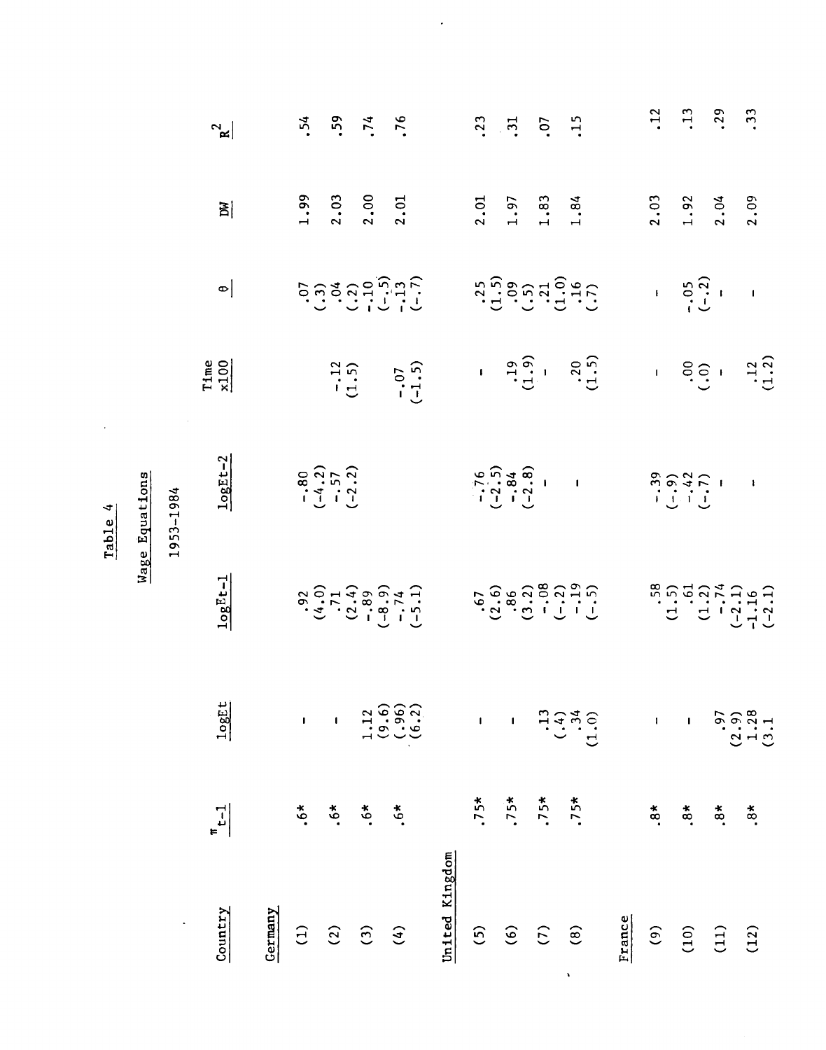# Table 4

## Wage Equations

### 1953-1984

| Country | $\pi_{t-1}$ | logEt | logEt-1 | logEt-2 | Time x100 | $\theta$ | DW | $R^2$ |
|---|---|---|---|---|---|---|---|---|
| **Germany** | | | | | | | | |
| (1) | .6* | - | .92 (4.0) | -.80 (-4.2) | | .07 (.3) | 1.99 | .54 |
| (2) | .6* | - | .71 (2.4) | -.57 (-2.2) | -.12 (1.5) | .04 (.2) | 2.03 | .59 |
| (3) | .6* | 1.12 (9.6) | -.89 (-8.9) | | | -.10 (-.5) | 2.00 | .74 |
| (4) | .6* | (.96) (6.2) | -.74 (-5.1) | | -.07 (-1.5) | -.13 (-.7) | 2.01 | .76 |
| **United Kingdom** | | | | | | | | |
| (5) | .75* | - | .67 (2.6) | -.76 (-2.5) | - | .25 (1.5) | 2.01 | .23 |
| (6) | .75* | - | .86 (3.2) | -.84 (-2.8) | .19 (1.9) | .09 (.5) | 1.97 | .31 |
| (7) | .75* | .13 (.4) | -.08 (-.2) | - | - | .21 (1.0) | 1.83 | .07 |
| (8) | .75* | .34 (1.0) | -.19 (-.5) | - | .20 (1.5) | .16 (.7) | 1.84 | .15 |
| **France** | | | | | | | | |
| (9) | .8* | - | .58 (1.5) | -.39 (-.9) | - | - | 2.03 | .12 |
| (10) | .8* | - | .61 (1.2) | -.42 (-.7) | .00 (.0) | -.05 (-.2) | 1.92 | .13 |
| (11) | .8* | .97 (2.9) | -.74 (-2.1) | - | - | - | 2.04 | .29 |
| (12) | .8* | 1.28 (3.1 | -1.16 (-2.1) | - | .12 (1.2) | - | 2.09 | .33 |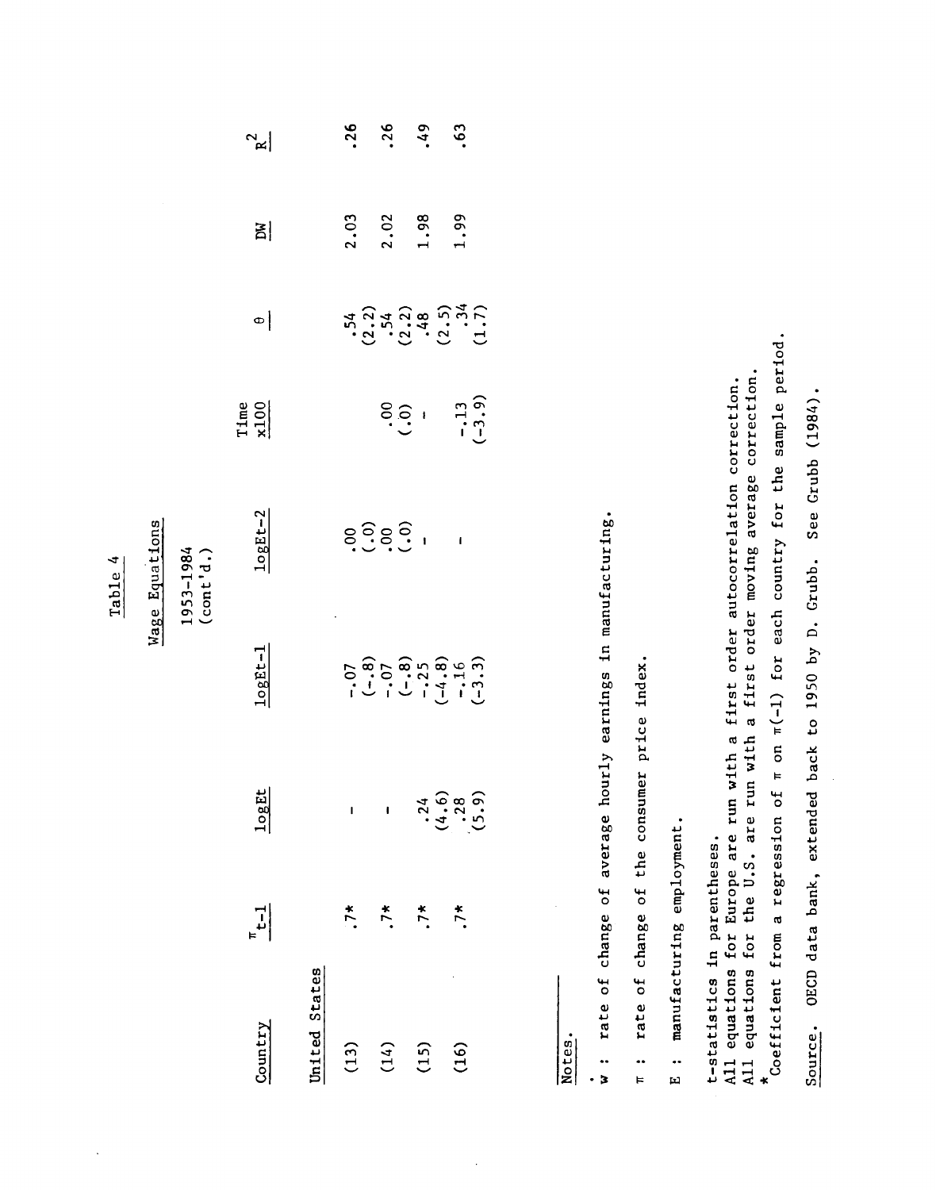# Table 4

## Wage Equations

1953-1984
(cont'd.)

| Country | $\pi_{t-1}$ | logEt | logEt-1 | logEt-2 | Time x100 | $\theta$ | DW | $R^2$ |
|---|---|---|---|---|---|---|---|---|
| United States | | | | | | | | |
| (13) | .7* | - | -.07 | .00 | | .54 | 2.03 | .26 |
| | | | (-.8) | (.0) | | (2.2) | | |
| (14) | .7* | - | -.07 | .00 | .00 | .54 | 2.02 | .26 |
| | | | (-.8) | (.0) | (.0) | (2.2) | | |
| (15) | .7* | .24 | -.25 | - | - | .48 | 1.98 | .49 |
| | | (4.6) | (-4.8) | | | (2.5) | | |
| (16) | .7* | .28 | -.16 | - | -.13 | .34 | 1.99 | .63 |
| | | (5.9) | (-3.3) | | (-3.9) | (1.7) | | |

Notes.

$\dot{w}$ : rate of change of average hourly earnings in manufacturing.

$\pi$ : rate of change of the consumer price index.

E : manufacturing employment.

t-statistics in parentheses.
All equations for Europe are run with a first order autocorrelation correction.
All equations for the U.S. are run with a first order moving average correction.
*Coefficient from a regression of $\pi$ on $\pi(-1)$ for each country for the sample period.

Source. OECD data bank, extended back to 1950 by D. Grubb. See Grubb (1984).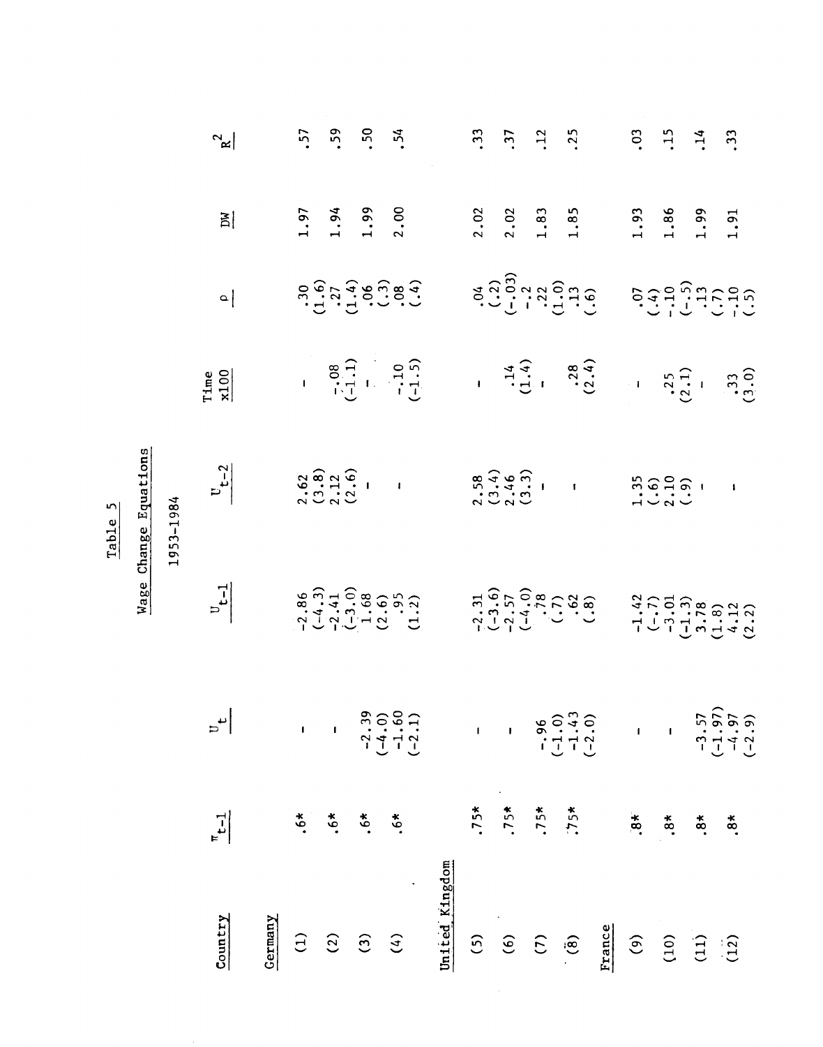# Table 5

## Wage Change Equations

### 1953-1984

| Country | $\pi_{t-1}$ | $U_t$ | $U_{t-1}$ | $U_{t-2}$ | Time x100 | $\rho$ | DW | $R^2$ |
|---|---|---|---|---|---|---|---|---|
| **Germany** | | | | | | | | |
| (1) | .6* | - | -2.86 (-4.3) | 2.62 (3.8) | - | .30 (1.6) | 1.97 | .57 |
| (2) | .6* | - | -2.41 (-3.0) | 2.12 (2.6) | -.08 (-1.1) | .27 (1.4) | 1.94 | .59 |
| (3) | .6* | -2.39 (-4.0) | 1.68 (2.6) | - | - | .06 (.3) | 1.99 | .50 |
| (4) | .6* | -1.60 (-2.1) | .95 (1.2) | - | -.10 (-1.5) | .08 (.4) | 2.00 | .54 |
| **United Kingdom** | | | | | | | | |
| (5) | .75* | - | -2.31 (-3.6) | 2.58 (3.4) | - | .04 (.2) | 2.02 | .33 |
| (6) | .75* | - | -2.57 (-4.0) | 2.46 (3.3) | .14 (1.4) | (-.03) -.2 | 2.02 | .37 |
| (7) | .75* | -.96 (-1.0) | .78 (.7) | - | - | .22 (1.0) | 1.83 | .12 |
| (8) | .75* | -1.43 (-2.0) | .62 (.8) | - | .28 (2.4) | .13 (.6) | 1.85 | .25 |
| **France** | | | | | | | | |
| (9) | .8* | - | -1.42 (-.7) | 1.35 (.6) | - | .07 (.4) | 1.93 | .03 |
| (10) | .8* | - | -3.01 (-1.3) | 2.10 (.9) | .25 (2.1) | -.10 (-.5) | 1.86 | .15 |
| (11) | .8* | -3.57 (-1.97) | 3.78 (1.8) | - | - | .13 (.7) | 1.99 | .14 |
| (12) | .8* | -4.97 (-2.9) | 4.12 (2.2) | - | .33 (3.0) | -.10 (.5) | 1.91 | .33 |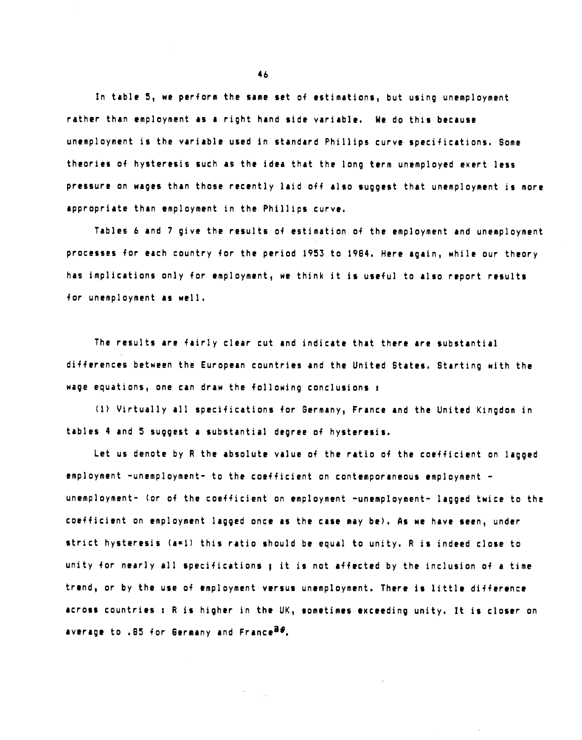In table 5, we perform the same set of estimations, but using unemployment rather than employment as a right hand side variable. We do this because unemployment is the variable used in standard Phillips curve specifications. Some theories of hysteresis such as the idea that the long term unemployed exert less pressure on wages than those recently laid off also suggest that unemployment is more appropriate than employment in the Phillips curve.

Tables 6 and 7 give the results of estimation of the employment and unemployment processes for each country for the period 1953 to 1984. Here again, while our theory has implications only for employment, we think it is useful to also report results for unemployment as well.

The results are fairly clear cut and indicate that there are substantial differences between the European countries and the United States. Starting with the wage equations, one can draw the following conclusions :

(1) Virtually all specifications for Germany, France and the United Kingdom in tables 4 and 5 suggest a substantial degree of hysteresis.

Let us denote by R the absolute value of the ratio of the coefficient on lagged employment -unemployment- to the coefficient on contemporaneous employment -unemployment- (or of the coefficient on employment -unemployment- lagged twice to the coefficient on employment lagged once as the case may be). As we have seen, under strict hysteresis ($a=1$) this ratio should be equal to unity. R is indeed close to unity for nearly all specifications ; it is not affected by the inclusion of a time trend, or by the use of employment versus unemployment. There is little difference across countries : R is higher in the UK, sometimes exceeding unity. It is closer on average to .85 for Germany and France[30].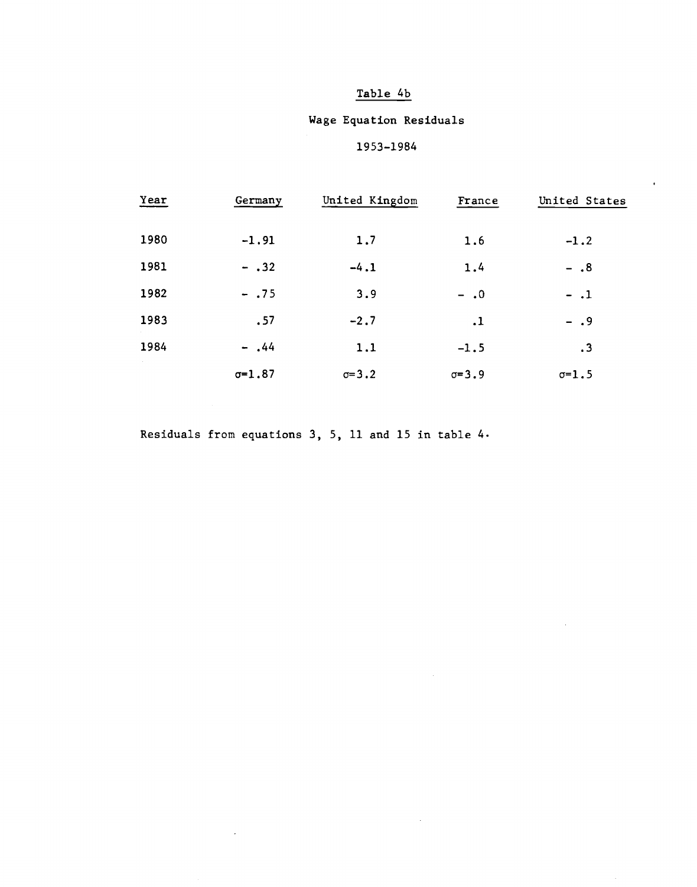# Table 4b

## Wage Equation Residuals

### 1953-1984

| Year | Germany | United Kingdom | France | United States |
|---|---|---|---|---|
| 1980 | -1.91 | 1.7 | 1.6 | -1.2 |
| 1981 | - .32 | -4.1 | 1.4 | - .8 |
| 1982 | - .75 | 3.9 | - .0 | - .1 |
| 1983 | .57 | -2.7 | .1 | - .9 |
| 1984 | - .44 | 1.1 | -1.5 | .3 |
| | $\sigma$=1.87 | $\sigma$=3.2 | $\sigma$=3.9 | $\sigma$=1.5 |

Residuals from equations 3, 5, 11 and 15 in table 4.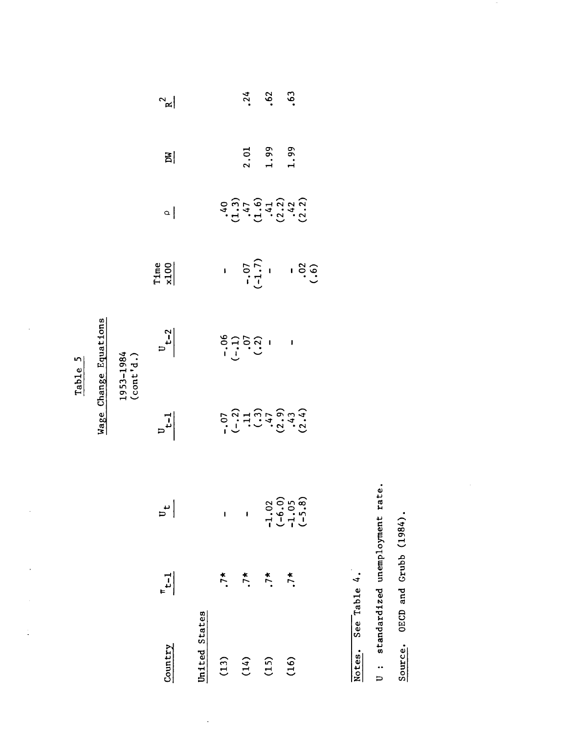Table 5

Wage Change Equations

1953-1984
(cont'd.)

| Country | $\pi_{t-1}$ | $U_t$ | $U_{t-1}$ | $U_{t-2}$ | Time x100 | $\rho$ | DW | $\bar{R}^2$ |
|---|---|---|---|---|---|---|---|---|
| United States | | | | | | | | |
| (13) | .7* | - | -.07 | -.06 | - | .40 | | |
| | | | (-.2) | (-.1) | | (1.3) | | |
| (14) | .7* | - | .11 | .07 | -.07 | .47 | 2.01 | .24 |
| | | | (.3) | (.2) | (-1.7) | (1.6) | | |
| (15) | .7* | -1.02 | .47 | - | - | .41 | 1.99 | .62 |
| | | (-6.0) | (2.9) | | | (2.2) | | |
| (16) | .7* | -1.05 | .43 | - | .02 | .42 | 1.99 | .63 |
| | | (-5.8) | (2.4) | | (.6) | (2.2) | | |

Notes. See Table 4.

U : standardized unemployment rate.

Source. OECD and Grubb (1984).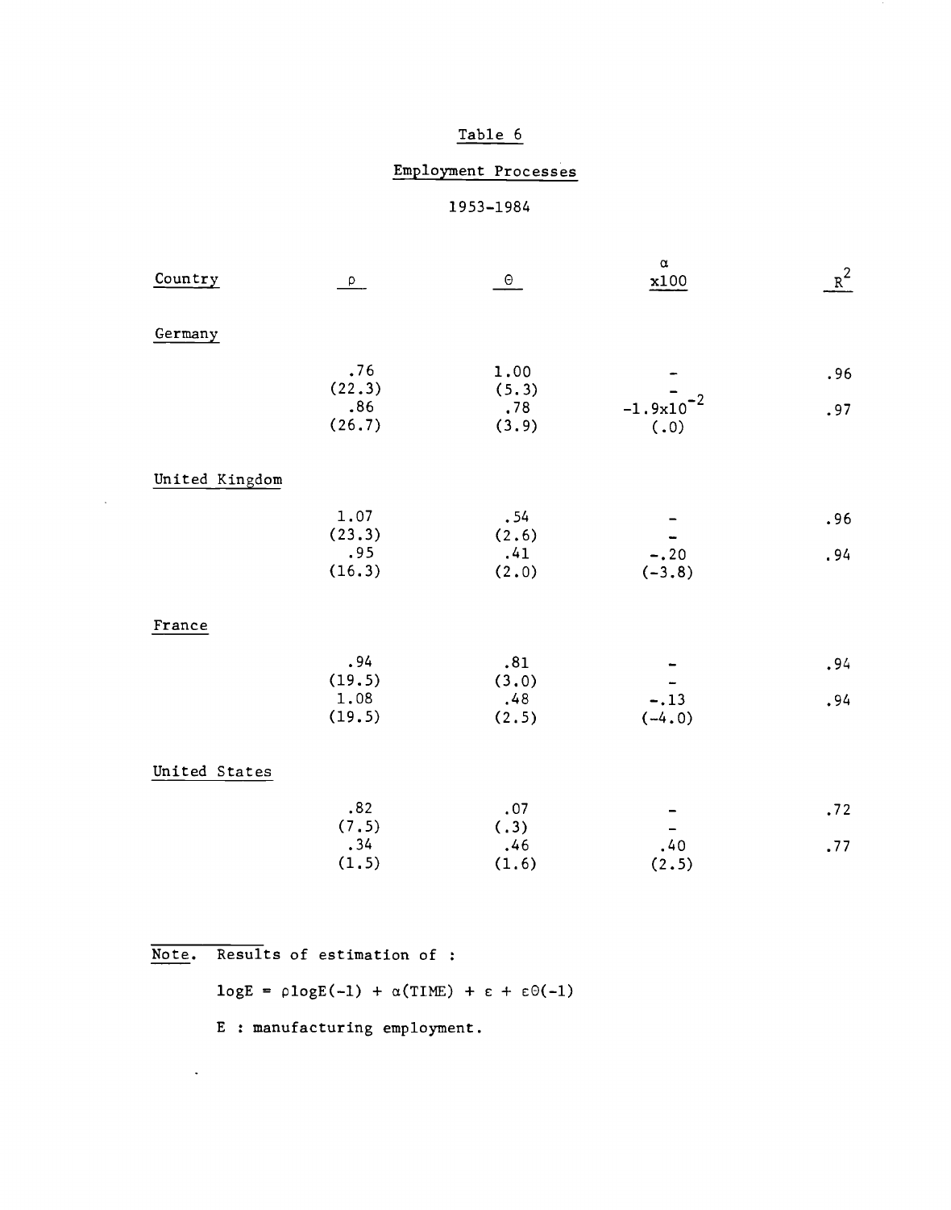# Table 6

## Employment Processes

### 1953-1984

| Country | $\rho$ | $\Theta$ | $\alpha$ x100 | $R^2$ |
|---|---|---|---|---|
| Germany | | | | |
| | .76 | 1.00 | - | .96 |
| | (22.3) | (5.3) | - | |
| | .86 | .78 | $-1.9\text{x}10^{-2}$ | .97 |
| | (26.7) | (3.9) | (.0) | |
| United Kingdom | | | | |
| | 1.07 | .54 | - | .96 |
| | (23.3) | (2.6) | - | |
| | .95 | .41 | -.20 | .94 |
| | (16.3) | (2.0) | (-3.8) | |
| France | | | | |
| | .94 | .81 | - | .94 |
| | (19.5) | (3.0) | - | |
| | 1.08 | .48 | -.13 | .94 |
| | (19.5) | (2.5) | (-4.0) | |
| United States | | | | |
| | .82 | .07 | - | .72 |
| | (7.5) | (.3) | - | |
| | .34 | .46 | .40 | .77 |
| | (1.5) | (1.6) | (2.5) | |

Note. Results of estimation of :

$$\log E = \rho \log E(-1) + \alpha(\text{TIME}) + \varepsilon + \varepsilon\Theta(-1)$$

E : manufacturing employment.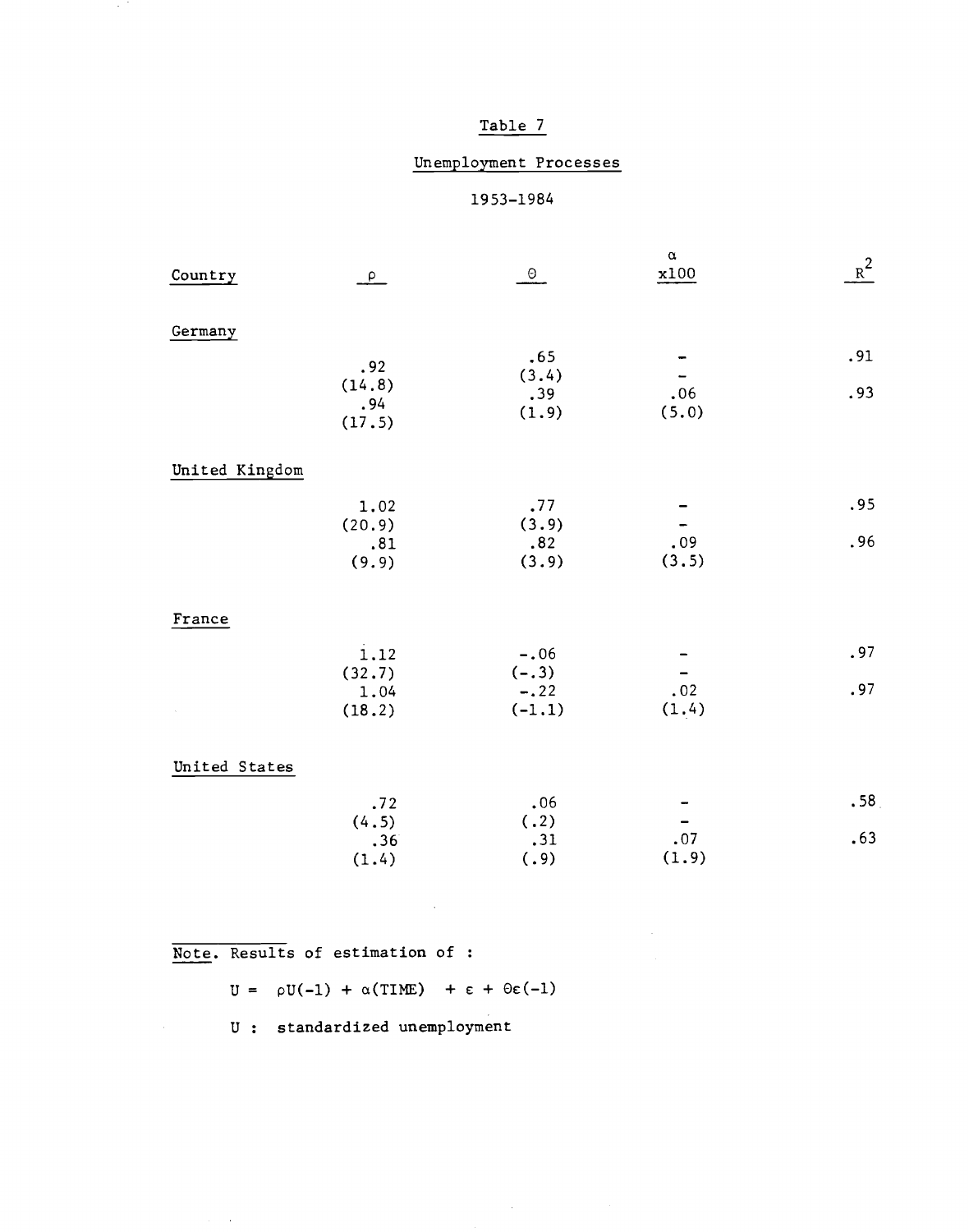# Table 7

## Unemployment Processes

1953–1984

| Country | $\rho$ | $\Theta$ | $\alpha$ x100 | $R^2$ |
|---|---|---|---|---|
| Germany | | | | |
| | .92 | .65 | - | .91 |
| | (14.8) | (3.4) | - | |
| | .94 | .39 | .06 | .93 |
| | (17.5) | (1.9) | (5.0) | |
| United Kingdom | | | | |
| | 1.02 | .77 | - | .95 |
| | (20.9) | (3.9) | - | |
| | .81 | .82 | .09 | .96 |
| | (9.9) | (3.9) | (3.5) | |
| France | | | | |
| | 1.12 | -.06 | - | .97 |
| | (32.7) | (-.3) | - | |
| | 1.04 | -.22 | .02 | .97 |
| | (18.2) | (-1.1) | (1.4) | |
| United States | | | | |
| | .72 | .06 | - | .58 |
| | (4.5) | (.2) | - | |
| | .36 | .31 | .07 | .63 |
| | (1.4) | (.9) | (1.9) | |

Note. Results of estimation of :

$$U = \rho U(-1) + \alpha(\text{TIME}) + \varepsilon + \Theta\varepsilon(-1)$$

U : standardized unemployment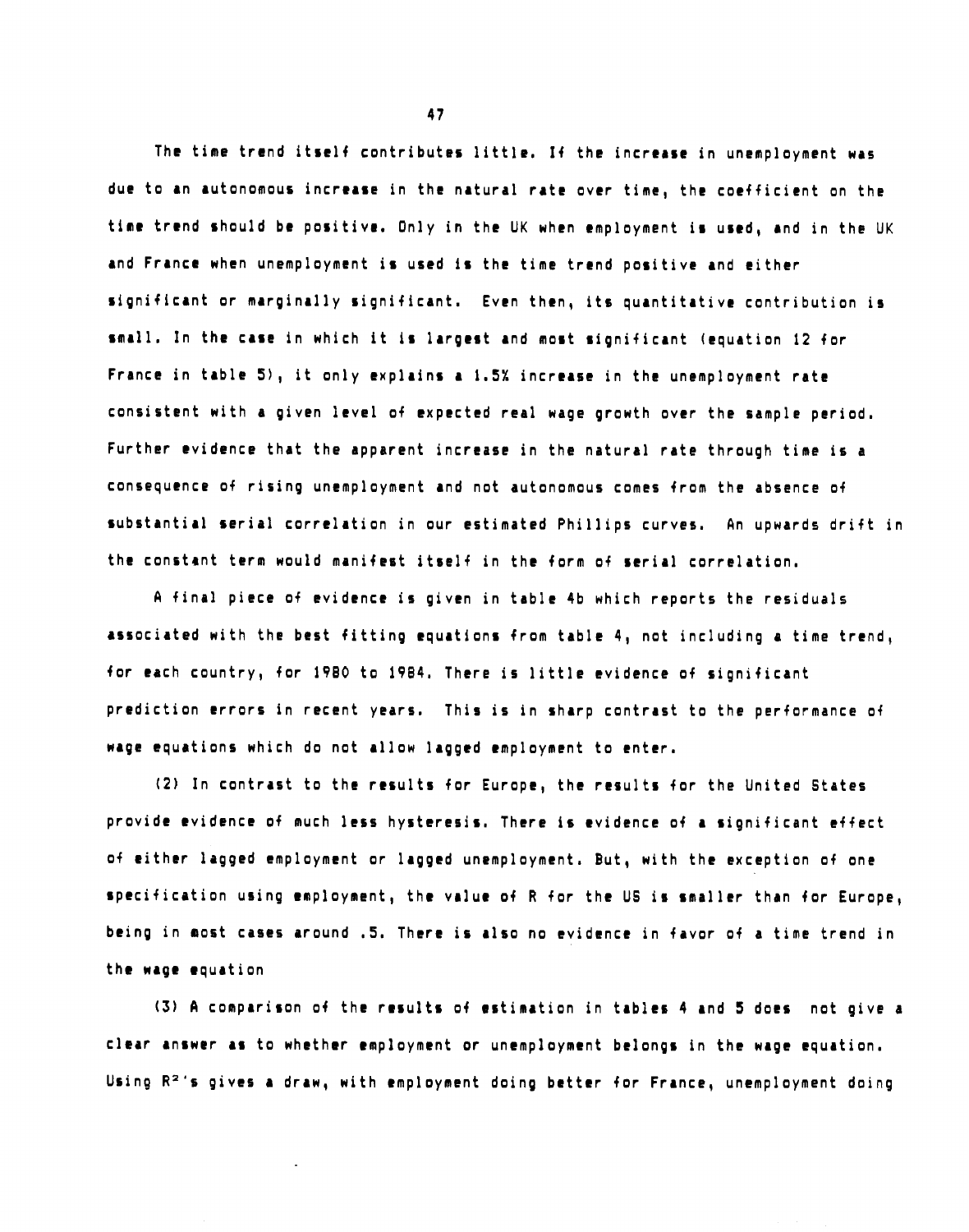The time trend itself contributes little. If the increase in unemployment was due to an autonomous increase in the natural rate over time, the coefficient on the time trend should be positive. Only in the UK when employment is used, and in the UK and France when unemployment is used is the time trend positive and either significant or marginally significant. Even then, its quantitative contribution is small. In the case in which it is largest and most significant (equation 12 for France in table 5), it only explains a 1.5% increase in the unemployment rate consistent with a given level of expected real wage growth over the sample period. Further evidence that the apparent increase in the natural rate through time is a consequence of rising unemployment and not autonomous comes from the absence of substantial serial correlation in our estimated Phillips curves. An upwards drift in the constant term would manifest itself in the form of serial correlation.

A final piece of evidence is given in table 4b which reports the residuals associated with the best fitting equations from table 4, not including a time trend, for each country, for 1980 to 1984. There is little evidence of significant prediction errors in recent years. This is in sharp contrast to the performance of wage equations which do not allow lagged employment to enter.

(2) In contrast to the results for Europe, the results for the United States provide evidence of much less hysteresis. There is evidence of a significant effect of either lagged employment or lagged unemployment. But, with the exception of one specification using employment, the value of R for the US is smaller than for Europe, being in most cases around .5. There is also no evidence in favor of a time trend in the wage equation

(3) A comparison of the results of estimation in tables 4 and 5 does not give a clear answer as to whether employment or unemployment belongs in the wage equation. Using $R^2$'s gives a draw, with employment doing better for France, unemployment doing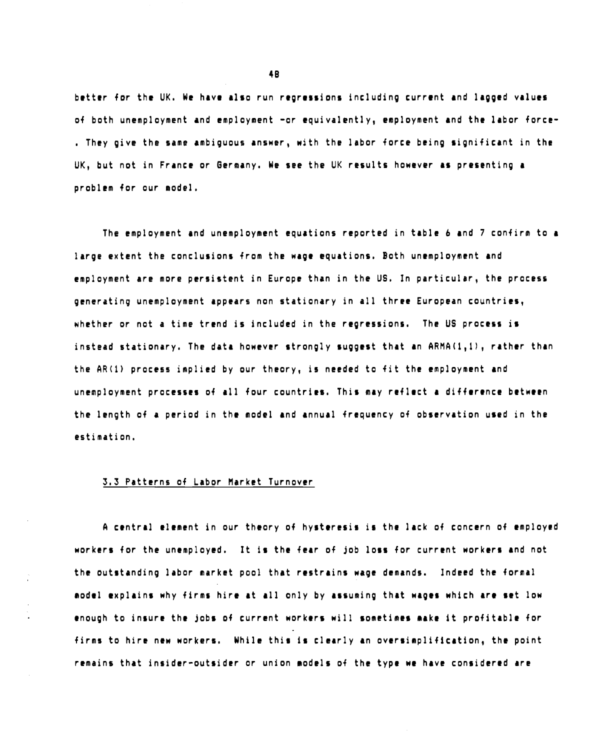better for the UK. We have also run regressions including current and lagged values of both unemployment and employment -or equivalently, employment and the labor force- . They give the same ambiguous answer, with the labor force being significant in the UK, but not in France or Germany. We see the UK results however as presenting a problem for our model.

The employment and unemployment equations reported in table 6 and 7 confirm to a large extent the conclusions from the wage equations. Both unemployment and employment are more persistent in Europe than in the US. In particular, the process generating unemployment appears non stationary in all three European countries, whether or not a time trend is included in the regressions. The US process is instead stationary. The data however strongly suggest that an ARMA(1,1), rather than the AR(1) process implied by our theory, is needed to fit the employment and unemployment processes of all four countries. This may reflect a difference between the length of a period in the model and annual frequency of observation used in the estimation.

### 3.3 Patterns of Labor Market Turnover

A central element in our theory of hysteresis is the lack of concern of employed workers for the unemployed. It is the fear of job loss for current workers and not the outstanding labor market pool that restrains wage demands. Indeed the formal model explains why firms hire at all only by assuming that wages which are set low enough to insure the jobs of current workers will sometimes make it profitable for firms to hire new workers. While this is clearly an oversimplification, the point remains that insider-outsider or union models of the type we have considered are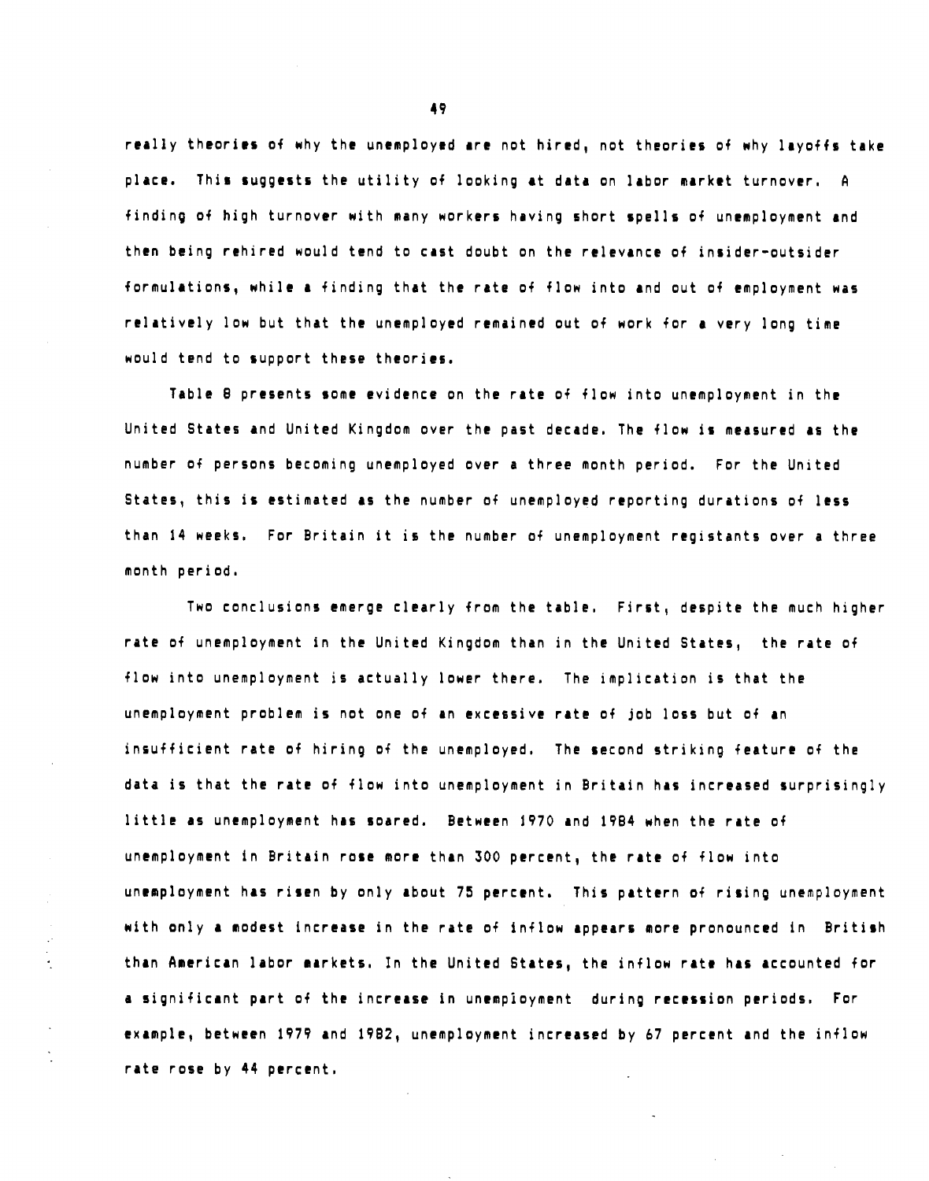really theories of why the unemployed are not hired, not theories of why layoffs take place. This suggests the utility of looking at data on labor market turnover. A finding of high turnover with many workers having short spells of unemployment and then being rehired would tend to cast doubt on the relevance of insider-outsider formulations, while a finding that the rate of flow into and out of employment was relatively low but that the unemployed remained out of work for a very long time would tend to support these theories.

Table 8 presents some evidence on the rate of flow into unemployment in the United States and United Kingdom over the past decade. The flow is measured as the number of persons becoming unemployed over a three month period. For the United States, this is estimated as the number of unemployed reporting durations of less than 14 weeks. For Britain it is the number of unemployment registants over a three month period.

Two conclusions emerge clearly from the table. First, despite the much higher rate of unemployment in the United Kingdom than in the United States, the rate of flow into unemployment is actually lower there. The implication is that the unemployment problem is not one of an excessive rate of job loss but of an insufficient rate of hiring of the unemployed. The second striking feature of the data is that the rate of flow into unemployment in Britain has increased surprisingly little as unemployment has soared. Between 1970 and 1984 when the rate of unemployment in Britain rose more than 300 percent, the rate of flow into unemployment has risen by only about 75 percent. This pattern of rising unemployment with only a modest increase in the rate of inflow appears more pronounced in British than American labor markets. In the United States, the inflow rate has accounted for a significant part of the increase in unemployment during recession periods. For example, between 1979 and 1982, unemployment increased by 67 percent and the inflow rate rose by 44 percent.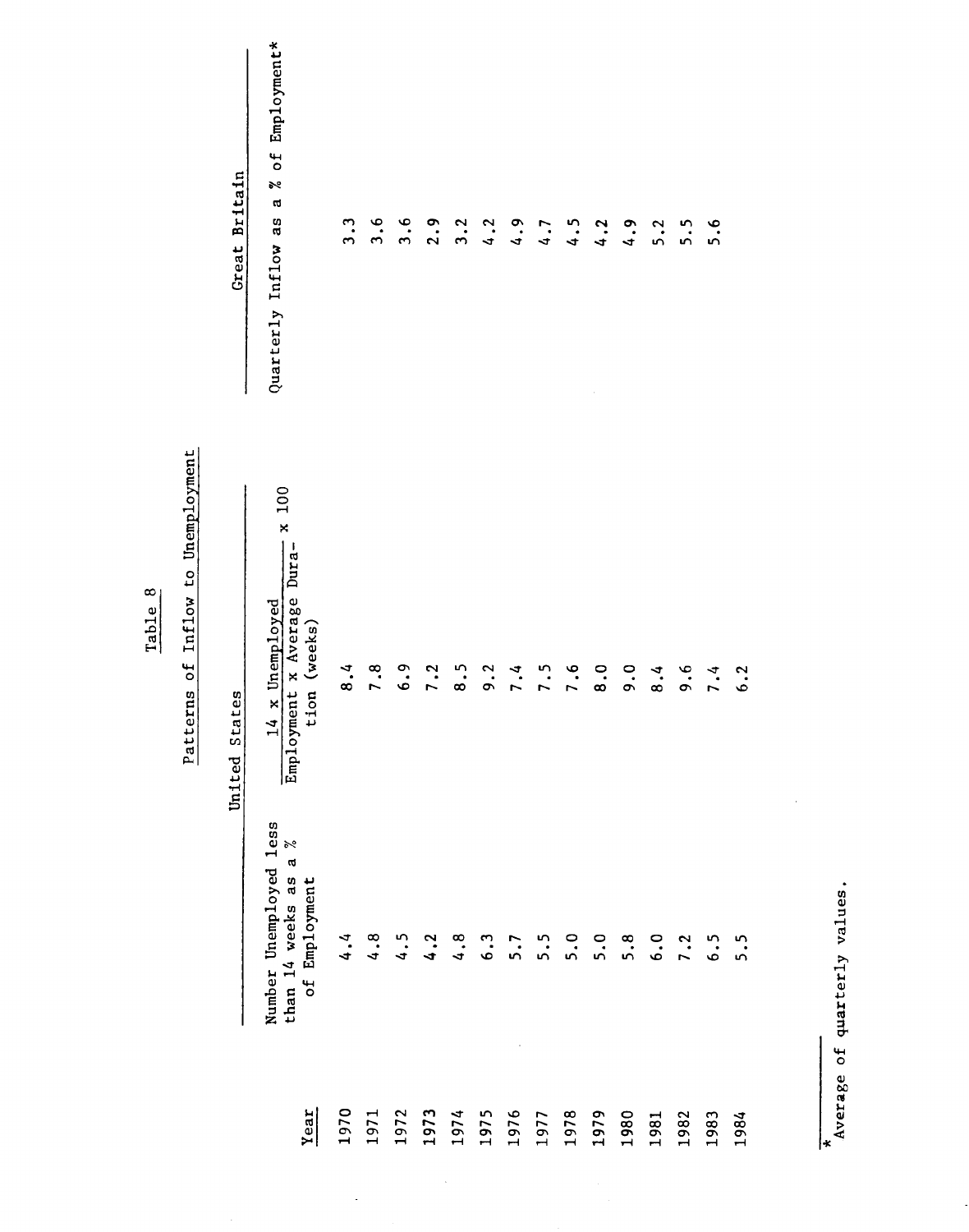# Table 8

## Patterns of Inflow to Unemployment

| Year | United States | | Great Britain |
|---|---|---|---|
| | Number Unemployed less than 14 weeks as a % of Employment | $\frac{14 \times \text{Unemployed}}{\text{Employment} \times \text{Average Duration (weeks)}} \times 100$ | Quarterly Inflow as a % of Employment* |
| 1970 | 4.4 | 8.4 | 3.3 |
| 1971 | 4.8 | 7.8 | 3.6 |
| 1972 | 4.5 | 6.9 | 3.6 |
| 1973 | 4.2 | 7.2 | 2.9 |
| 1974 | 4.8 | 8.5 | 3.2 |
| 1975 | 6.3 | 9.2 | 4.2 |
| 1976 | 5.7 | 7.4 | 4.9 |
| 1977 | 5.5 | 7.5 | 4.7 |
| 1978 | 5.0 | 7.6 | 4.5 |
| 1979 | 5.0 | 8.0 | 4.2 |
| 1980 | 5.8 | 9.0 | 4.9 |
| 1981 | 6.0 | 8.4 | 5.2 |
| 1982 | 7.2 | 9.6 | 5.5 |
| 1983 | 6.5 | 7.4 | 5.6 |
| 1984 | 5.5 | 6.2 | |

*Average of quarterly values.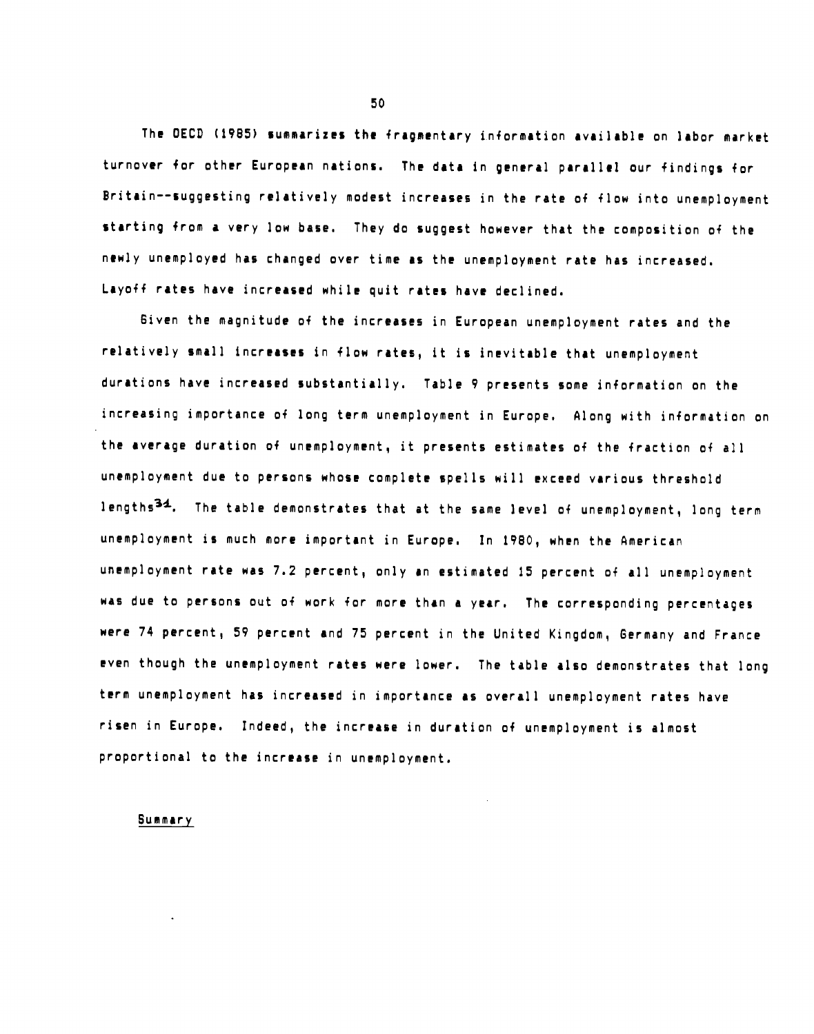The OECD (1985) summarizes the fragmentary information available on labor market turnover for other European nations. The data in general parallel our findings for Britain--suggesting relatively modest increases in the rate of flow into unemployment starting from a very low base. They do suggest however that the composition of the newly unemployed has changed over time as the unemployment rate has increased. Layoff rates have increased while quit rates have declined.

Given the magnitude of the increases in European unemployment rates and the relatively small increases in flow rates, it is inevitable that unemployment durations have increased substantially. Table 9 presents some information on the increasing importance of long term unemployment in Europe. Along with information on the average duration of unemployment, it presents estimates of the fraction of all unemployment due to persons whose complete spells will exceed various threshold lengths[31]. The table demonstrates that at the same level of unemployment, long term unemployment is much more important in Europe. In 1980, when the American unemployment rate was 7.2 percent, only an estimated 15 percent of all unemployment was due to persons out of work for more than a year. The corresponding percentages were 74 percent, 59 percent and 75 percent in the United Kingdom, Germany and France even though the unemployment rates were lower. The table also demonstrates that long term unemployment has increased in importance as overall unemployment rates have risen in Europe. Indeed, the increase in duration of unemployment is almost proportional to the increase in unemployment.

Summary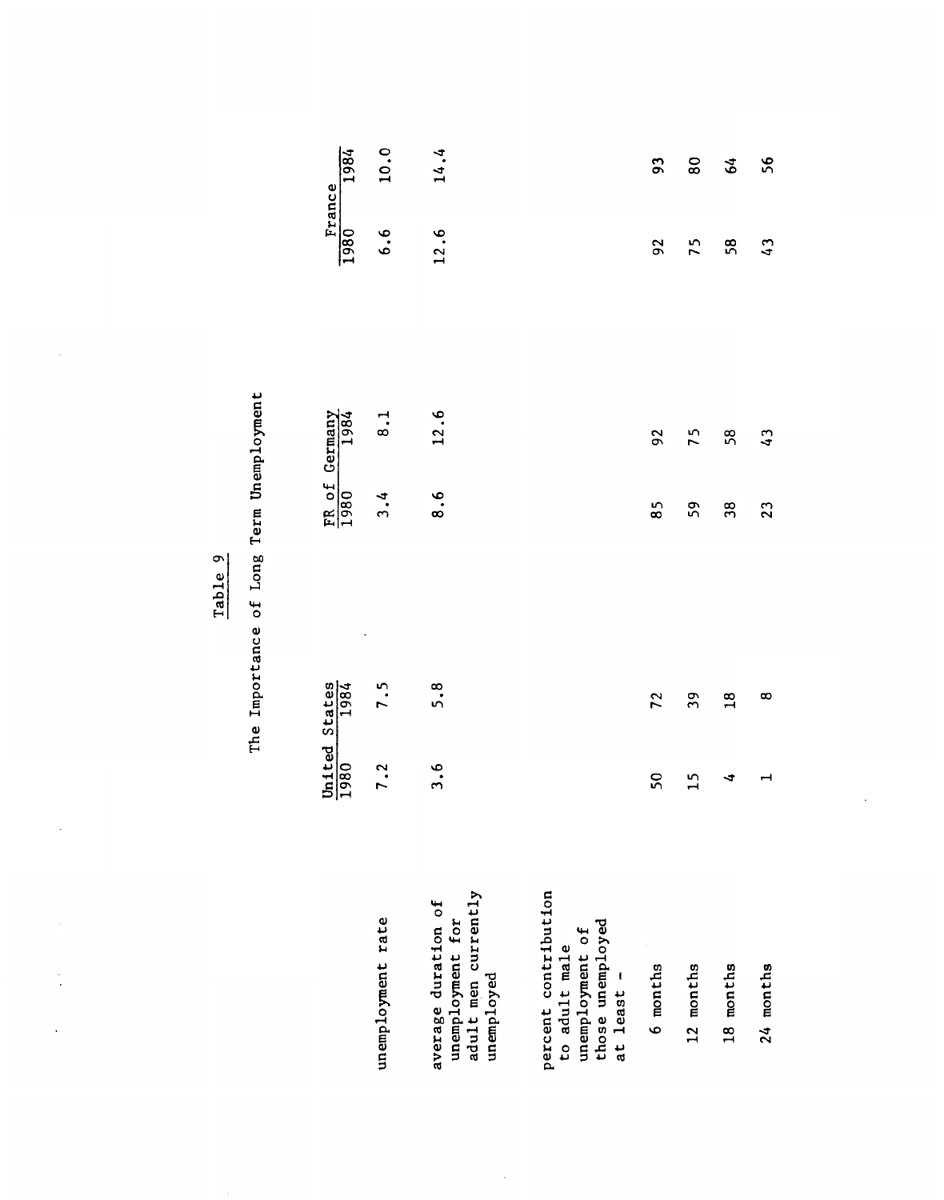## Table 9

### The Importance of Long Term Unemployment

| | United States | | FR of Germany | | France | |
|---|---|---|---|---|---|---|
| | 1980 | 1984 | 1980 | 1984 | 1980 | 1984 |
| unemployment rate | 7.2 | 7.5 | 3.4 | 8.1 | 6.6 | 10.0 |
| average duration of unemployment for adult men currently unemployed | 3.6 | 5.8 | 8.6 | 12.6 | 12.6 | 14.4 |
| percent contribution to adult male unemployment of those unemployed at least - | | | | | | |
| 6 months | 50 | 72 | 85 | 92 | 92 | 93 |
| 12 months | 15 | 39 | 59 | 75 | 75 | 80 |
| 18 months | 4 | 18 | 38 | 58 | 58 | 64 |
| 24 months | 1 | 8 | 23 | 43 | 43 | 56 |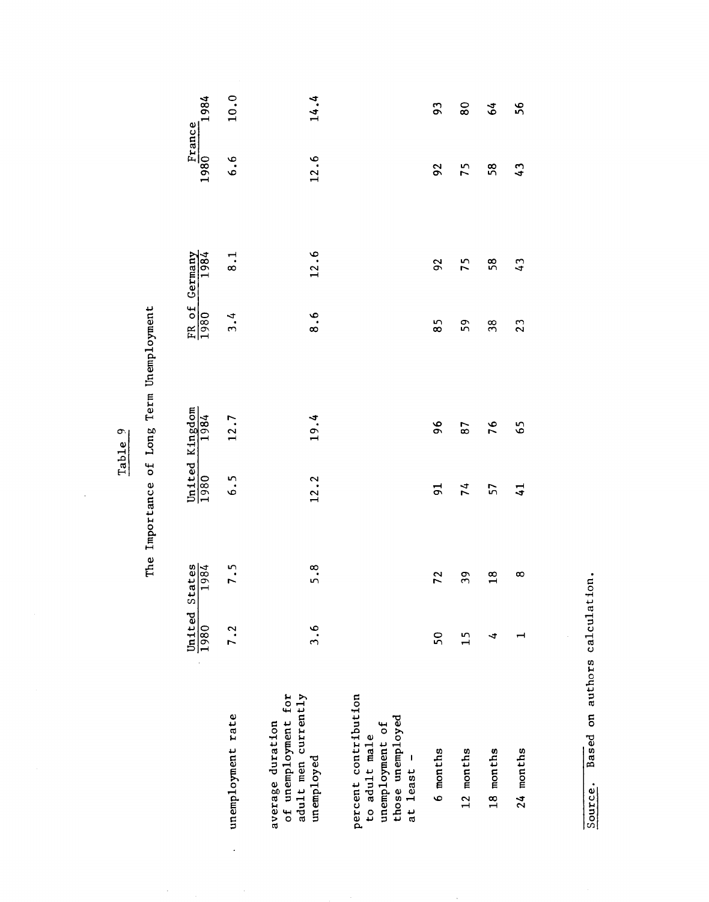Table 9

The Importance of Long Term Unemployment

| | United States | | United Kingdom | | FR of Germany | | France | |
|---|---|---|---|---|---|---|---|---|
| | 1980 | 1984 | 1980 | 1984 | 1980 | 1984 | 1980 | 1984 |
| unemployment rate | 7.2 | 7.5 | 6.5 | 12.7 | 3.4 | 8.1 | 6.6 | 10.0 |
| average duration of unemployment for adult men currently unemployed | 3.6 | 5.8 | 12.2 | 19.4 | 8.6 | 12.6 | 12.6 | 14.4 |
| percent contribution to adult male unemployment of those unemployed at least - | | | | | | | | |
| 6 months | 50 | 72 | 91 | 96 | 85 | 92 | 92 | 93 |
| 12 months | 15 | 39 | 74 | 87 | 59 | 75 | 75 | 80 |
| 18 months | 4 | 18 | 57 | 76 | 38 | 58 | 58 | 64 |
| 24 months | 1 | 8 | 41 | 65 | 23 | 43 | 43 | 56 |

Source. Based on authors calculation.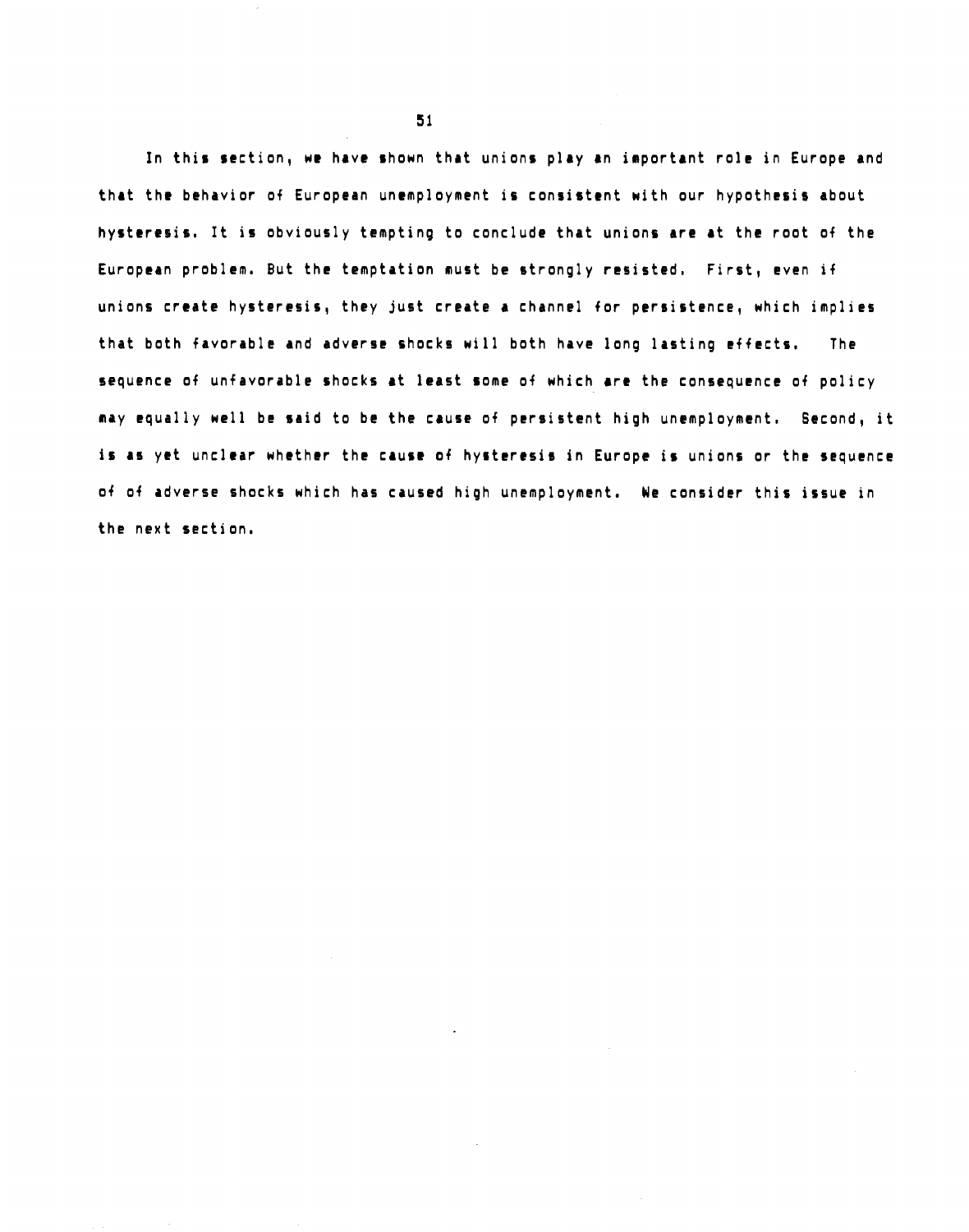In this section, we have shown that unions play an important role in Europe and that the behavior of European unemployment is consistent with our hypothesis about hysteresis. It is obviously tempting to conclude that unions are at the root of the European problem. But the temptation must be strongly resisted. First, even if unions create hysteresis, they just create a channel for persistence, which implies that both favorable and adverse shocks will both have long lasting effects. The sequence of unfavorable shocks at least some of which are the consequence of policy may equally well be said to be the cause of persistent high unemployment. Second, it is as yet unclear whether the cause of hysteresis in Europe is unions or the sequence of of adverse shocks which has caused high unemployment. We consider this issue in the next section.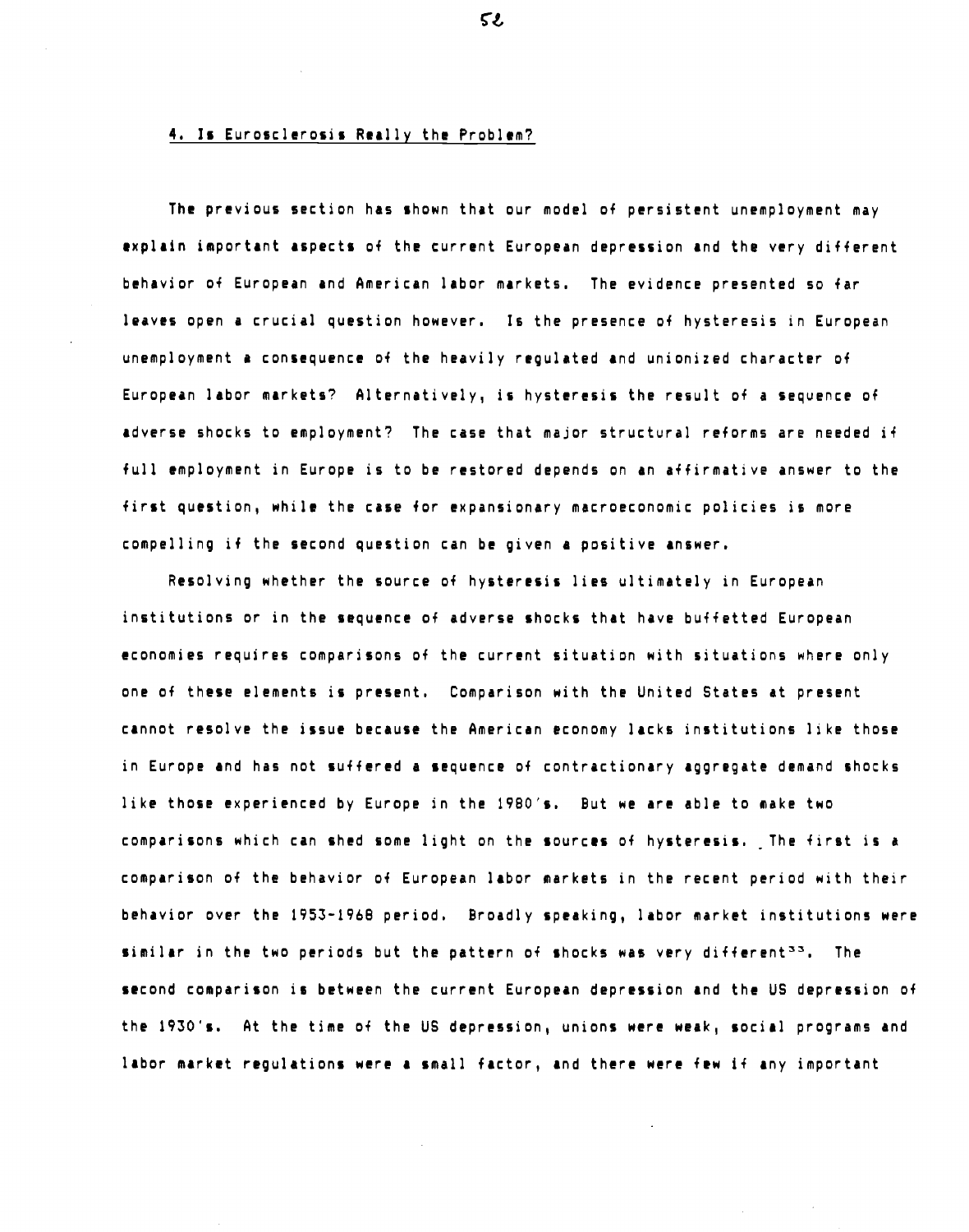## 4. Is Eurosclerosis Really the Problem?

The previous section has shown that our model of persistent unemployment may explain important aspects of the current European depression and the very different behavior of European and American labor markets. The evidence presented so far leaves open a crucial question however. Is the presence of hysteresis in European unemployment a consequence of the heavily regulated and unionized character of European labor markets? Alternatively, is hysteresis the result of a sequence of adverse shocks to employment? The case that major structural reforms are needed if full employment in Europe is to be restored depends on an affirmative answer to the first question, while the case for expansionary macroeconomic policies is more compelling if the second question can be given a positive answer.

Resolving whether the source of hysteresis lies ultimately in European institutions or in the sequence of adverse shocks that have buffetted European economies requires comparisons of the current situation with situations where only one of these elements is present. Comparison with the United States at present cannot resolve the issue because the American economy lacks institutions like those in Europe and has not suffered a sequence of contractionary aggregate demand shocks like those experienced by Europe in the 1980's. But we are able to make two comparisons which can shed some light on the sources of hysteresis. The first is a comparison of the behavior of European labor markets in the recent period with their behavior over the 1953-1968 period. Broadly speaking, labor market institutions were similar in the two periods but the pattern of shocks was very different[33]. The second comparison is between the current European depression and the US depression of the 1930's. At the time of the US depression, unions were weak, social programs and labor market regulations were a small factor, and there were few if any important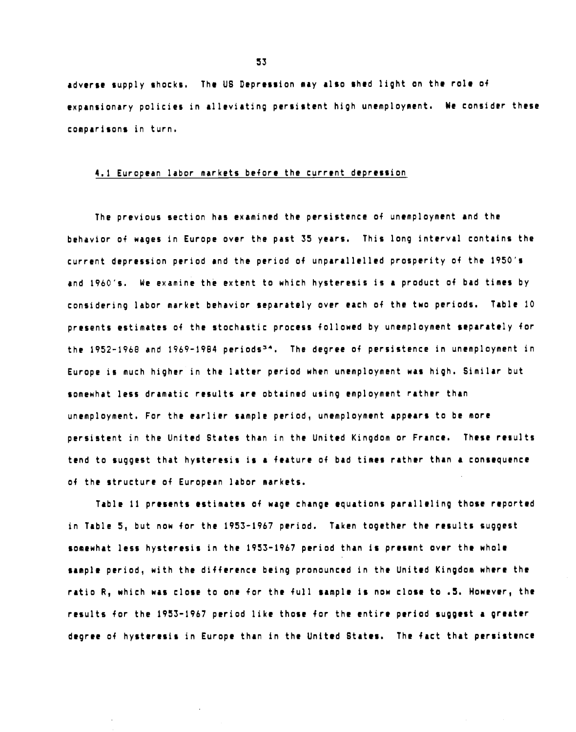adverse supply shocks. The US Depression may also shed light on the role of expansionary policies in alleviating persistent high unemployment. We consider these comparisons in turn.

### 4.1 European labor markets before the current depression

The previous section has examined the persistence of unemployment and the behavior of wages in Europe over the past 35 years. This long interval contains the current depression period and the period of unparallelled prosperity of the 1950's and 1960's. We examine the extent to which hysteresis is a product of bad times by considering labor market behavior separately over each of the two periods. Table 10 presents estimates of the stochastic process followed by unemployment separately for the 1952-1968 and 1969-1984 periods[34]. The degree of persistence in unemployment in Europe is much higher in the latter period when unemployment was high. Similar but somewhat less dramatic results are obtained using employment rather than unemployment. For the earlier sample period, unemployment appears to be more persistent in the United States than in the United Kingdom or France. These results tend to suggest that hysteresis is a feature of bad times rather than a consequence of the structure of European labor markets.

Table 11 presents estimates of wage change equations paralleling those reported in Table 5, but now for the 1953-1967 period. Taken together the results suggest somewhat less hysteresis in the 1953-1967 period than is present over the whole sample period, with the difference being pronounced in the United Kingdom where the ratio R, which was close to one for the full sample is now close to .5. However, the results for the 1953-1967 period like those for the entire period suggest a greater degree of hysteresis in Europe than in the United States. The fact that persistence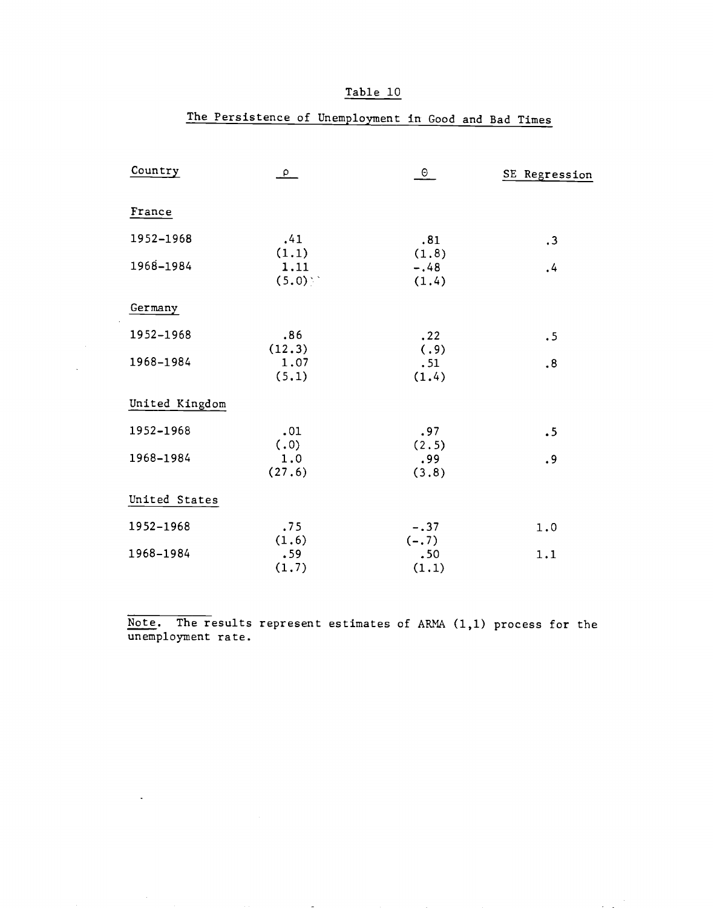Table 10

The Persistence of Unemployment in Good and Bad Times

| Country | $\rho$ | $\theta$ | SE Regression |
|---|---|---|---|
| France | | | |
| 1952-1968 | .41 (1.1) | .81 (1.8) | .3 |
| 1968-1984 | 1.11 (5.0) | -.48 (1.4) | .4 |
| Germany | | | |
| 1952-1968 | .86 (12.3) | .22 (.9) | .5 |
| 1968-1984 | 1.07 (5.1) | .51 (1.4) | .8 |
| United Kingdom | | | |
| 1952-1968 | .01 (.0) | .97 (2.5) | .5 |
| 1968-1984 | 1.0 (27.6) | .99 (3.8) | .9 |
| United States | | | |
| 1952-1968 | .75 (1.6) | -.37 (-.7) | 1.0 |
| 1968-1984 | .59 (1.7) | .50 (1.1) | 1.1 |

Note. The results represent estimates of ARMA (1,1) process for the unemployment rate.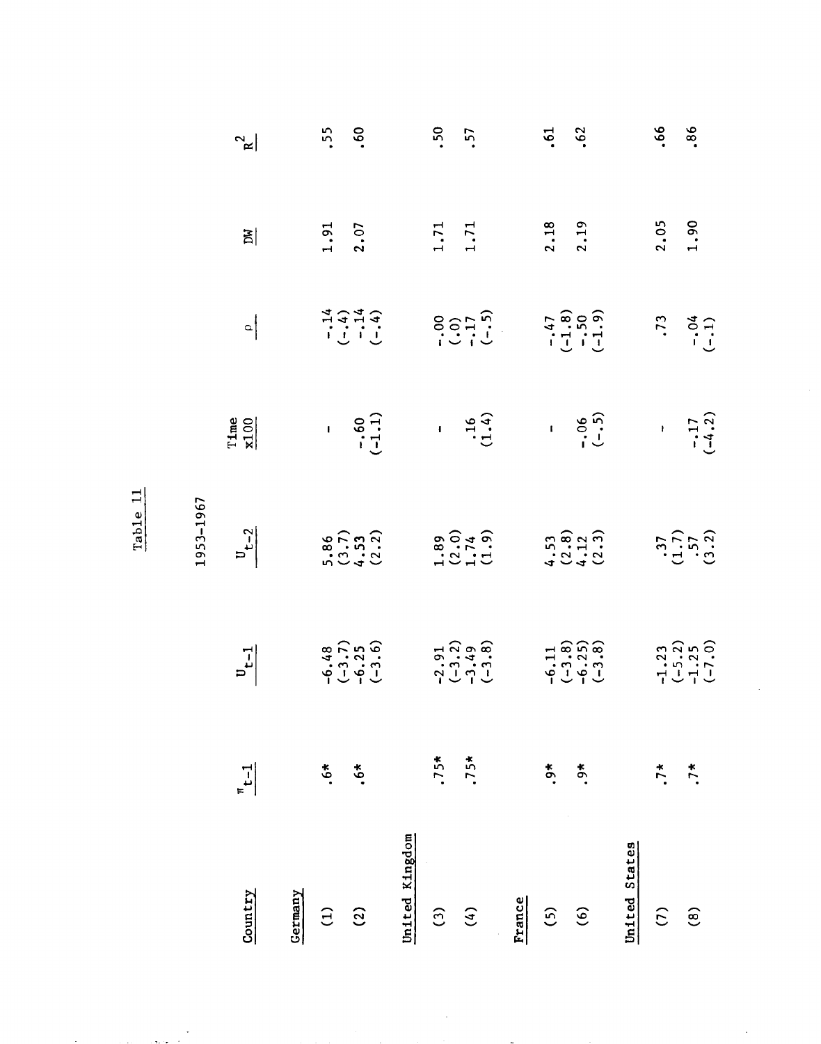# Table 11

1953-1967

| Country | $\pi_{t-1}$ | $U_{t-1}$ | $U_{t-2}$ | Time x100 | $\rho$ | DW | $R^2$ |
|---|---|---|---|---|---|---|---|
| **Germany** | | | | | | | |
| (1) | .6* | -6.48 (-3.7) | 5.86 (3.7) | - | -.14 (-.4) | 1.91 | .55 |
| (2) | .6* | -6.25 (-3.6) | 4.53 (2.2) | -.60 (-1.1) | -.14 (-.4) | 2.07 | .60 |
| **United Kingdom** | | | | | | | |
| (3) | .75* | -2.91 (-3.2) | 1.89 (2.0) | - | -.00 (.0) | 1.71 | .50 |
| (4) | .75* | -3.49 (-3.8) | 1.74 (1.9) | .16 (1.4) | -.17 (-.5) | 1.71 | .57 |
| **France** | | | | | | | |
| (5) | .9* | -6.11 (-3.8) | 4.53 (2.8) | - | -.47 (-1.8) | 2.18 | .61 |
| (6) | .9* | -6.25 (-3.8) | 4.12 (2.3) | -.06 (-.5) | -.50 (-1.9) | 2.19 | .62 |
| **United States** | | | | | | | |
| (7) | .7* | -1.23 (-5.2) | .37 (1.7) | - | .73 | 2.05 | .66 |
| (8) | .7* | -1.25 (-7.0) | .57 (3.2) | -.17 (-4.2) | -.04 (-.1) | 1.90 | .86 |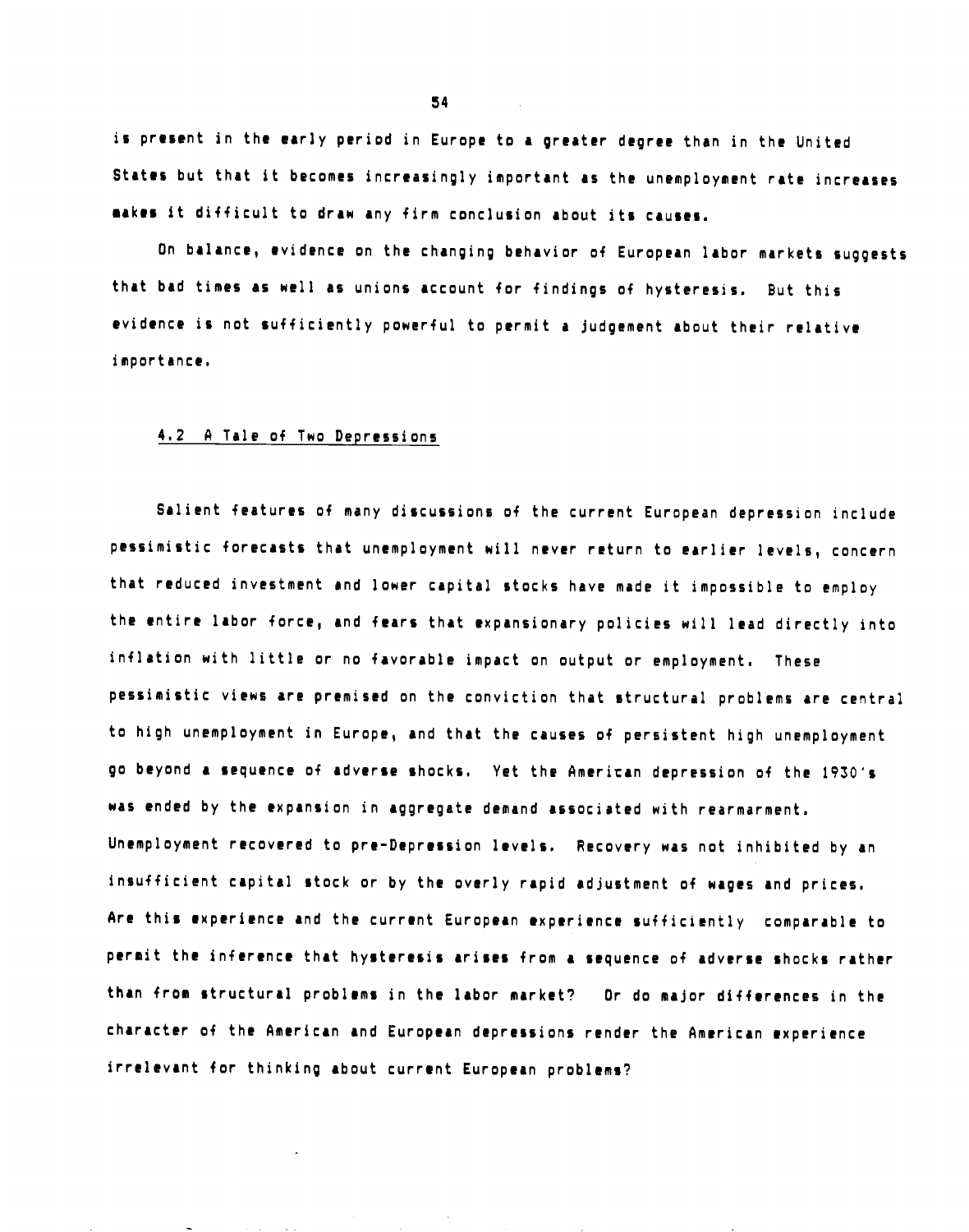is present in the early period in Europe to a greater degree than in the United States but that it becomes increasingly important as the unemployment rate increases makes it difficult to draw any firm conclusion about its causes.

On balance, evidence on the changing behavior of European labor markets suggests that bad times as well as unions account for findings of hysteresis. But this evidence is not sufficiently powerful to permit a judgement about their relative importance.

### 4.2 A Tale of Two Depressions

Salient features of many discussions of the current European depression include pessimistic forecasts that unemployment will never return to earlier levels, concern that reduced investment and lower capital stocks have made it impossible to employ the entire labor force, and fears that expansionary policies will lead directly into inflation with little or no favorable impact on output or employment. These pessimistic views are premised on the conviction that structural problems are central to high unemployment in Europe, and that the causes of persistent high unemployment go beyond a sequence of adverse shocks. Yet the American depression of the 1930's was ended by the expansion in aggregate demand associated with rearmarment. Unemployment recovered to pre-Depression levels. Recovery was not inhibited by an insufficient capital stock or by the overly rapid adjustment of wages and prices. Are this experience and the current European experience sufficiently comparable to permit the inference that hysteresis arises from a sequence of adverse shocks rather than from structural problems in the labor market? Or do major differences in the character of the American and European depressions render the American experience irrelevant for thinking about current European problems?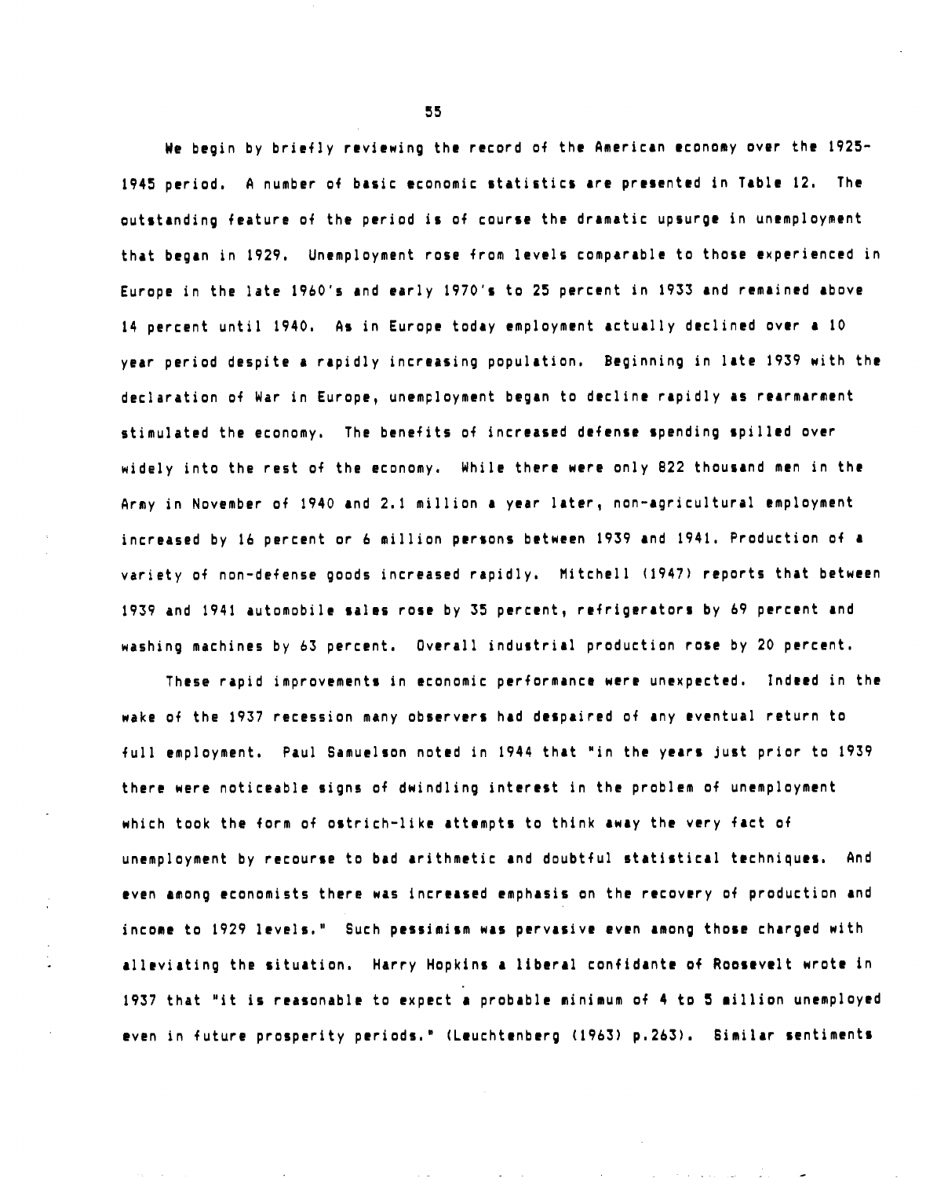We begin by briefly reviewing the record of the American economy over the 1925-1945 period. A number of basic economic statistics are presented in Table 12. The outstanding feature of the period is of course the dramatic upsurge in unemployment that began in 1929. Unemployment rose from levels comparable to those experienced in Europe in the late 1960's and early 1970's to 25 percent in 1933 and remained above 14 percent until 1940. As in Europe today employment actually declined over a 10 year period despite a rapidly increasing population. Beginning in late 1939 with the declaration of War in Europe, unemployment began to decline rapidly as rearmarment stimulated the economy. The benefits of increased defense spending spilled over widely into the rest of the economy. While there were only 822 thousand men in the Army in November of 1940 and 2.1 million a year later, non-agricultural employment increased by 16 percent or 6 million persons between 1939 and 1941. Production of a variety of non-defense goods increased rapidly. Mitchell (1947) reports that between 1939 and 1941 automobile sales rose by 35 percent, refrigerators by 69 percent and washing machines by 63 percent. Overall industrial production rose by 20 percent.

These rapid improvements in economic performance were unexpected. Indeed in the wake of the 1937 recession many observers had despaired of any eventual return to full employment. Paul Samuelson noted in 1944 that "in the years just prior to 1939 there were noticeable signs of dwindling interest in the problem of unemployment which took the form of ostrich-like attempts to think away the very fact of unemployment by recourse to bad arithmetic and doubtful statistical techniques. And even among economists there was increased emphasis on the recovery of production and income to 1929 levels." Such pessimism was pervasive even among those charged with alleviating the situation. Harry Hopkins a liberal confidante of Roosevelt wrote in 1937 that "it is reasonable to expect a probable minimum of 4 to 5 million unemployed even in future prosperity periods." (Leuchtenberg (1963) p.263). Similar sentiments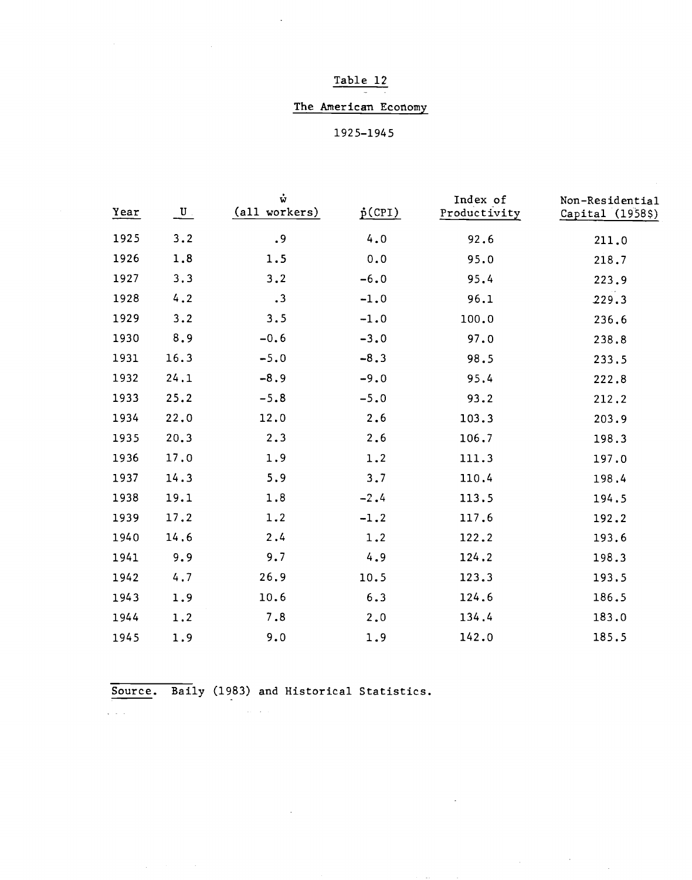Table 12

The American Economy

1925-1945

| Year | U | $\dot{w}$ (all workers) | $\dot{p}$(CPI) | Index of Productivity | Non-Residential Capital (1958$) |
|---|---|---|---|---|---|
| 1925 | 3.2 | .9 | 4.0 | 92.6 | 211.0 |
| 1926 | 1.8 | 1.5 | 0.0 | 95.0 | 218.7 |
| 1927 | 3.3 | 3.2 | -6.0 | 95.4 | 223.9 |
| 1928 | 4.2 | .3 | -1.0 | 96.1 | 229.3 |
| 1929 | 3.2 | 3.5 | -1.0 | 100.0 | 236.6 |
| 1930 | 8.9 | -0.6 | -3.0 | 97.0 | 238.8 |
| 1931 | 16.3 | -5.0 | -8.3 | 98.5 | 233.5 |
| 1932 | 24.1 | -8.9 | -9.0 | 95.4 | 222.8 |
| 1933 | 25.2 | -5.8 | -5.0 | 93.2 | 212.2 |
| 1934 | 22.0 | 12.0 | 2.6 | 103.3 | 203.9 |
| 1935 | 20.3 | 2.3 | 2.6 | 106.7 | 198.3 |
| 1936 | 17.0 | 1.9 | 1.2 | 111.3 | 197.0 |
| 1937 | 14.3 | 5.9 | 3.7 | 110.4 | 198.4 |
| 1938 | 19.1 | 1.8 | -2.4 | 113.5 | 194.5 |
| 1939 | 17.2 | 1.2 | -1.2 | 117.6 | 192.2 |
| 1940 | 14.6 | 2.4 | 1.2 | 122.2 | 193.6 |
| 1941 | 9.9 | 9.7 | 4.9 | 124.2 | 198.3 |
| 1942 | 4.7 | 26.9 | 10.5 | 123.3 | 193.5 |
| 1943 | 1.9 | 10.6 | 6.3 | 124.6 | 186.5 |
| 1944 | 1.2 | 7.8 | 2.0 | 134.4 | 183.0 |
| 1945 | 1.9 | 9.0 | 1.9 | 142.0 | 185.5 |

Source. Baily (1983) and Historical Statistics.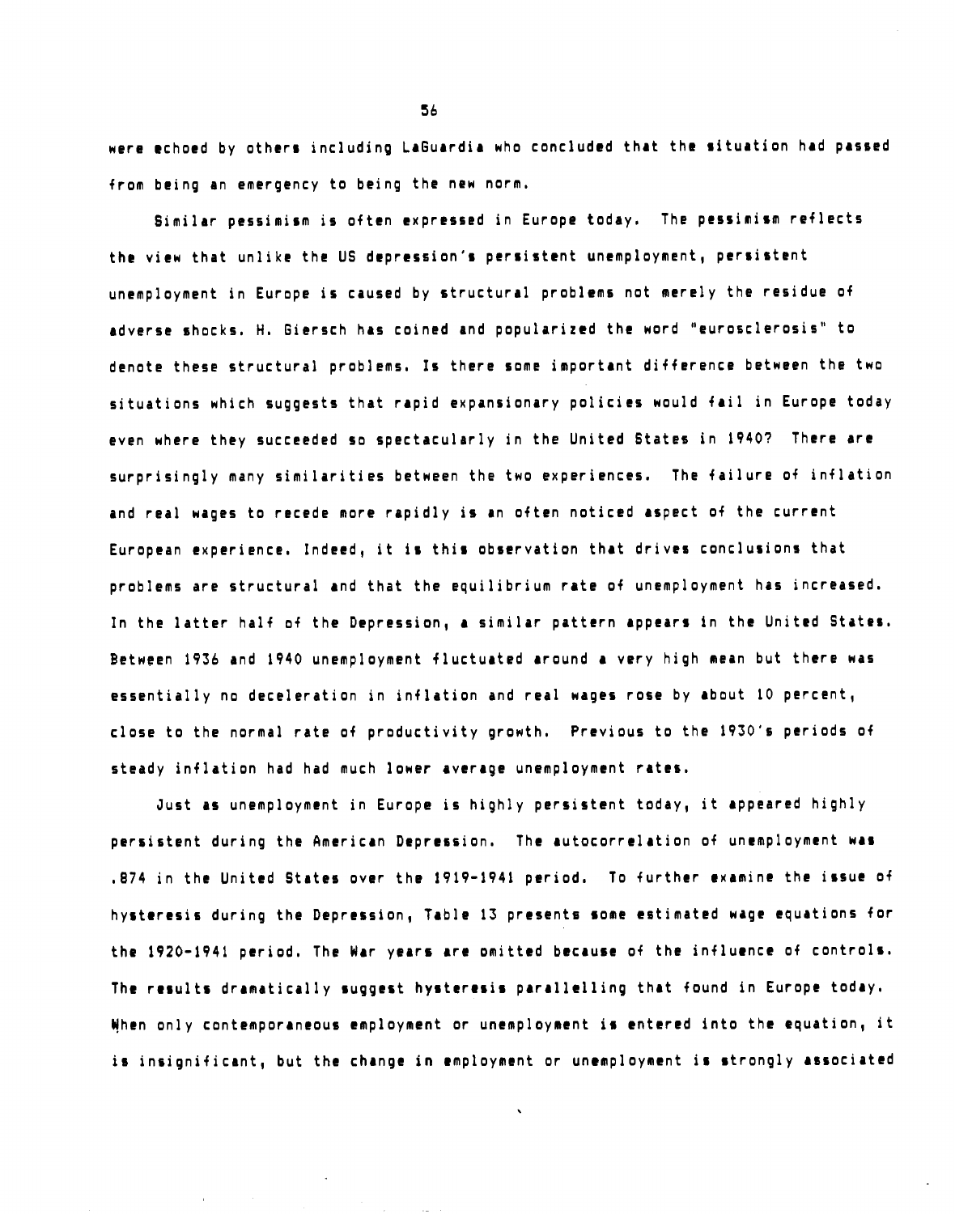were echoed by others including LaGuardia who concluded that the situation had passed from being an emergency to being the new norm.

Similar pessimism is often expressed in Europe today. The pessimism reflects the view that unlike the US depression's persistent unemployment, persistent unemployment in Europe is caused by structural problems not merely the residue of adverse shocks. H. Giersch has coined and popularized the word "eurosclerosis" to denote these structural problems. Is there some important difference between the two situations which suggests that rapid expansionary policies would fail in Europe today even where they succeeded so spectacularly in the United States in 1940? There are surprisingly many similarities between the two experiences. The failure of inflation and real wages to recede more rapidly is an often noticed aspect of the current European experience. Indeed, it is this observation that drives conclusions that problems are structural and that the equilibrium rate of unemployment has increased. In the latter half of the Depression, a similar pattern appears in the United States. Between 1936 and 1940 unemployment fluctuated around a very high mean but there was essentially no deceleration in inflation and real wages rose by about 10 percent, close to the normal rate of productivity growth. Previous to the 1930's periods of steady inflation had had much lower average unemployment rates.

Just as unemployment in Europe is highly persistent today, it appeared highly persistent during the American Depression. The autocorrelation of unemployment was .874 in the United States over the 1919-1941 period. To further examine the issue of hysteresis during the Depression, Table 13 presents some estimated wage equations for the 1920-1941 period. The War years are omitted because of the influence of controls. The results dramatically suggest hysteresis parallelling that found in Europe today. When only contemporaneous employment or unemployment is entered into the equation, it is insignificant, but the change in employment or unemployment is strongly associated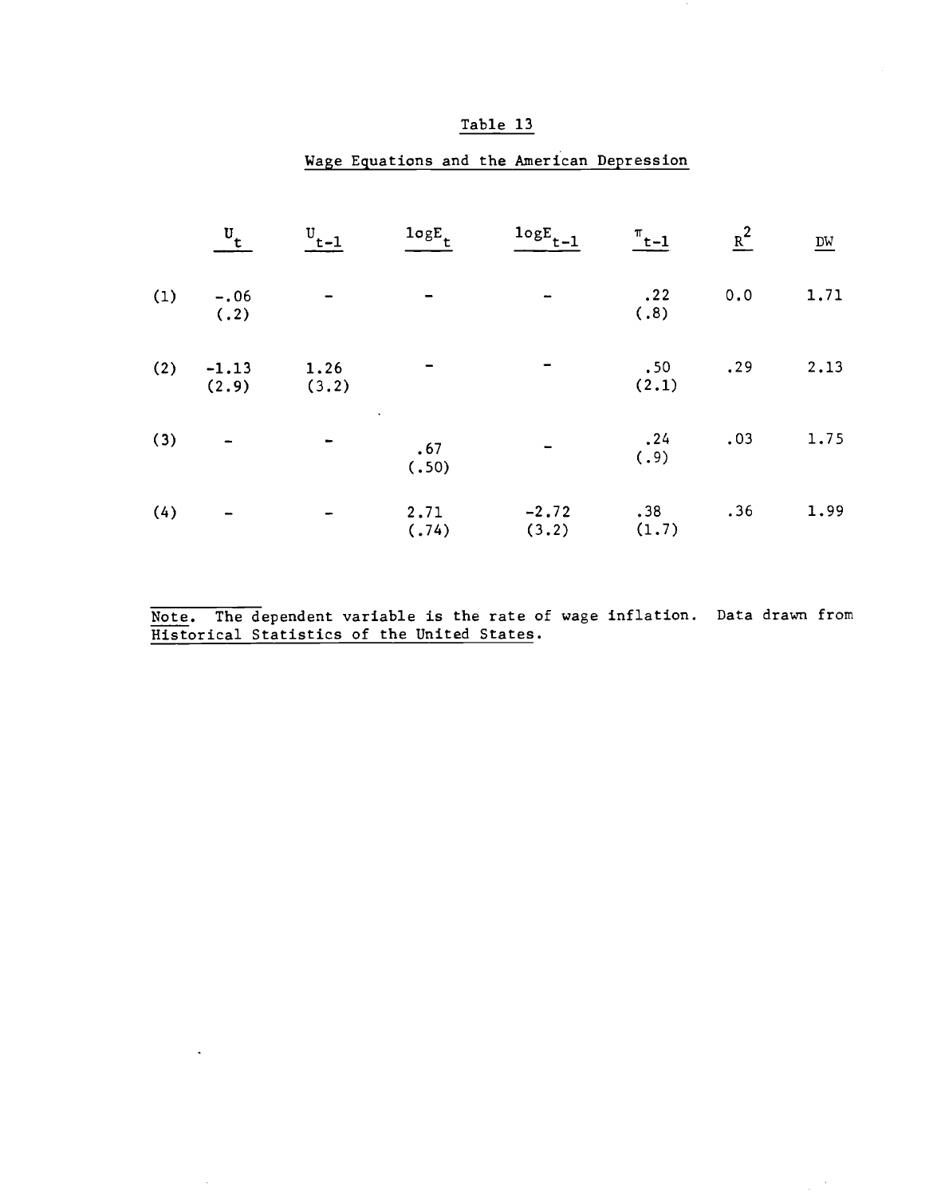# Table 13

## Wage Equations and the American Depression

| | $U_t$ | $U_{t-1}$ | $\log E_t$ | $\log E_{t-1}$ | $\pi_{t-1}$ | $R^2$ | DW |
|---|---|---|---|---|---|---|---|
| (1) | -.06 (.2) | - | - | - | .22 (.8) | 0.0 | 1.71 |
| (2) | -1.13 (2.9) | 1.26 (3.2) | - | - | .50 (2.1) | .29 | 2.13 |
| (3) | - | - | .67 (.50) | - | .24 (.9) | .03 | 1.75 |
| (4) | - | - | 2.71 (.74) | -2.72 (3.2) | .38 (1.7) | .36 | 1.99 |

Note. The dependent variable is the rate of wage inflation. Data drawn from Historical Statistics of the United States.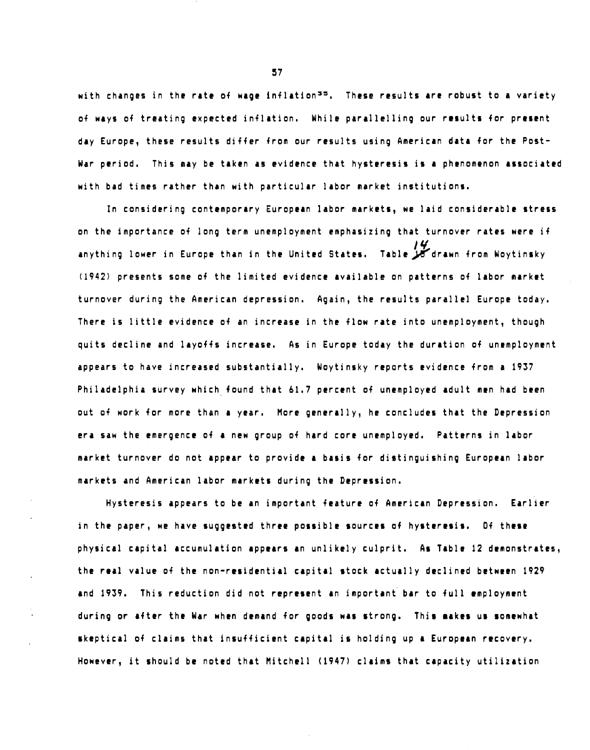with changes in the rate of wage inflation[35]. These results are robust to a variety of ways of treating expected inflation. While parallelling our results for present day Europe, these results differ from our results using American data for the Post-War period. This may be taken as evidence that hysteresis is a phenomenon associated with bad times rather than with particular labor market institutions.

In considering contemporary European labor markets, we laid considerable stress on the importance of long term unemployment emphasizing that turnover rates were if anything lower in Europe than in the United States. Table 14 drawn from Woytinsky (1942) presents some of the limited evidence available on patterns of labor market turnover during the American depression. Again, the results parallel Europe today. There is little evidence of an increase in the flow rate into unemployment, though quits decline and layoffs increase. As in Europe today the duration of unemployment appears to have increased substantially. Woytinsky reports evidence from a 1937 Philadelphia survey which found that 61.7 percent of unemployed adult men had been out of work for more than a year. More generally, he concludes that the Depression era saw the emergence of a new group of hard core unemployed. Patterns in labor market turnover do not appear to provide a basis for distinguishing European labor markets and American labor markets during the Depression.

Hysteresis appears to be an important feature of American Depression. Earlier in the paper, we have suggested three possible sources of hysteresis. Of these physical capital accumulation appears an unlikely culprit. As Table 12 demonstrates, the real value of the non-residential capital stock actually declined between 1929 and 1939. This reduction did not represent an important bar to full employment during or after the War when demand for goods was strong. This makes us somewhat skeptical of claims that insufficient capital is holding up a European recovery. However, it should be noted that Mitchell (1947) claims that capacity utilization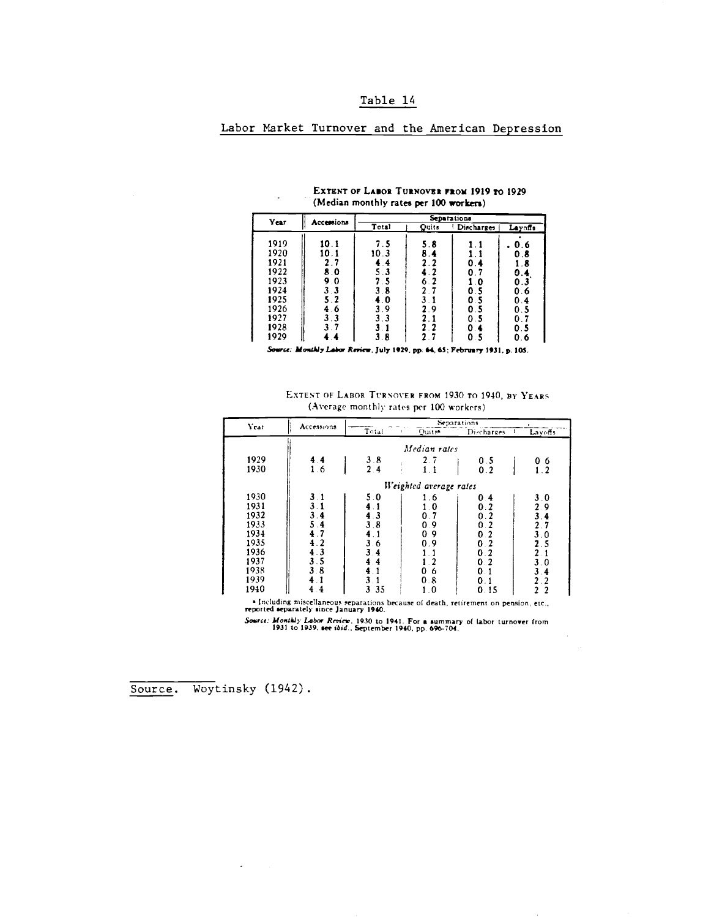Table 14

Labor Market Turnover and the American Depression

**EXTENT OF LABOR TURNOVER FROM 1919 TO 1929**
(Median monthly rates per 100 workers)

| Year | Accessions | Separations | | | |
|---|---|---|---|---|---|
| | | Total | Quits | Discharges | Layoffs |
| 1919 | 10.1 | 7.5 | 5.8 | 1.1 | .0.6 |
| 1920 | 10.1 | 10.3 | 8.4 | 1.1 | 0.8 |
| 1921 | 2.7 | 4.4 | 2.2 | 0.4 | 1.8 |
| 1922 | 8.0 | 5.3 | 4.2 | 0.7 | 0.4 |
| 1923 | 9.0 | 7.5 | 6.2 | 1.0 | 0.3 |
| 1924 | 3.3 | 3.8 | 2.7 | 0.5 | 0.6 |
| 1925 | 5.2 | 4.0 | 3.1 | 0.5 | 0.4 |
| 1926 | 4.6 | 3.9 | 2.9 | 0.5 | 0.5 |
| 1927 | 3.3 | 3.3 | 2.1 | 0.5 | 0.7 |
| 1928 | 3.7 | 3.1 | 2.2 | 0.4 | 0.5 |
| 1929 | 4.4 | 3.8 | 2.7 | 0.5 | 0.6 |

*Source: Monthly Labor Review*, July 1929, pp. 64, 65; February 1931, p. 105.

**EXTENT OF LABOR TURNOVER FROM 1930 TO 1940, BY YEARS**
(Average monthly rates per 100 workers)

| Year | Accessions | Separations | | | |
|---|---|---|---|---|---|
| | | Total | Quits[a] | Discharges | Layoffs |
| | | | *Median rates* | | |
| 1929 | 4.4 | 3.8 | 2.7 | 0.5 | 0.6 |
| 1930 | 1.6 | 2.4 | 1.1 | 0.2 | 1.2 |
| | | | *Weighted average rates* | | |
| 1930 | 3.1 | 5.0 | 1.6 | 0.4 | 3.0 |
| 1931 | 3.1 | 4.1 | 1.0 | 0.2 | 2.9 |
| 1932 | 3.4 | 4.3 | 0.7 | 0.2 | 3.4 |
| 1933 | 5.4 | 3.8 | 0.9 | 0.2 | 2.7 |
| 1934 | 4.7 | 4.1 | 0.9 | 0.2 | 3.0 |
| 1935 | 4.2 | 3.6 | 0.9 | 0.2 | 2.5 |
| 1936 | 4.3 | 3.4 | 1.1 | 0.2 | 2.1 |
| 1937 | 3.5 | 4.4 | 1.2 | 0.2 | 3.0 |
| 1938 | 3.8 | 4.1 | 0.6 | 0.1 | 3.4 |
| 1939 | 4.1 | 3.1 | 0.8 | 0.1 | 2.2 |
| 1940 | 4.4 | 3.35 | 1.0 | 0.15 | 2.2 |

[a] Including miscellaneous separations because of death, retirement on pension, etc., reported separately since January 1940.

*Source: Monthly Labor Review*, 1930 to 1941. For a summary of labor turnover from 1931 to 1939, see *ibid.*, September 1940, pp. 696-704.

Source. Woytinsky (1942).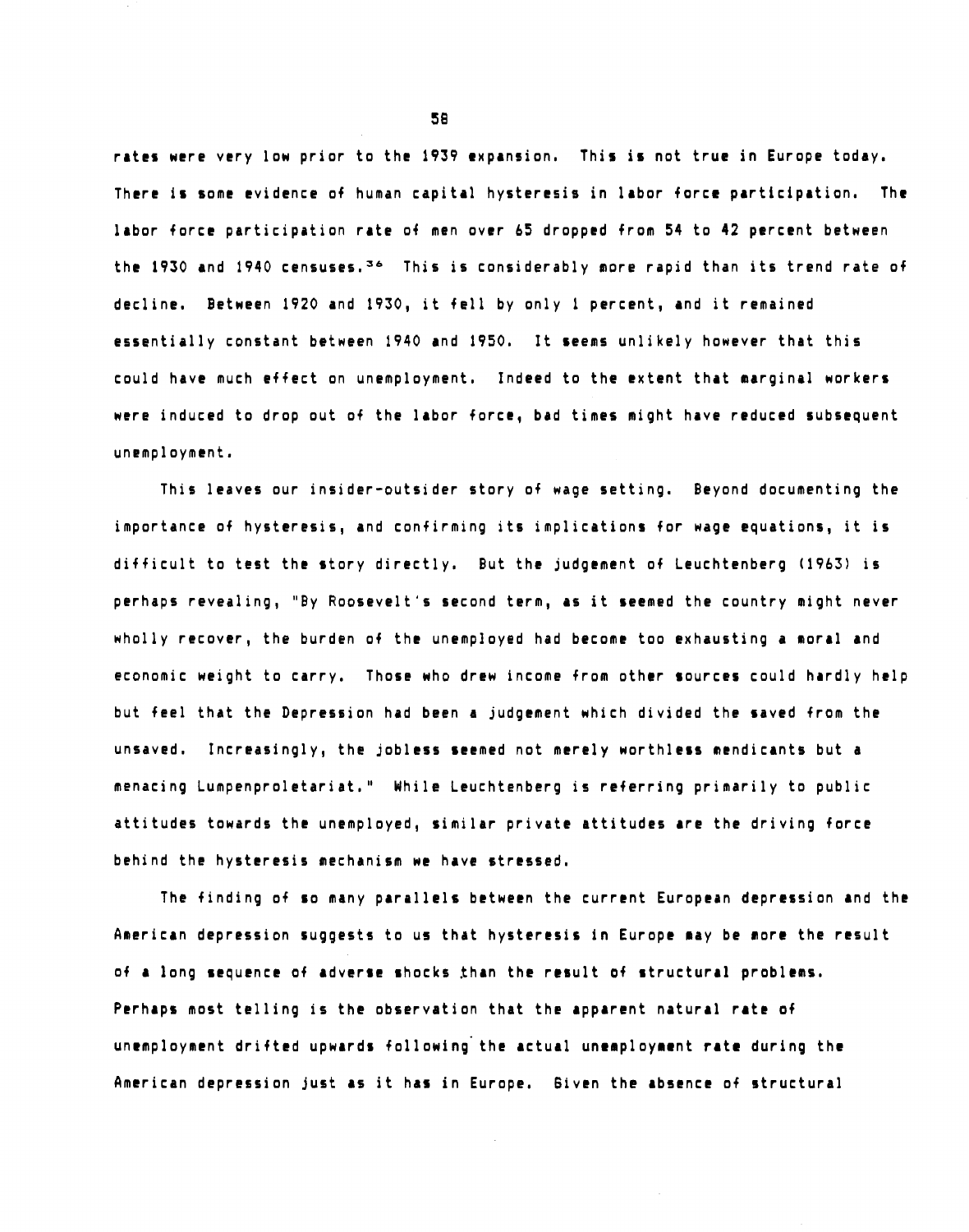rates were very low prior to the 1939 expansion. This is not true in Europe today. There is some evidence of human capital hysteresis in labor force participation. The labor force participation rate of men over 65 dropped from 54 to 42 percent between the 1930 and 1940 censuses.[36] This is considerably more rapid than its trend rate of decline. Between 1920 and 1930, it fell by only 1 percent, and it remained essentially constant between 1940 and 1950. It seems unlikely however that this could have much effect on unemployment. Indeed to the extent that marginal workers were induced to drop out of the labor force, bad times might have reduced subsequent unemployment.

This leaves our insider-outsider story of wage setting. Beyond documenting the importance of hysteresis, and confirming its implications for wage equations, it is difficult to test the story directly. But the judgement of Leuchtenberg (1963) is perhaps revealing, "By Roosevelt's second term, as it seemed the country might never wholly recover, the burden of the unemployed had become too exhausting a moral and economic weight to carry. Those who drew income from other sources could hardly help but feel that the Depression had been a judgement which divided the saved from the unsaved. Increasingly, the jobless seemed not merely worthless mendicants but a menacing Lumpenproletariat." While Leuchtenberg is referring primarily to public attitudes towards the unemployed, similar private attitudes are the driving force behind the hysteresis mechanism we have stressed.

The finding of so many parallels between the current European depression and the American depression suggests to us that hysteresis in Europe may be more the result of a long sequence of adverse shocks than the result of structural problems. Perhaps most telling is the observation that the apparent natural rate of unemployment drifted upwards following the actual unemployment rate during the American depression just as it has in Europe. Given the absence of structural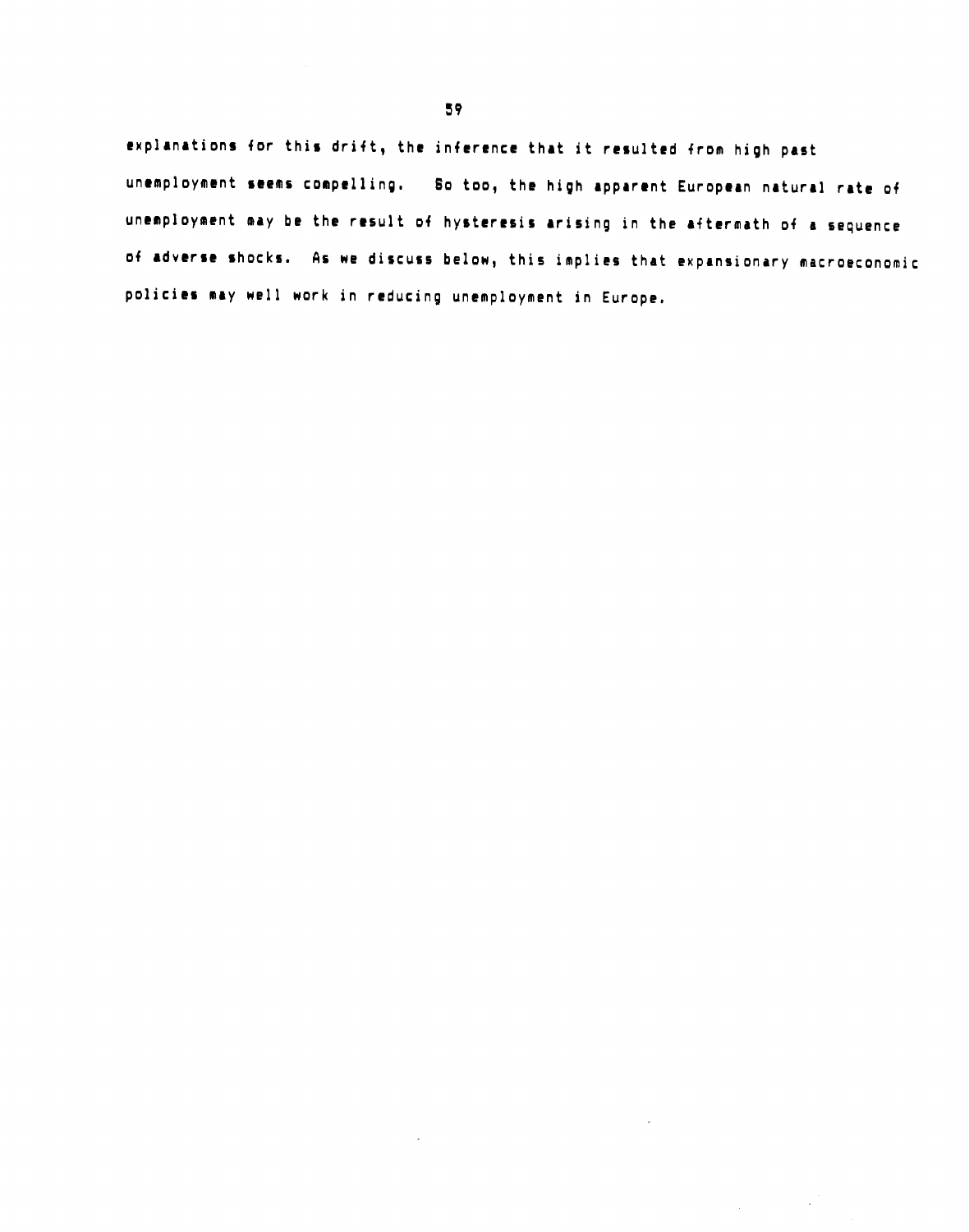explanations for this drift, the inference that it resulted from high past unemployment seems compelling. So too, the high apparent European natural rate of unemployment may be the result of hysteresis arising in the aftermath of a sequence of adverse shocks. As we discuss below, this implies that expansionary macroeconomic policies may well work in reducing unemployment in Europe.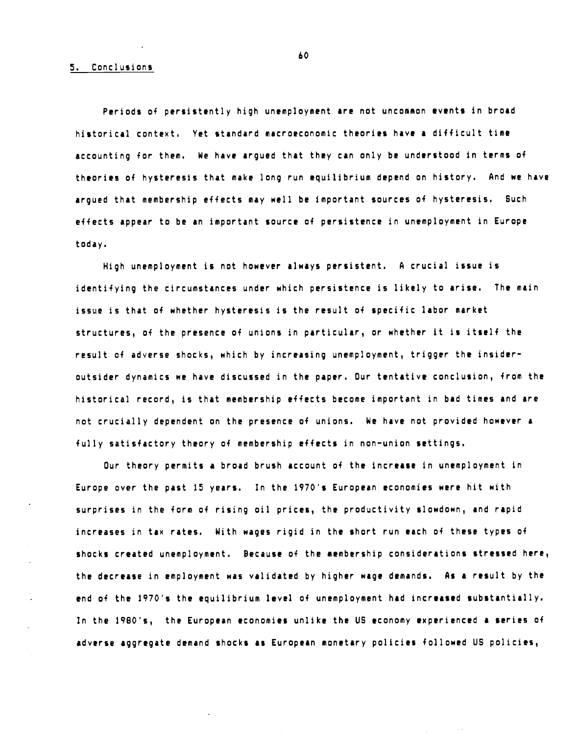## 5. Conclusions

Periods of persistently high unemployment are not uncommon events in broad historical context. Yet standard macroeconomic theories have a difficult time accounting for them. We have argued that they can only be understood in terms of theories of hysteresis that make long run equilibrium depend on history. And we have argued that membership effects may well be important sources of hysteresis. Such effects appear to be an important source of persistence in unemployment in Europe today.

High unemployment is not however always persistent. A crucial issue is identifying the circumstances under which persistence is likely to arise. The main issue is that of whether hysteresis is the result of specific labor market structures, of the presence of unions in particular, or whether it is itself the result of adverse shocks, which by increasing unemployment, trigger the insider-outsider dynamics we have discussed in the paper. Our tentative conclusion, from the historical record, is that membership effects become important in bad times and are not crucially dependent on the presence of unions. We have not provided however a fully satisfactory theory of membership effects in non-union settings.

Our theory permits a broad brush account of the increase in unemployment in Europe over the past 15 years. In the 1970's European economies were hit with surprises in the form of rising oil prices, the productivity slowdown, and rapid increases in tax rates. With wages rigid in the short run each of these types of shocks created unemployment. Because of the membership considerations stressed here, the decrease in employment was validated by higher wage demands. As a result by the end of the 1970's the equilibrium level of unemployment had increased substantially. In the 1980's, the European economies unlike the US economy experienced a series of adverse aggregate demand shocks as European monetary policies followed US policies,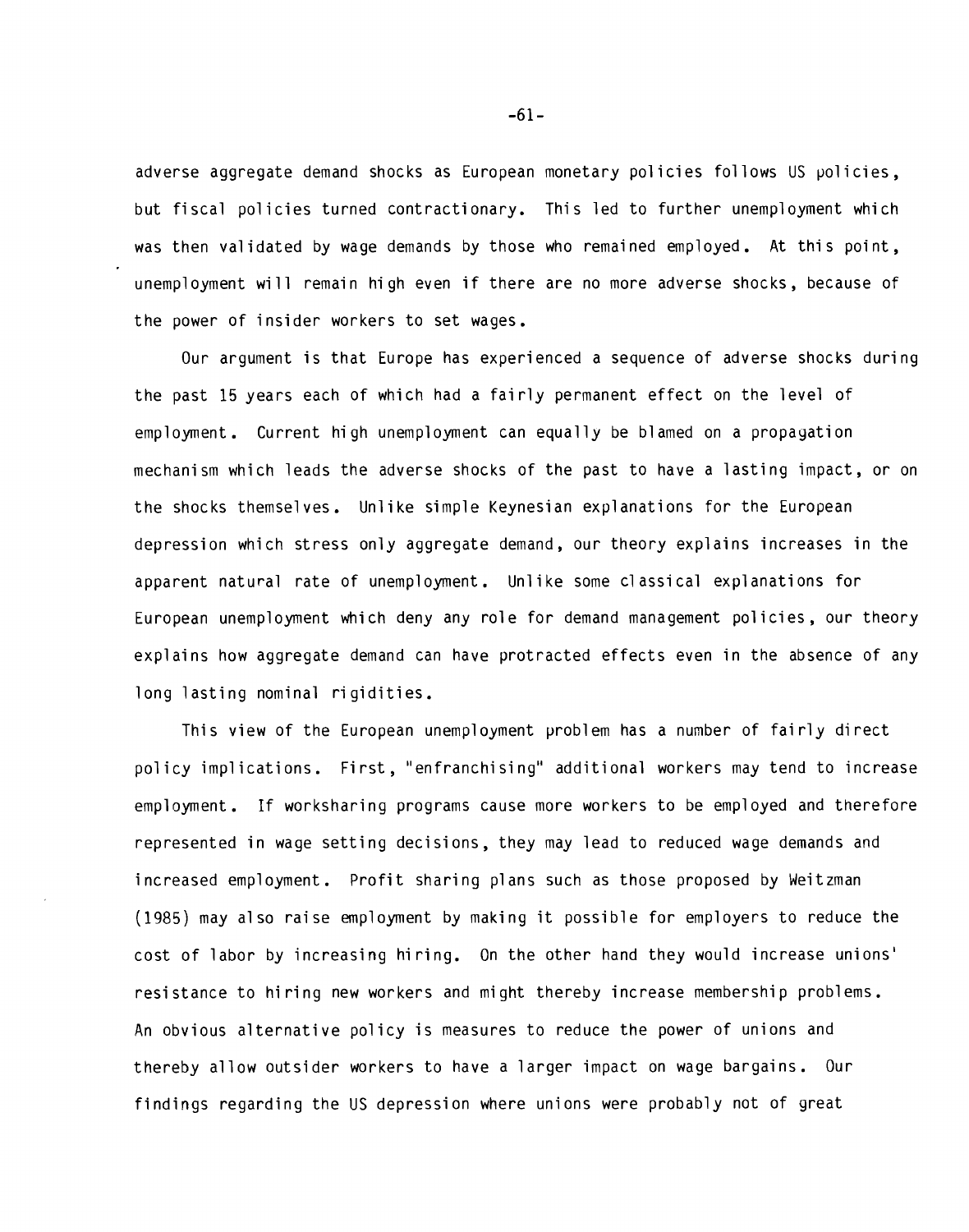adverse aggregate demand shocks as European monetary policies follows US policies, but fiscal policies turned contractionary. This led to further unemployment which was then validated by wage demands by those who remained employed. At this point, unemployment will remain high even if there are no more adverse shocks, because of the power of insider workers to set wages.

Our argument is that Europe has experienced a sequence of adverse shocks during the past 15 years each of which had a fairly permanent effect on the level of employment. Current high unemployment can equally be blamed on a propagation mechanism which leads the adverse shocks of the past to have a lasting impact, or on the shocks themselves. Unlike simple Keynesian explanations for the European depression which stress only aggregate demand, our theory explains increases in the apparent natural rate of unemployment. Unlike some classical explanations for European unemployment which deny any role for demand management policies, our theory explains how aggregate demand can have protracted effects even in the absence of any long lasting nominal rigidities.

This view of the European unemployment problem has a number of fairly direct policy implications. First, "enfranchising" additional workers may tend to increase employment. If worksharing programs cause more workers to be employed and therefore represented in wage setting decisions, they may lead to reduced wage demands and increased employment. Profit sharing plans such as those proposed by Weitzman (1985) may also raise employment by making it possible for employers to reduce the cost of labor by increasing hiring. On the other hand they would increase unions' resistance to hiring new workers and might thereby increase membership problems. An obvious alternative policy is measures to reduce the power of unions and thereby allow outsider workers to have a larger impact on wage bargains. Our findings regarding the US depression where unions were probably not of great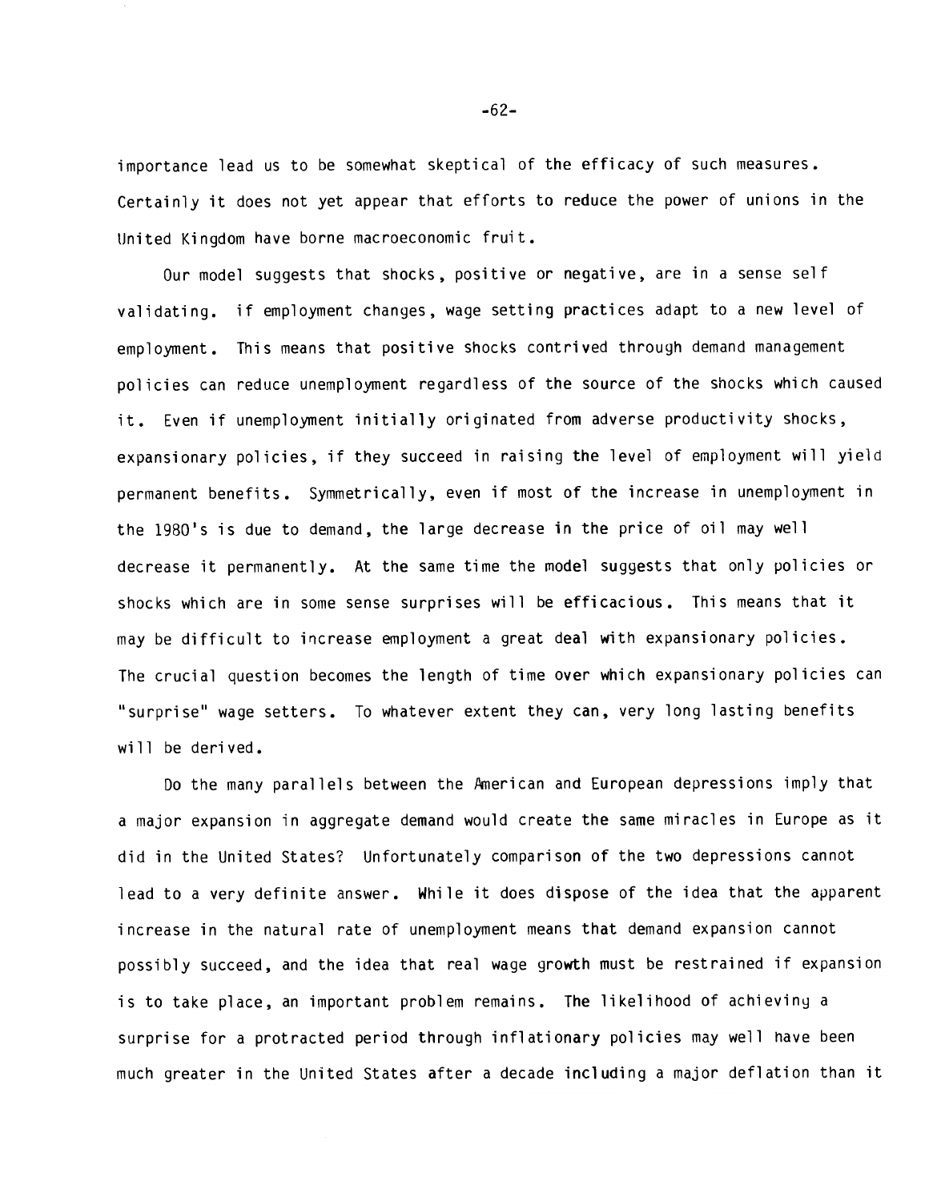importance lead us to be somewhat skeptical of the efficacy of such measures. Certainly it does not yet appear that efforts to reduce the power of unions in the United Kingdom have borne macroeconomic fruit.

Our model suggests that shocks, positive or negative, are in a sense self validating. if employment changes, wage setting practices adapt to a new level of employment. This means that positive shocks contrived through demand management policies can reduce unemployment regardless of the source of the shocks which caused it. Even if unemployment initially originated from adverse productivity shocks, expansionary policies, if they succeed in raising the level of employment will yield permanent benefits. Symmetrically, even if most of the increase in unemployment in the 1980's is due to demand, the large decrease in the price of oil may well decrease it permanently. At the same time the model suggests that only policies or shocks which are in some sense surprises will be efficacious. This means that it may be difficult to increase employment a great deal with expansionary policies. The crucial question becomes the length of time over which expansionary policies can "surprise" wage setters. To whatever extent they can, very long lasting benefits will be derived.

Do the many parallels between the American and European depressions imply that a major expansion in aggregate demand would create the same miracles in Europe as it did in the United States? Unfortunately comparison of the two depressions cannot lead to a very definite answer. While it does dispose of the idea that the apparent increase in the natural rate of unemployment means that demand expansion cannot possibly succeed, and the idea that real wage growth must be restrained if expansion is to take place, an important problem remains. The likelihood of achieving a surprise for a protracted period through inflationary policies may well have been much greater in the United States after a decade including a major deflation than it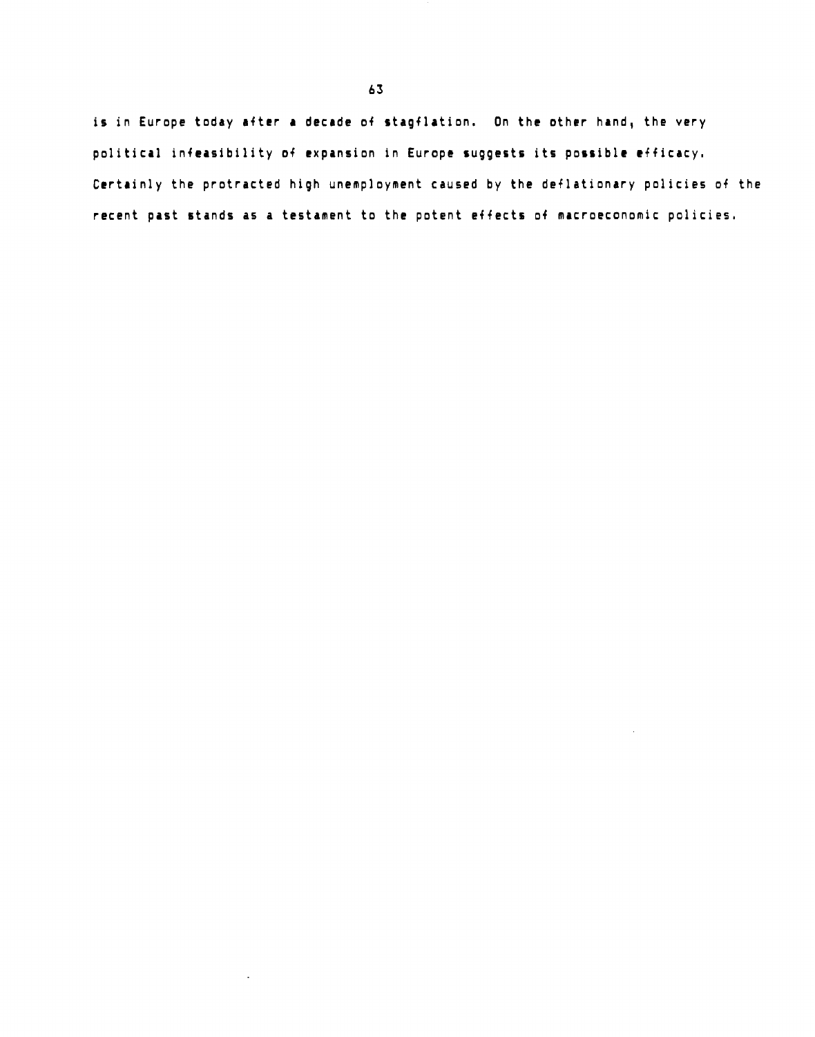is in Europe today after a decade of stagflation. On the other hand, the very political infeasibility of expansion in Europe suggests its possible efficacy. Certainly the protracted high unemployment caused by the deflationary policies of the recent past stands as a testament to the potent effects of macroeconomic policies.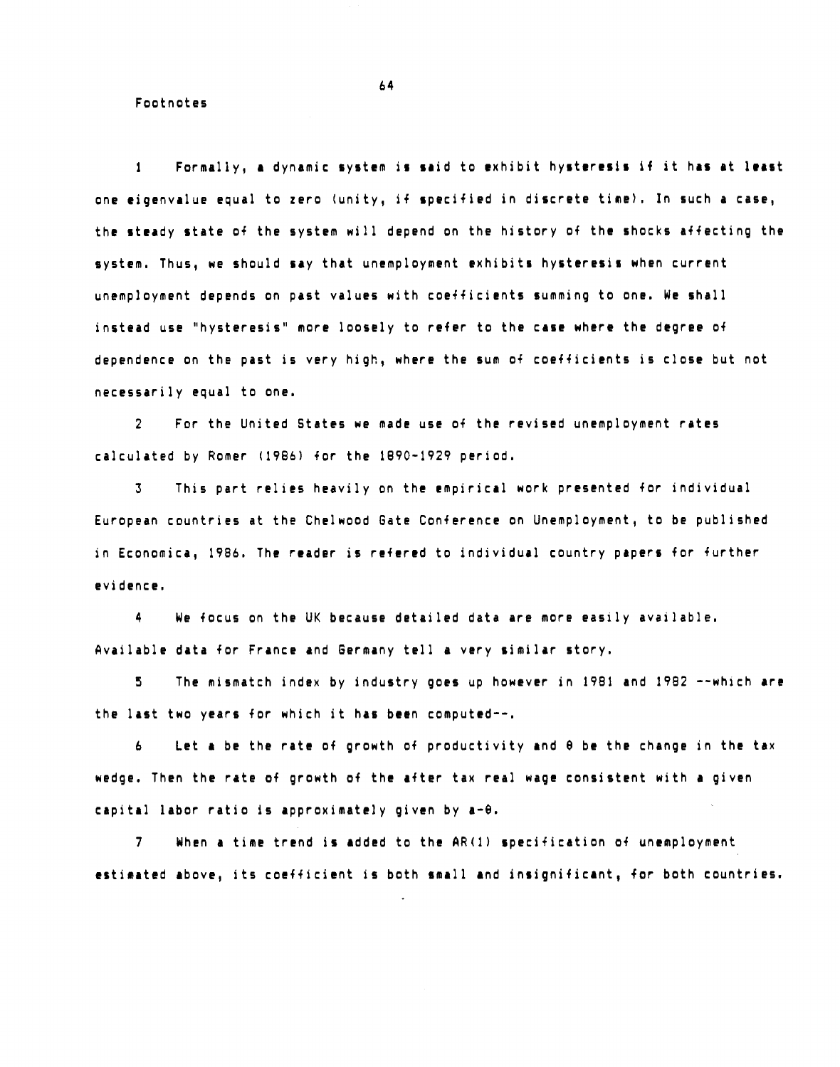Footnotes

1 Formally, a dynamic system is said to exhibit hysteresis if it has at least one eigenvalue equal to zero (unity, if specified in discrete time). In such a case, the steady state of the system will depend on the history of the shocks affecting the system. Thus, we should say that unemployment exhibits hysteresis when current unemployment depends on past values with coefficients summing to one. We shall instead use "hysteresis" more loosely to refer to the case where the degree of dependence on the past is very high, where the sum of coefficients is close but not necessarily equal to one.

2 For the United States we made use of the revised unemployment rates calculated by Romer (1986) for the 1890-1929 period.

3 This part relies heavily on the empirical work presented for individual European countries at the Chelwood Gate Conference on Unemployment, to be published in Economica, 1986. The reader is refered to individual country papers for further evidence.

4 We focus on the UK because detailed data are more easily available. Available data for France and Germany tell a very similar story.

5 The mismatch index by industry goes up however in 1981 and 1982 --which are the last two years for which it has been computed--.

6 Let $a$ be the rate of growth of productivity and $\theta$ be the change in the tax wedge. Then the rate of growth of the after tax real wage consistent with a given capital labor ratio is approximately given by $a-\theta$.

7 When a time trend is added to the AR(1) specification of unemployment estimated above, its coefficient is both small and insignificant, for both countries.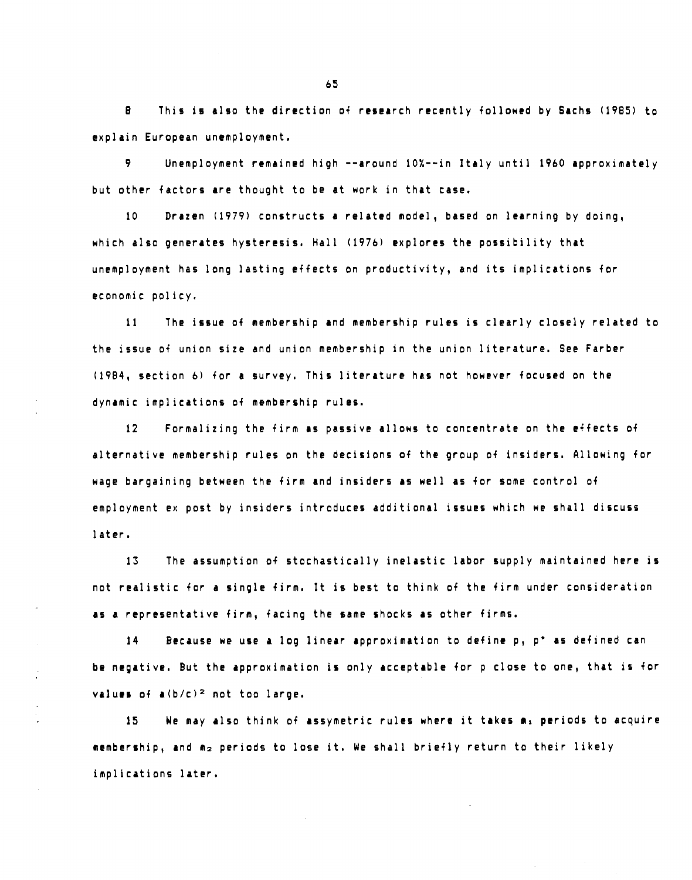8 This is also the direction of research recently followed by Sachs (1985) to explain European unemployment.

9 Unemployment remained high --around 10%--in Italy until 1960 approximately but other factors are thought to be at work in that case.

10 Drazen (1979) constructs a related model, based on learning by doing, which also generates hysteresis. Hall (1976) explores the possibility that unemployment has long lasting effects on productivity, and its implications for economic policy.

11 The issue of membership and membership rules is clearly closely related to the issue of union size and union membership in the union literature. See Farber (1984, section 6) for a survey. This literature has not however focused on the dynamic implications of membership rules.

12 Formalizing the firm as passive allows to concentrate on the effects of alternative membership rules on the decisions of the group of insiders. Allowing for wage bargaining between the firm and insiders as well as for some control of employment ex post by insiders introduces additional issues which we shall discuss later.

13 The assumption of stochastically inelastic labor supply maintained here is not realistic for a single firm. It is best to think of the firm under consideration as a representative firm, facing the same shocks as other firms.

14 Because we use a log linear approximation to define p, $p^*$ as defined can be negative. But the approximation is only acceptable for p close to one, that is for values of $a(b/c)^2$ not too large.

15 We may also think of assymetric rules where it takes $m_1$ periods to acquire membership, and $m_2$ periods to lose it. We shall briefly return to their likely implications later.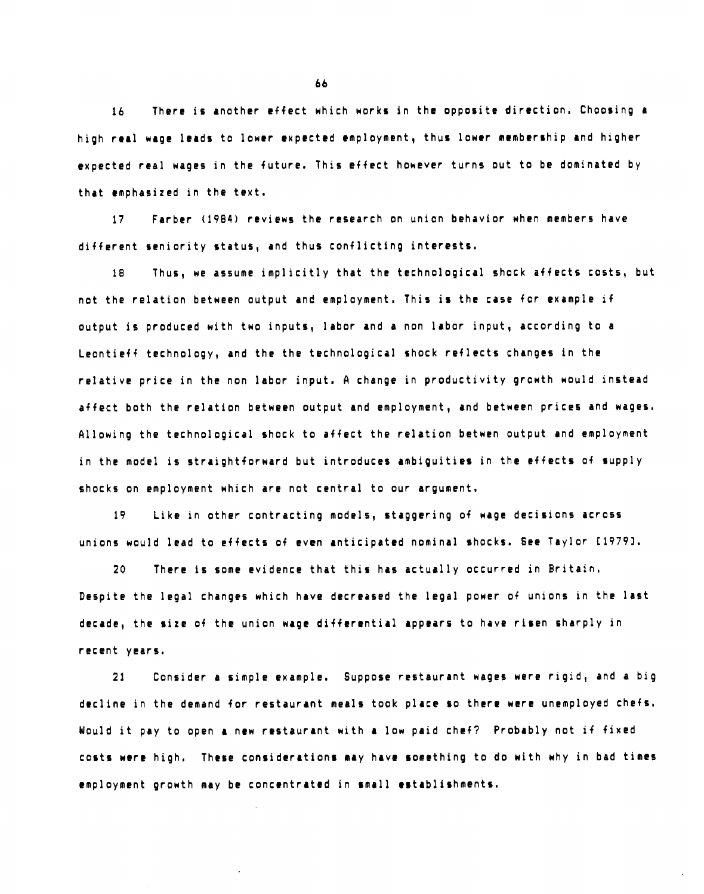16 There is another effect which works in the opposite direction. Choosing a high real wage leads to lower expected employment, thus lower membership and higher expected real wages in the future. This effect however turns out to be dominated by that emphasized in the text.

17 Farber (1984) reviews the research on union behavior when members have different seniority status, and thus conflicting interests.

18 Thus, we assume implicitly that the technological shock affects costs, but not the relation between output and employment. This is the case for example if output is produced with two inputs, labor and a non labor input, according to a Leontieff technology, and the the technological shock reflects changes in the relative price in the non labor input. A change in productivity growth would instead affect both the relation between output and employment, and between prices and wages. Allowing the technological shock to affect the relation betwen output and employment in the model is straightforward but introduces ambiguities in the effects of supply shocks on employment which are not central to our argument.

19 Like in other contracting models, staggering of wage decisions across unions would lead to effects of even anticipated nominal shocks. See Taylor [1979].

20 There is some evidence that this has actually occurred in Britain. Despite the legal changes which have decreased the legal power of unions in the last decade, the size of the union wage differential appears to have risen sharply in recent years.

21 Consider a simple example. Suppose restaurant wages were rigid, and a big decline in the demand for restaurant meals took place so there were unemployed chefs. Would it pay to open a new restaurant with a low paid chef? Probably not if fixed costs were high. These considerations may have something to do with why in bad times employment growth may be concentrated in small establishments.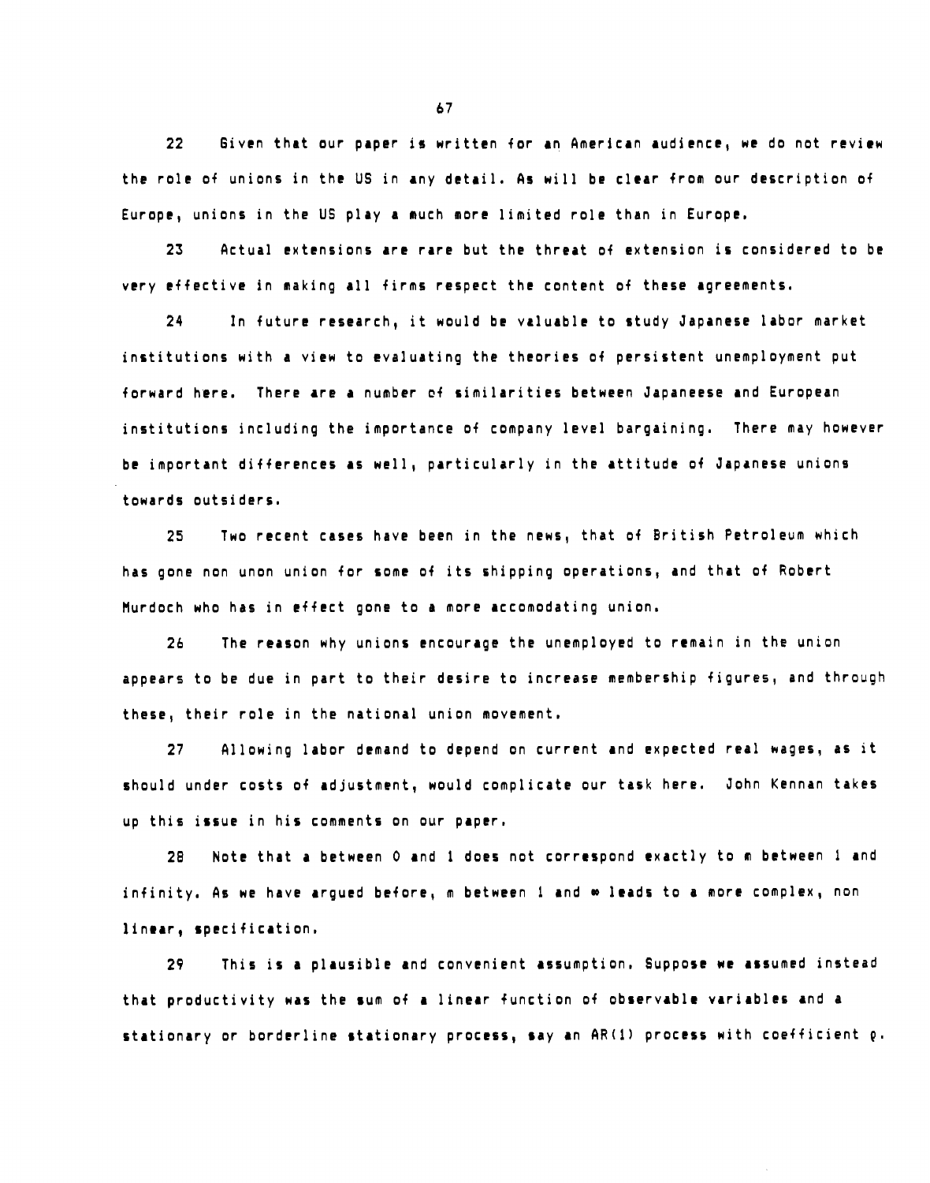22 Given that our paper is written for an American audience, we do not review the role of unions in the US in any detail. As will be clear from our description of Europe, unions in the US play a much more limited role than in Europe.

23 Actual extensions are rare but the threat of extension is considered to be very effective in making all firms respect the content of these agreements.

24 In future research, it would be valuable to study Japanese labor market institutions with a view to evaluating the theories of persistent unemployment put forward here. There are a number of similarities between Japaneese and European institutions including the importance of company level bargaining. There may however be important differences as well, particularly in the attitude of Japanese unions towards outsiders.

25 Two recent cases have been in the news, that of British Petroleum which has gone non unon union for some of its shipping operations, and that of Robert Murdoch who has in effect gone to a more accomodating union.

26 The reason why unions encourage the unemployed to remain in the union appears to be due in part to their desire to increase membership figures, and through these, their role in the national union movement.

27 Allowing labor demand to depend on current and expected real wages, as it should under costs of adjustment, would complicate our task here. John Kennan takes up this issue in his comments on our paper.

28 Note that a between 0 and 1 does not correspond exactly to m between 1 and infinity. As we have argued before, m between 1 and $\infty$ leads to a more complex, non linear, specification.

29 This is a plausible and convenient assumption. Suppose we assumed instead that productivity was the sum of a linear function of observable variables and a stationary or borderline stationary process, say an AR(1) process with coefficient $\rho$.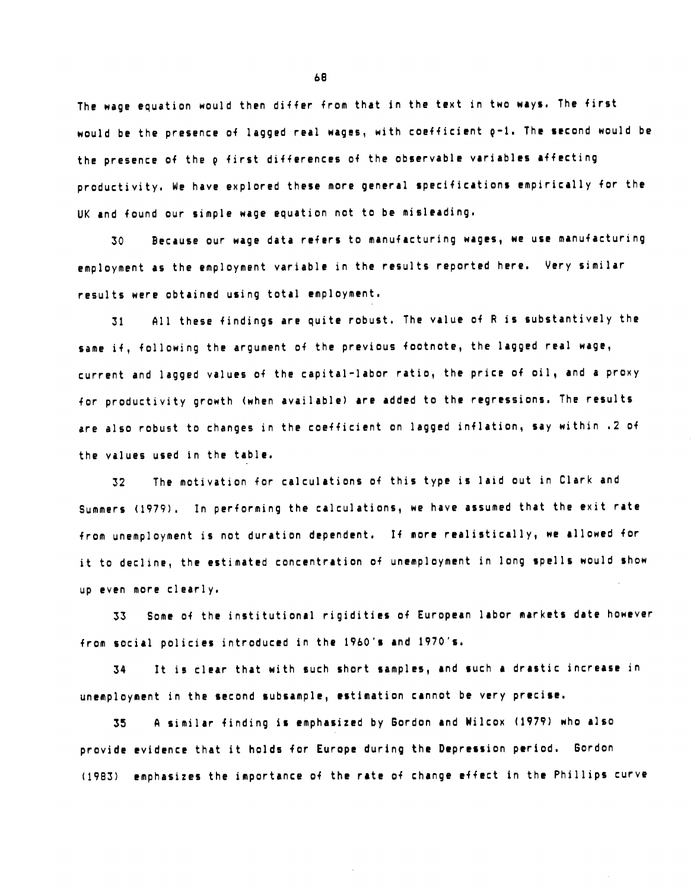The wage equation would then differ from that in the text in two ways. The first would be the presence of lagged real wages, with coefficient $\rho-1$. The second would be the presence of the $\rho$ first differences of the observable variables affecting productivity. We have explored these more general specifications empirically for the UK and found our simple wage equation not to be misleading.

30 Because our wage data refers to manufacturing wages, we use manufacturing employment as the employment variable in the results reported here. Very similar results were obtained using total employment.

31 All these findings are quite robust. The value of R is substantively the same if, following the argument of the previous footnote, the lagged real wage, current and lagged values of the capital-labor ratio, the price of oil, and a proxy for productivity growth (when available) are added to the regressions. The results are also robust to changes in the coefficient on lagged inflation, say within .2 of the values used in the table.

32 The motivation for calculations of this type is laid out in Clark and Summers (1979). In performing the calculations, we have assumed that the exit rate from unemployment is not duration dependent. If more realistically, we allowed for it to decline, the estimated concentration of unemployment in long spells would show up even more clearly.

33 Some of the institutional rigidities of European labor markets date however from social policies introduced in the 1960's and 1970's.

34 It is clear that with such short samples, and such a drastic increase in unemployment in the second subsample, estimation cannot be very precise.

35 A similar finding is emphasized by Gordon and Wilcox (1979) who also provide evidence that it holds for Europe during the Depression period. Gordon (1983) emphasizes the importance of the rate of change effect in the Phillips curve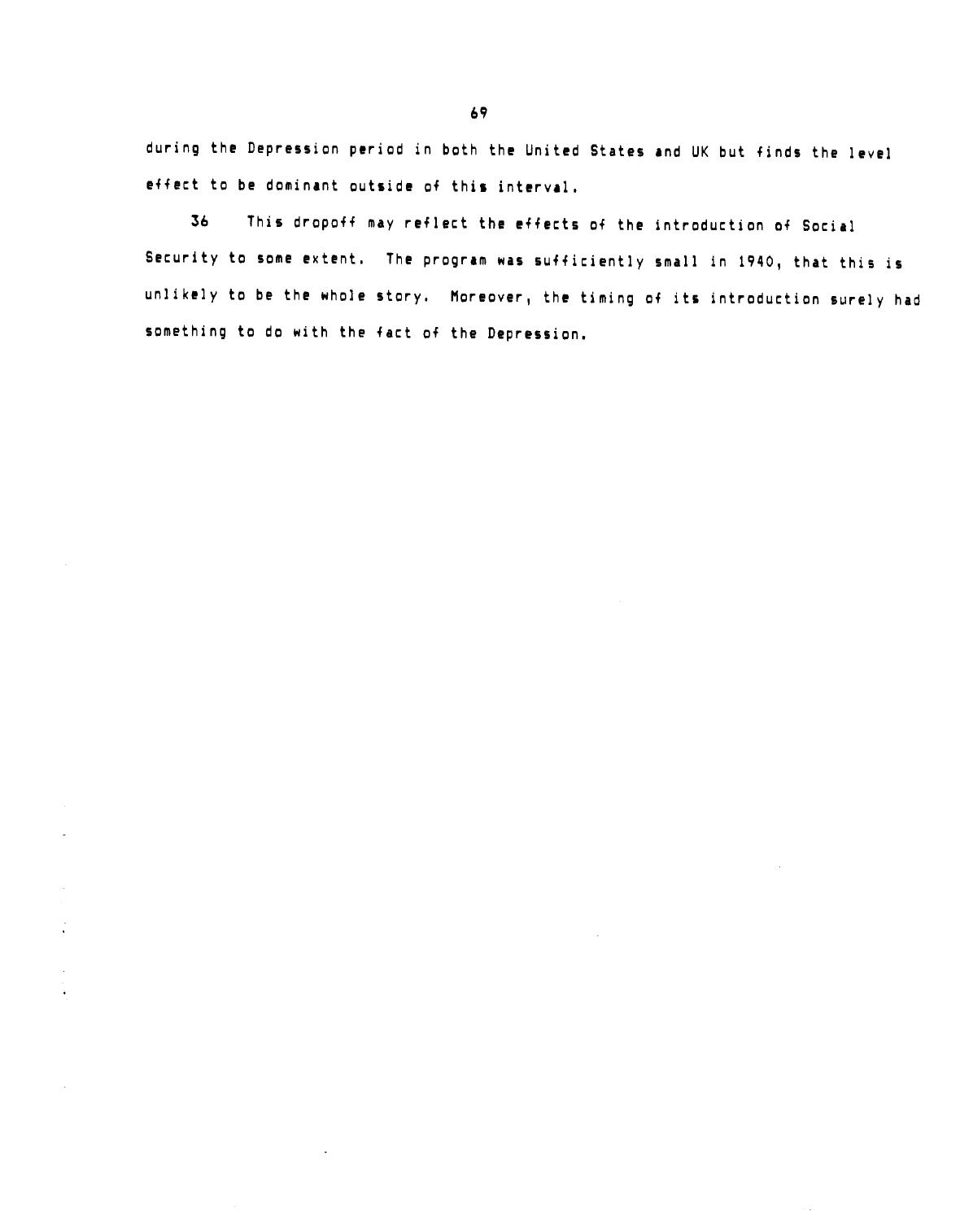during the Depression period in both the United States and UK but finds the level effect to be dominant outside of this interval.

36 This dropoff may reflect the effects of the introduction of Social Security to some extent. The program was sufficiently small in 1940, that this is unlikely to be the whole story. Moreover, the timing of its introduction surely had something to do with the fact of the Depression.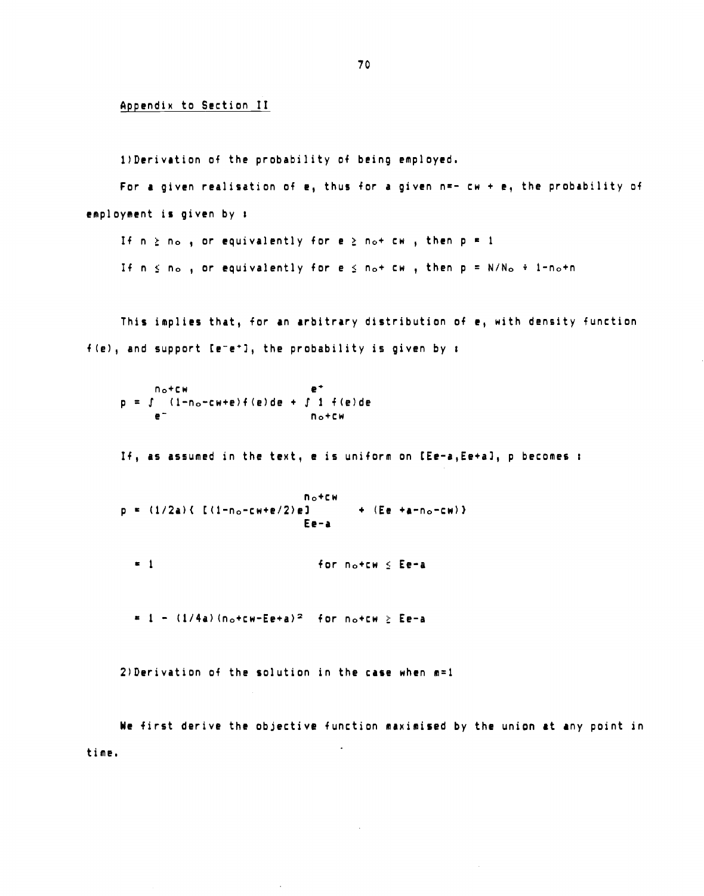Appendix to Section II

1) Derivation of the probability of being employed.

For a given realisation of $e$, thus for a given $n = -cw + e$, the probability of employment is given by :

If $n \geq n_o$ , or equivalently for $e \geq n_o + cw$ , then $p = 1$

If $n \leq n_o$ , or equivalently for $e \leq n_o + cw$ , then $p = N/N_o \div 1 - n_o + n$

This implies that, for an arbitrary distribution of $e$, with density function $f(e)$, and support $[e^- e^+]$, the probability is given by :

$$p = \int_{e^-}^{n_o+cw} (1 - n_o - cw + e) f(e) de + \int_{n_o+cw}^{e^+} 1 \, f(e) de$$

If, as assumed in the text, $e$ is uniform on $[Ee-a, Ee+a]$, p becomes :

$$p = (1/2a)\{ [(1 - n_o - cw + e/2)e]_{Ee-a}^{n_o+cw} + (Ee + a - n_o - cw)\}$$

$$= 1 \qquad\qquad \text{for } n_o + cw \leq Ee - a$$

$$= 1 - (1/4a)(n_o + cw - Ee + a)^2 \quad \text{for } n_o + cw \geq Ee - a$$

2) Derivation of the solution in the case when $m=1$

We first derive the objective function maximised by the union at any point in time.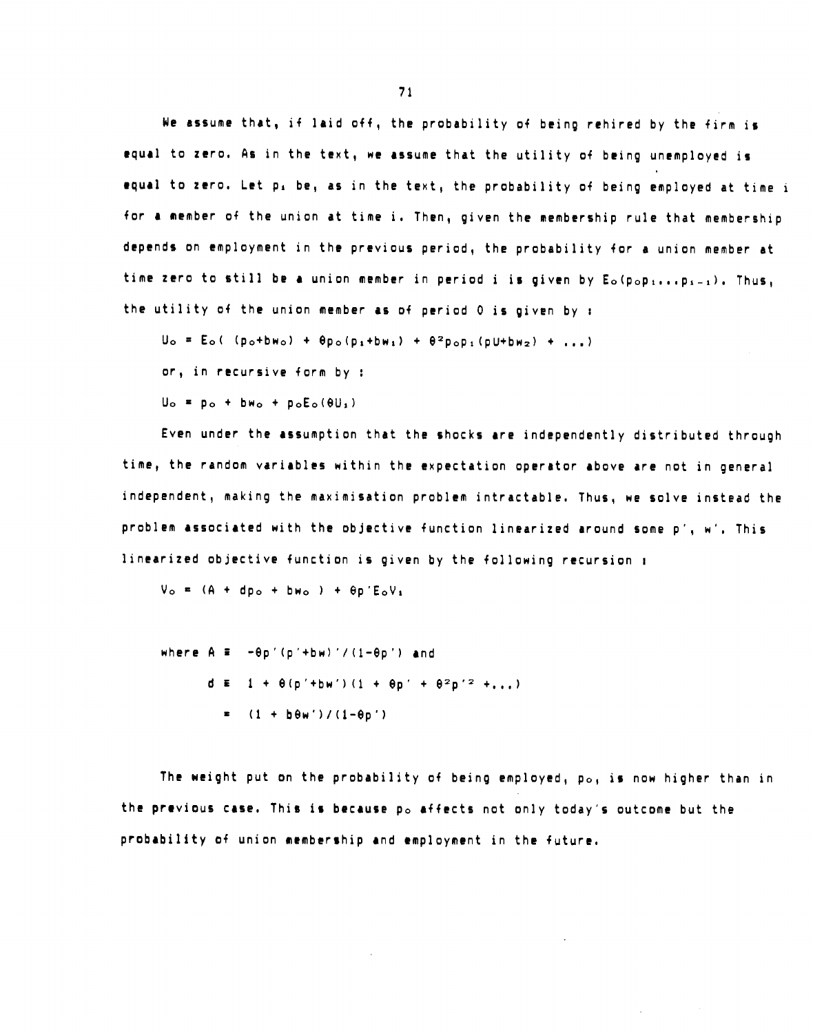We assume that, if laid off, the probability of being rehired by the firm is equal to zero. As in the text, we assume that the utility of being unemployed is equal to zero. Let $p_i$ be, as in the text, the probability of being employed at time i for a member of the union at time i. Then, given the membership rule that membership depends on employment in the previous period, the probability for a union member at time zero to still be a union member in period i is given by $E_0(p_0 p_1 \ldots p_{i-1})$. Thus, the utility of the union member as of period 0 is given by :

$$U_0 = E_0(\ (p_0+bw_0) + \theta p_0(p_1+bw_1) + \theta^2 p_0 p_1(pU+bw_2) + \ldots)$$

or, in recursive form by :

$$U_0 = p_0 + bw_0 + p_0 E_0(\theta U_1)$$

Even under the assumption that the shocks are independently distributed through time, the random variables within the expectation operator above are not in general independent, making the maximisation problem intractable. Thus, we solve instead the problem associated with the objective function linearized around some p', w'. This linearized objective function is given by the following recursion :

$$V_0 = (A + dp_0 + bw_0\ ) + \theta p' E_0 V_1$$

$$\text{where } A \equiv\ -\theta p'(p'+bw)'/(1-\theta p') \text{ and}$$

$$d \equiv\ 1 + \theta(p'+bw')(1 + \theta p' + \theta^2 p'^2 + \ldots)$$

$$=\ (1 + b\theta w')/(1-\theta p')$$

The weight put on the probability of being employed, $p_0$, is now higher than in the previous case. This is because $p_0$ affects not only today's outcome but the probability of union membership and employment in the future.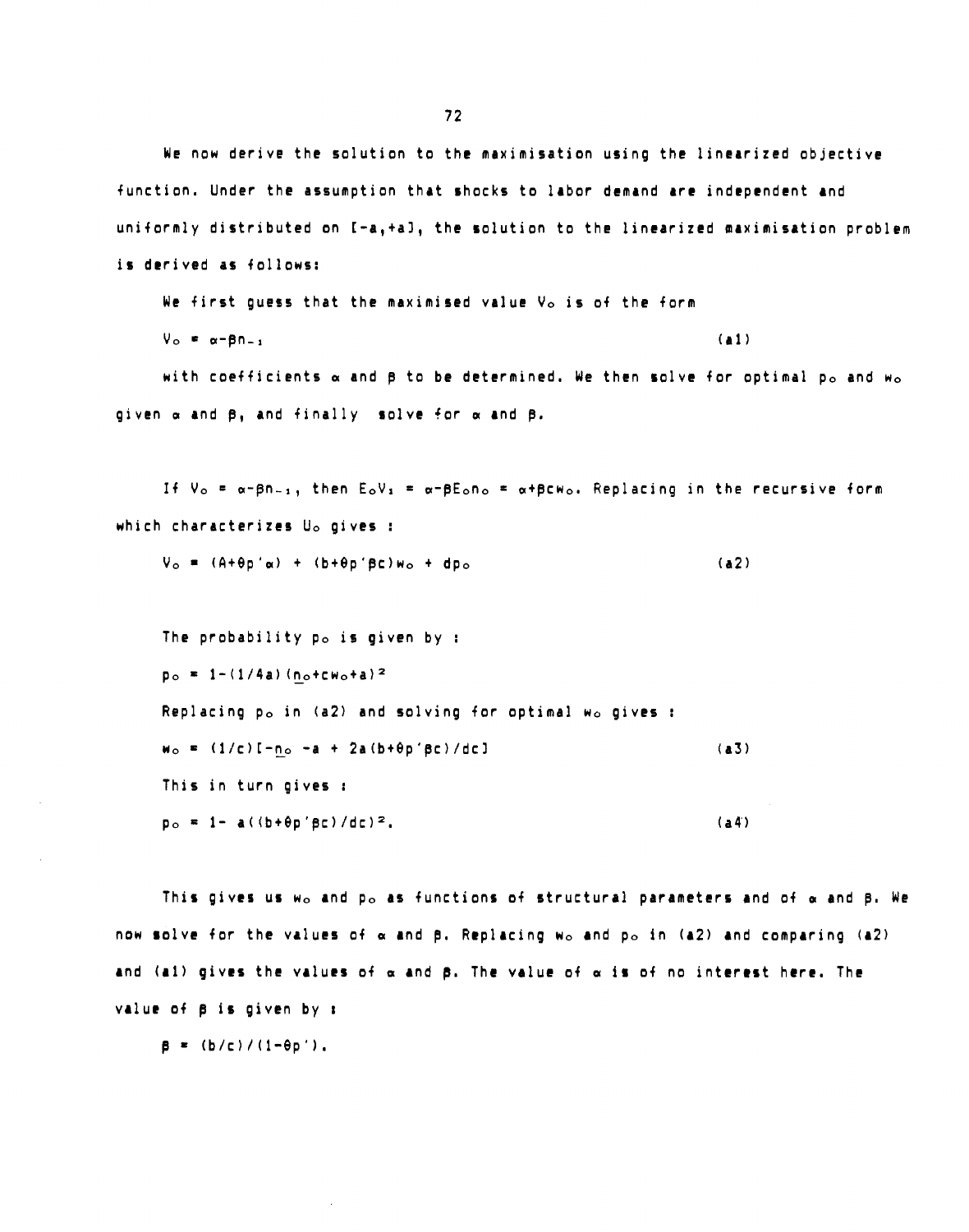We now derive the solution to the maximisation using the linearized objective function. Under the assumption that shocks to labor demand are independent and uniformly distributed on $[-a,+a]$, the solution to the linearized maximisation problem is derived as follows:

We first guess that the maximised value $V_o$ is of the form

$$V_o = \alpha - \beta n_{-1} \qquad \text{(a1)}$$

with coefficients $\alpha$ and $\beta$ to be determined. We then solve for optimal $p_o$ and $w_o$ given $\alpha$ and $\beta$, and finally solve for $\alpha$ and $\beta$.

If $V_o = \alpha - \beta n_{-1}$, then $E_o V_1 = \alpha - \beta E_o n_o = \alpha + \beta c w_o$. Replacing in the recursive form which characterizes $U_o$ gives :

$$V_o = (A + \theta p'\alpha) + (b + \theta p'\beta c) w_o + d p_o \qquad \text{(a2)}$$

The probability $p_o$ is given by :

$$p_o = 1 - (1/4a)(\underline{n}_o + c w_o + a)^2$$

Replacing $p_o$ in (a2) and solving for optimal $w_o$ gives :

$$w_o = (1/c)[-\underline{n}_o - a + 2a(b + \theta p'\beta c)/dc] \qquad \text{(a3)}$$

This in turn gives :

$$p_o = 1 - a((b + \theta p'\beta c)/dc)^2. \qquad \text{(a4)}$$

This gives us $w_o$ and $p_o$ as functions of structural parameters and of $\alpha$ and $\beta$. We now solve for the values of $\alpha$ and $\beta$. Replacing $w_o$ and $p_o$ in (a2) and comparing (a2) and (a1) gives the values of $\alpha$ and $\beta$. The value of $\alpha$ is of no interest here. The value of $\beta$ is given by :

$$\beta = (b/c)/(1 - \theta p').$$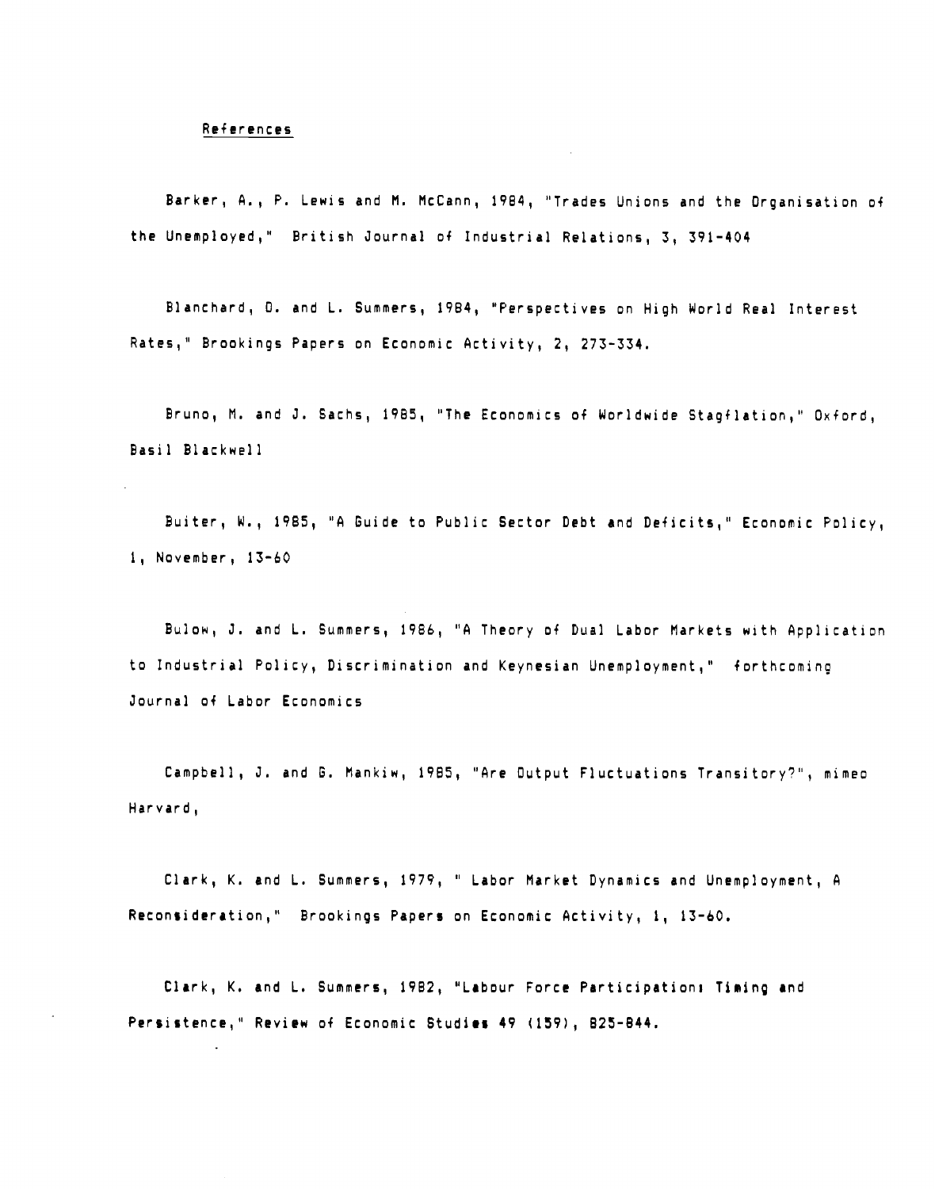## References

Barker, A., P. Lewis and M. McCann, 1984, "Trades Unions and the Organisation of the Unemployed," British Journal of Industrial Relations, 3, 391-404

Blanchard, O. and L. Summers, 1984, "Perspectives on High World Real Interest Rates," Brookings Papers on Economic Activity, 2, 273-334.

Bruno, M. and J. Sachs, 1985, "The Economics of Worldwide Stagflation," Oxford, Basil Blackwell

Buiter, W., 1985, "A Guide to Public Sector Debt and Deficits," Economic Policy, 1, November, 13-60

Bulow, J. and L. Summers, 1986, "A Theory of Dual Labor Markets with Application to Industrial Policy, Discrimination and Keynesian Unemployment," forthcoming Journal of Labor Economics

Campbell, J. and G. Mankiw, 1985, "Are Output Fluctuations Transitory?", mimeo Harvard,

Clark, K. and L. Summers, 1979, " Labor Market Dynamics and Unemployment, A Reconsideration," Brookings Papers on Economic Activity, 1, 13-60.

Clark, K. and L. Summers, 1982, "Labour Force Participation: Timing and Persistence," Review of Economic Studies 49 (159), 825-844.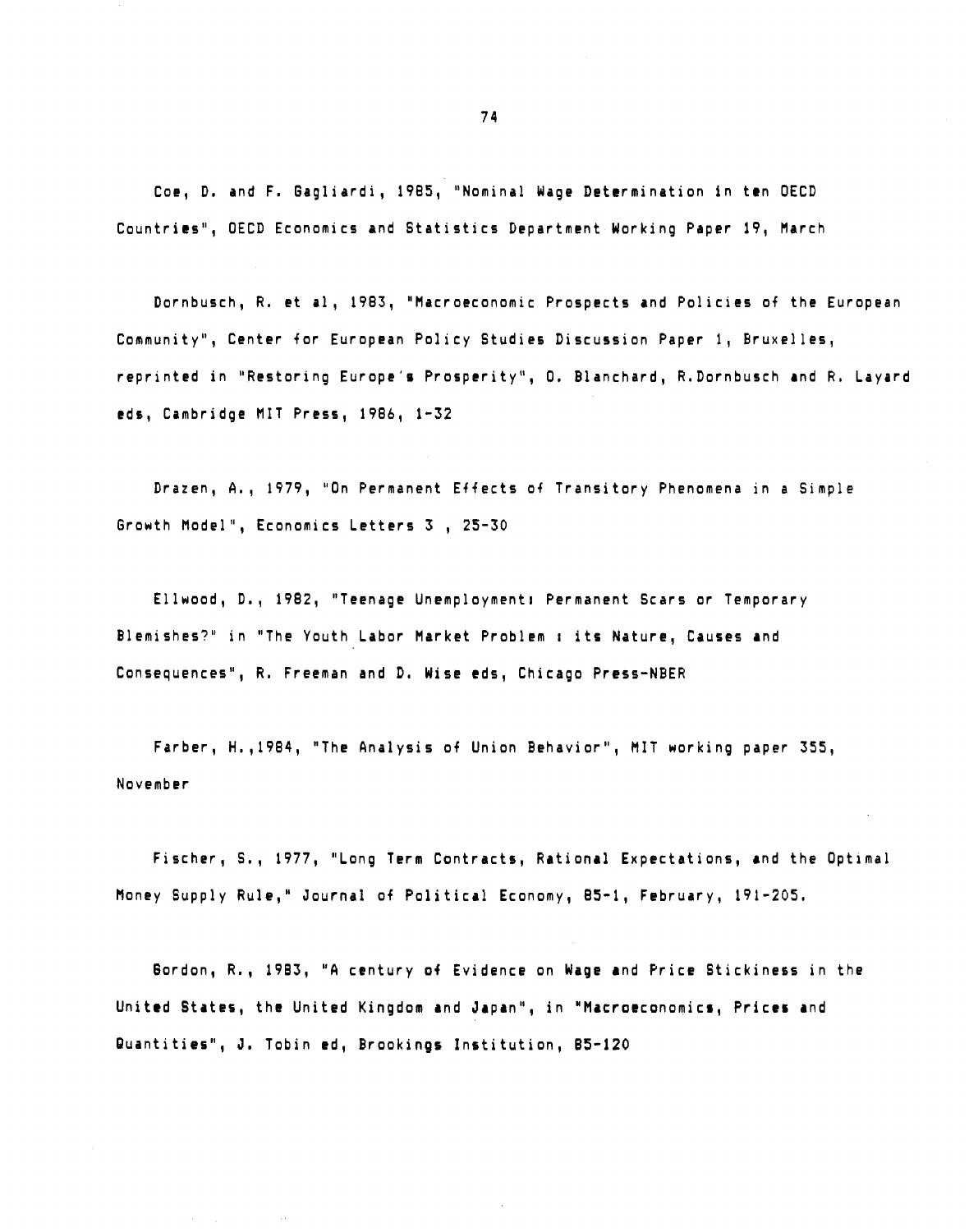Coe, D. and F. Gagliardi, 1985, "Nominal Wage Determination in ten OECD Countries", OECD Economics and Statistics Department Working Paper 19, March

Dornbusch, R. et al, 1983, "Macroeconomic Prospects and Policies of the European Community", Center for European Policy Studies Discussion Paper 1, Bruxelles, reprinted in "Restoring Europe's Prosperity", O. Blanchard, R.Dornbusch and R. Layard eds, Cambridge MIT Press, 1986, 1-32

Drazen, A., 1979, "On Permanent Effects of Transitory Phenomena in a Simple Growth Model", Economics Letters 3 , 25-30

Ellwood, D., 1982, "Teenage Unemployment: Permanent Scars or Temporary Blemishes?" in "The Youth Labor Market Problem : its Nature, Causes and Consequences", R. Freeman and D. Wise eds, Chicago Press-NBER

Farber, H.,1984, "The Analysis of Union Behavior", MIT working paper 355, November

Fischer, S., 1977, "Long Term Contracts, Rational Expectations, and the Optimal Money Supply Rule," Journal of Political Economy, 85-1, February, 191-205.

Gordon, R., 1983, "A century of Evidence on Wage and Price Stickiness in the United States, the United Kingdom and Japan", in "Macroeconomics, Prices and Quantities", J. Tobin ed, Brookings Institution, 85-120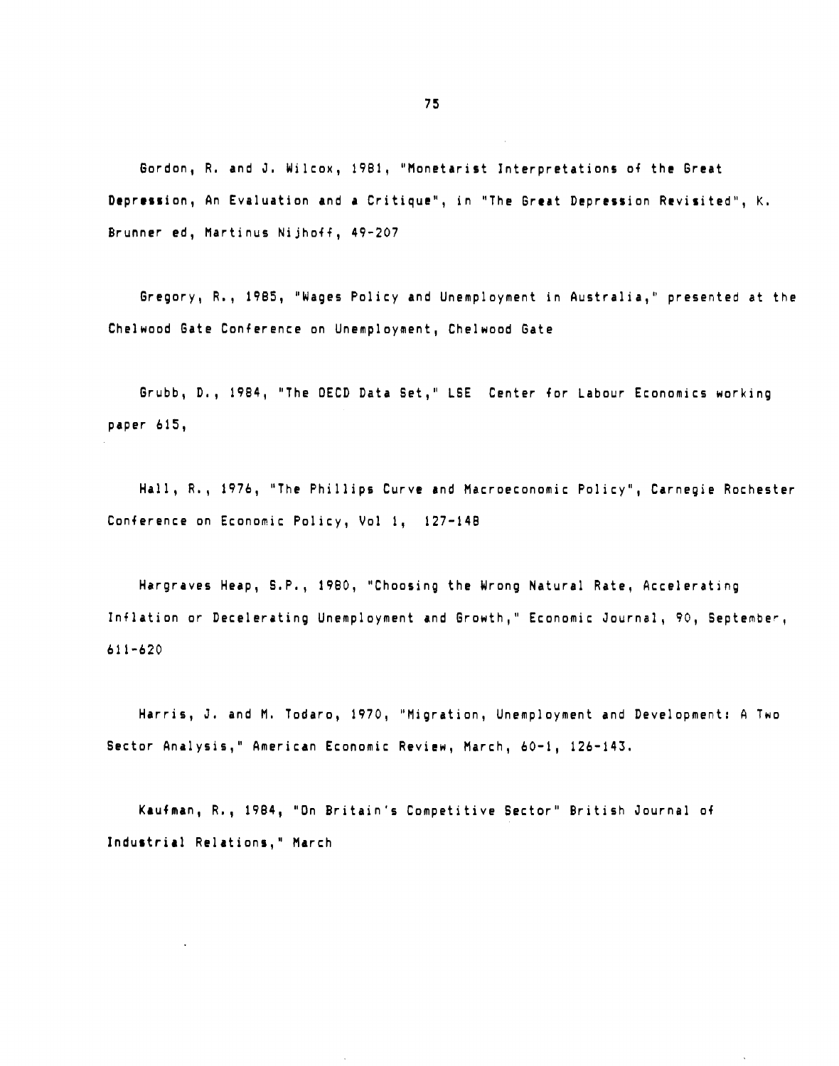Gordon, R. and J. Wilcox, 1981, "Monetarist Interpretations of the Great Depression, An Evaluation and a Critique", in "The Great Depression Revisited", K. Brunner ed, Martinus Nijhoff, 49-207

Gregory, R., 1985, "Wages Policy and Unemployment in Australia," presented at the Chelwood Gate Conference on Unemployment, Chelwood Gate

Grubb, D., 1984, "The OECD Data Set," LSE Center for Labour Economics working paper 615,

Hall, R., 1976, "The Phillips Curve and Macroeconomic Policy", Carnegie Rochester Conference on Economic Policy, Vol 1, 127-148

Hargraves Heap, S.P., 1980, "Choosing the Wrong Natural Rate, Accelerating Inflation or Decelerating Unemployment and Growth," Economic Journal, 90, September, 611-620

Harris, J. and M. Todaro, 1970, "Migration, Unemployment and Development: A Two Sector Analysis," American Economic Review, March, 60-1, 126-143.

Kaufman, R., 1984, "On Britain's Competitive Sector" British Journal of Industrial Relations," March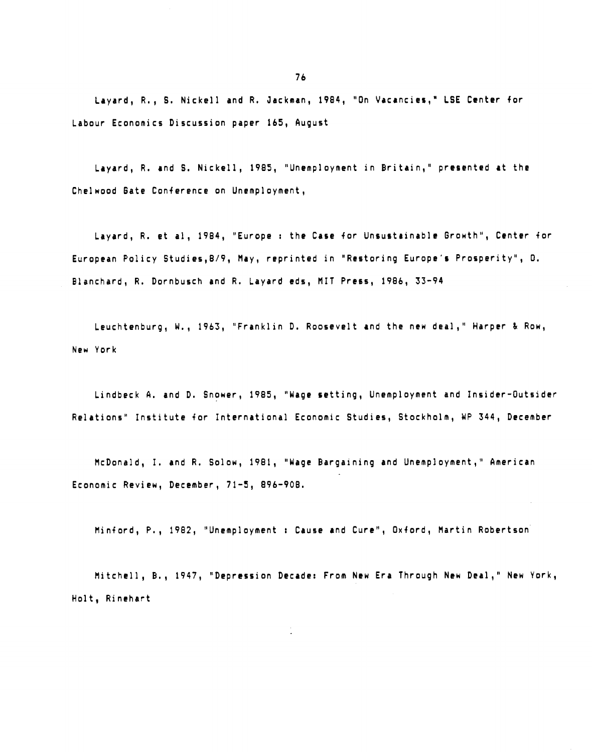Layard, R., S. Nickell and R. Jackman, 1984, "On Vacancies," LSE Center for Labour Economics Discussion paper 165, August

Layard, R. and S. Nickell, 1985, "Unemployment in Britain," presented at the Chelwood Gate Conference on Unemployment,

Layard, R. et al, 1984, "Europe : the Case for Unsustainable Growth", Center for European Policy Studies,8/9, May, reprinted in "Restoring Europe's Prosperity", O. Blanchard, R. Dornbusch and R. Layard eds, MIT Press, 1986, 33-94

Leuchtenburg, W., 1963, "Franklin D. Roosevelt and the new deal," Harper & Row, New York

Lindbeck A. and D. Snower, 1985, "Wage setting, Unemployment and Insider-Outsider Relations" Institute for International Economic Studies, Stockholm, WP 344, December

McDonald, I. and R. Solow, 1981, "Wage Bargaining and Unemployment," American Economic Review, December, 71-5, 896-908.

Minford, P., 1982, "Unemployment : Cause and Cure", Oxford, Martin Robertson

Mitchell, B., 1947, "Depression Decade: From New Era Through New Deal," New York, Holt, Rinehart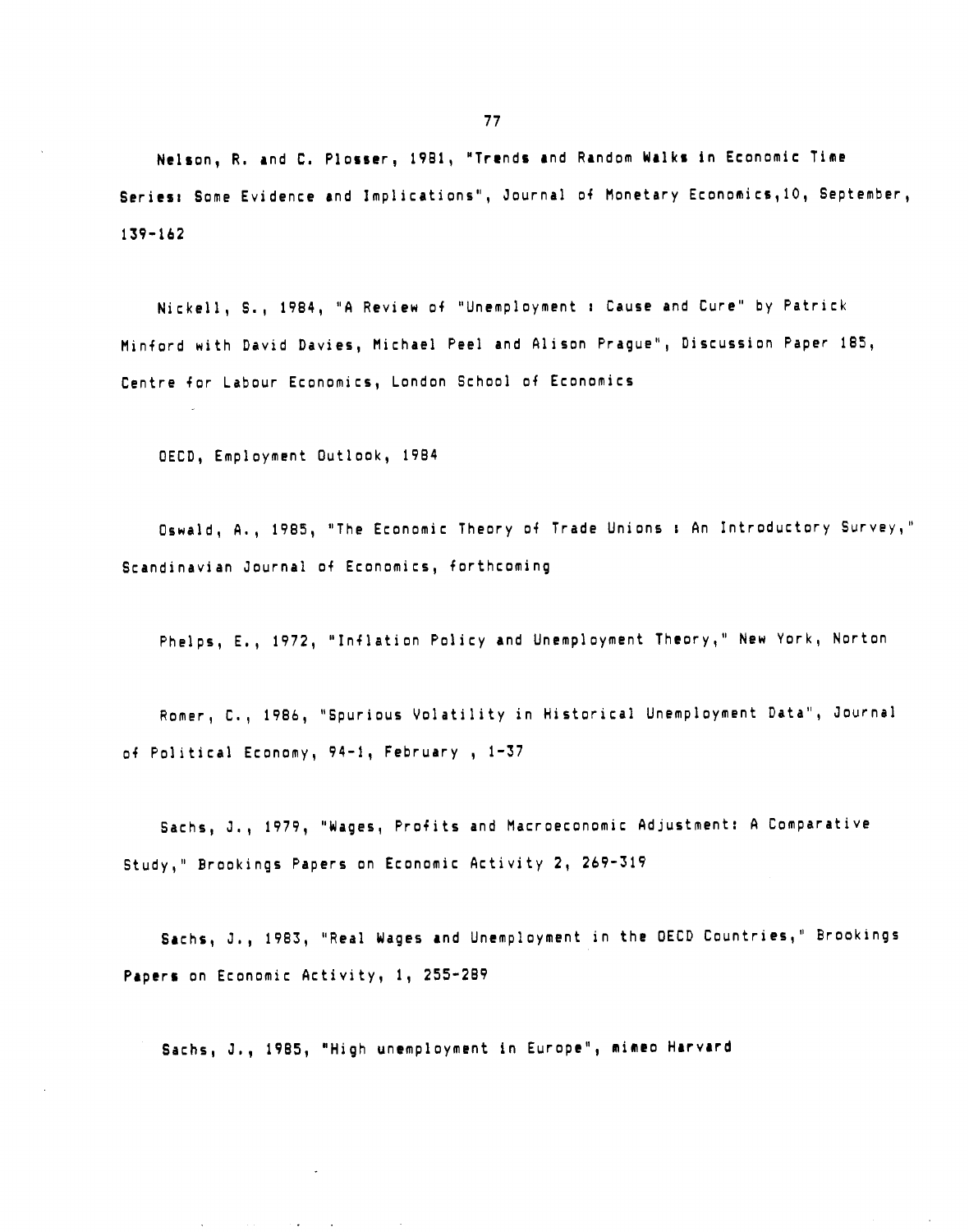Nelson, R. and C. Plosser, 1981, "Trends and Random Walks in Economic Time Series: Some Evidence and Implications", Journal of Monetary Economics,10, September, 139-162

Nickell, S., 1984, "A Review of "Unemployment : Cause and Cure" by Patrick Minford with David Davies, Michael Peel and Alison Prague", Discussion Paper 185, Centre for Labour Economics, London School of Economics

OECD, Employment Outlook, 1984

Oswald, A., 1985, "The Economic Theory of Trade Unions : An Introductory Survey," Scandinavian Journal of Economics, forthcoming

Phelps, E., 1972, "Inflation Policy and Unemployment Theory," New York, Norton

Romer, C., 1986, "Spurious Volatility in Historical Unemployment Data", Journal of Political Economy, 94-1, February , 1-37

Sachs, J., 1979, "Wages, Profits and Macroeconomic Adjustment: A Comparative Study," Brookings Papers on Economic Activity 2, 269-319

Sachs, J., 1983, "Real Wages and Unemployment in the OECD Countries," Brookings Papers on Economic Activity, 1, 255-289

Sachs, J., 1985, "High unemployment in Europe", mimeo Harvard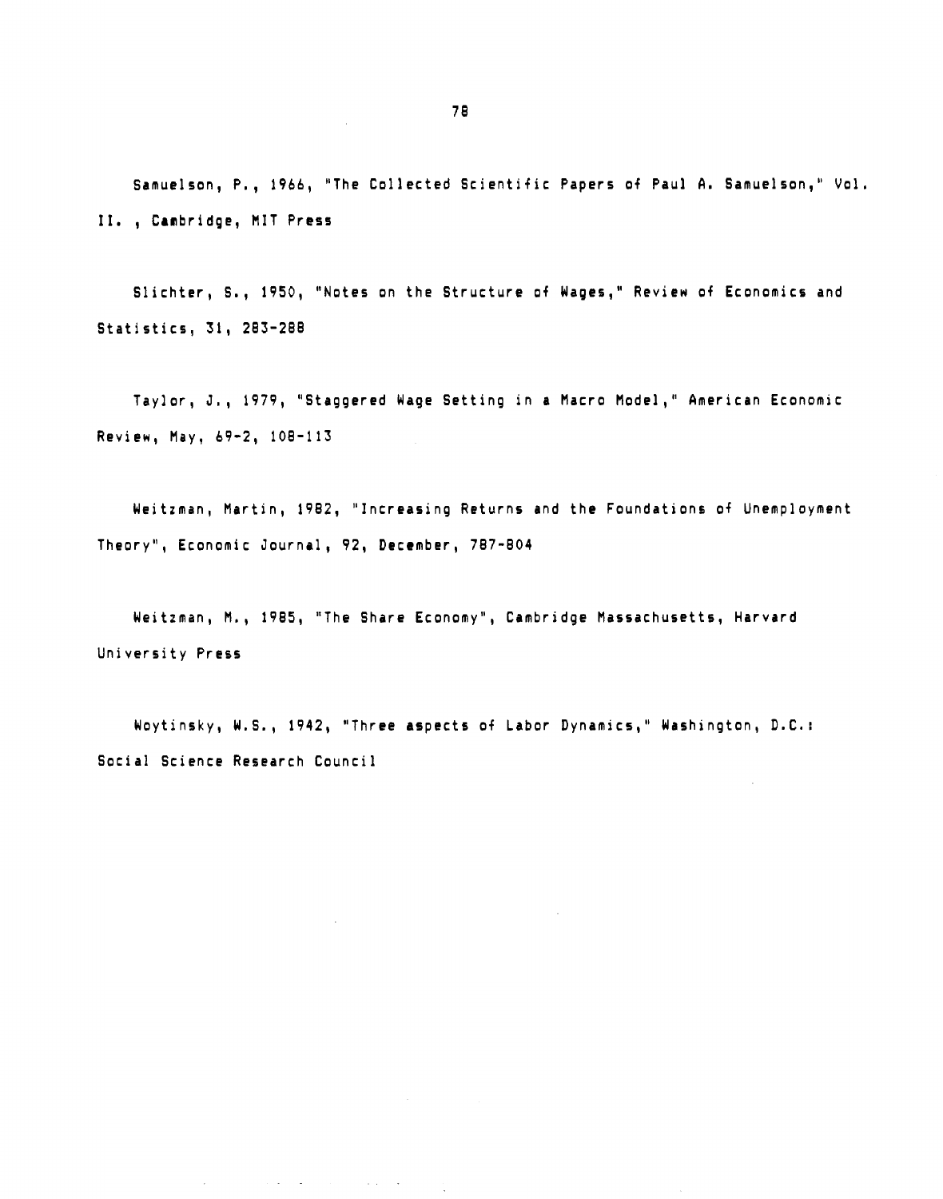Samuelson, P., 1966, "The Collected Scientific Papers of Paul A. Samuelson," Vol. II. , Cambridge, MIT Press

Slichter, S., 1950, "Notes on the Structure of Wages," Review of Economics and Statistics, 31, 283-288

Taylor, J., 1979, "Staggered Wage Setting in a Macro Model," American Economic Review, May, 69-2, 108-113

Weitzman, Martin, 1982, "Increasing Returns and the Foundations of Unemployment Theory", Economic Journal, 92, December, 787-804

Weitzman, M., 1985, "The Share Economy", Cambridge Massachusetts, Harvard University Press

Woytinsky, W.S., 1942, "Three aspects of Labor Dynamics," Washington, D.C.: Social Science Research Council